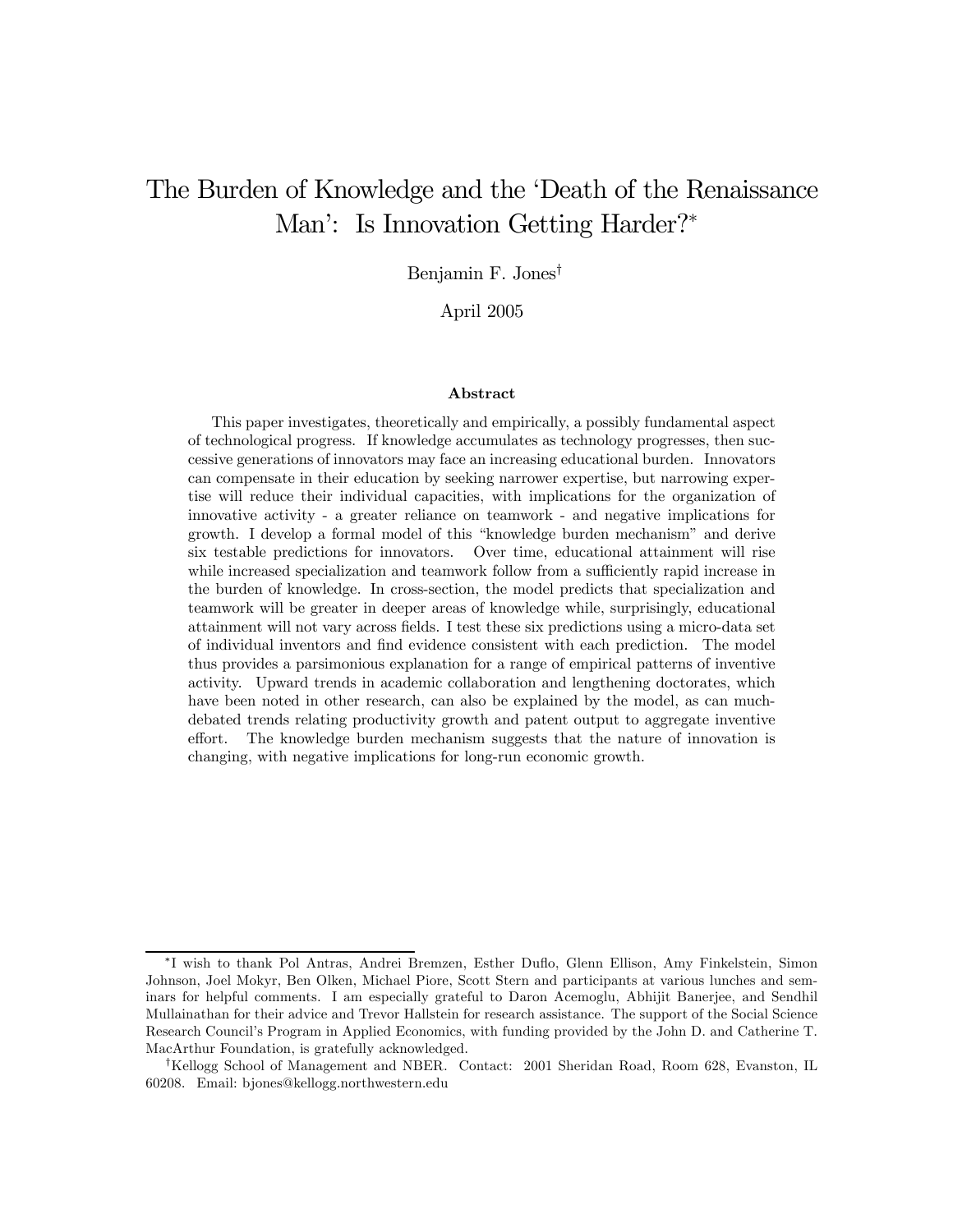# The Burden of Knowledge and the 'Death of the Renaissance Man': Is Innovation Getting Harder?*

Benjamin F. Jones†

April 2005

### Abstract

This paper investigates, theoretically and empirically, a possibly fundamental aspect of technological progress. If knowledge accumulates as technology progresses, then successive generations of innovators may face an increasing educational burden. Innovators can compensate in their education by seeking narrower expertise, but narrowing expertise will reduce their individual capacities, with implications for the organization of innovative activity - a greater reliance on teamwork - and negative implications for growth. I develop a formal model of this "knowledge burden mechanism" and derive six testable predictions for innovators. Over time, educational attainment will rise while increased specialization and teamwork follow from a sufficiently rapid increase in the burden of knowledge. In cross-section, the model predicts that specialization and teamwork will be greater in deeper areas of knowledge while, surprisingly, educational attainment will not vary across fields. I test these six predictions using a micro-data set of individual inventors and find evidence consistent with each prediction. The model thus provides a parsimonious explanation for a range of empirical patterns of inventive activity. Upward trends in academic collaboration and lengthening doctorates, which have been noted in other research, can also be explained by the model, as can much-debated trends relating productivity growth and patent output to aggregate inventive effort. The knowledge burden mechanism suggests that the nature of innovation is changing, with negative implications for long-run economic growth.

---

*I wish to thank Pol Antras, Andrei Bremzen, Esther Duflo, Glenn Ellison, Amy Finkelstein, Simon Johnson, Joel Mokyr, Ben Olken, Michael Piore, Scott Stern and participants at various lunches and seminars for helpful comments. I am especially grateful to Daron Acemoglu, Abhijit Banerjee, and Sendhil Mullainathan for their advice and Trevor Hallstein for research assistance. The support of the Social Science Research Council's Program in Applied Economics, with funding provided by the John D. and Catherine T. MacArthur Foundation, is gratefully acknowledged.

†Kellogg School of Management and NBER. Contact: 2001 Sheridan Road, Room 628, Evanston, IL 60208. Email: bjones@kellogg.northwestern.edu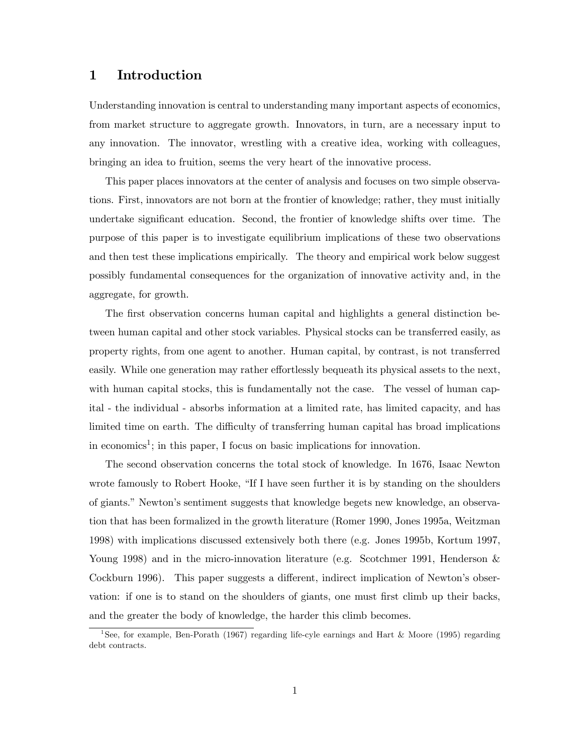# 1 Introduction

Understanding innovation is central to understanding many important aspects of economics, from market structure to aggregate growth. Innovators, in turn, are a necessary input to any innovation. The innovator, wrestling with a creative idea, working with colleagues, bringing an idea to fruition, seems the very heart of the innovative process.

This paper places innovators at the center of analysis and focuses on two simple observations. First, innovators are not born at the frontier of knowledge; rather, they must initially undertake significant education. Second, the frontier of knowledge shifts over time. The purpose of this paper is to investigate equilibrium implications of these two observations and then test these implications empirically. The theory and empirical work below suggest possibly fundamental consequences for the organization of innovative activity and, in the aggregate, for growth.

The first observation concerns human capital and highlights a general distinction between human capital and other stock variables. Physical stocks can be transferred easily, as property rights, from one agent to another. Human capital, by contrast, is not transferred easily. While one generation may rather effortlessly bequeath its physical assets to the next, with human capital stocks, this is fundamentally not the case. The vessel of human capital - the individual - absorbs information at a limited rate, has limited capacity, and has limited time on earth. The difficulty of transferring human capital has broad implications in economics[1]; in this paper, I focus on basic implications for innovation.

The second observation concerns the total stock of knowledge. In 1676, Isaac Newton wrote famously to Robert Hooke, "If I have seen further it is by standing on the shoulders of giants." Newton's sentiment suggests that knowledge begets new knowledge, an observation that has been formalized in the growth literature (Romer 1990, Jones 1995a, Weitzman 1998) with implications discussed extensively both there (e.g. Jones 1995b, Kortum 1997, Young 1998) and in the micro-innovation literature (e.g. Scotchmer 1991, Henderson & Cockburn 1996). This paper suggests a different, indirect implication of Newton's observation: if one is to stand on the shoulders of giants, one must first climb up their backs, and the greater the body of knowledge, the harder this climb becomes.

[1] See, for example, Ben-Porath (1967) regarding life-cyle earnings and Hart & Moore (1995) regarding debt contracts.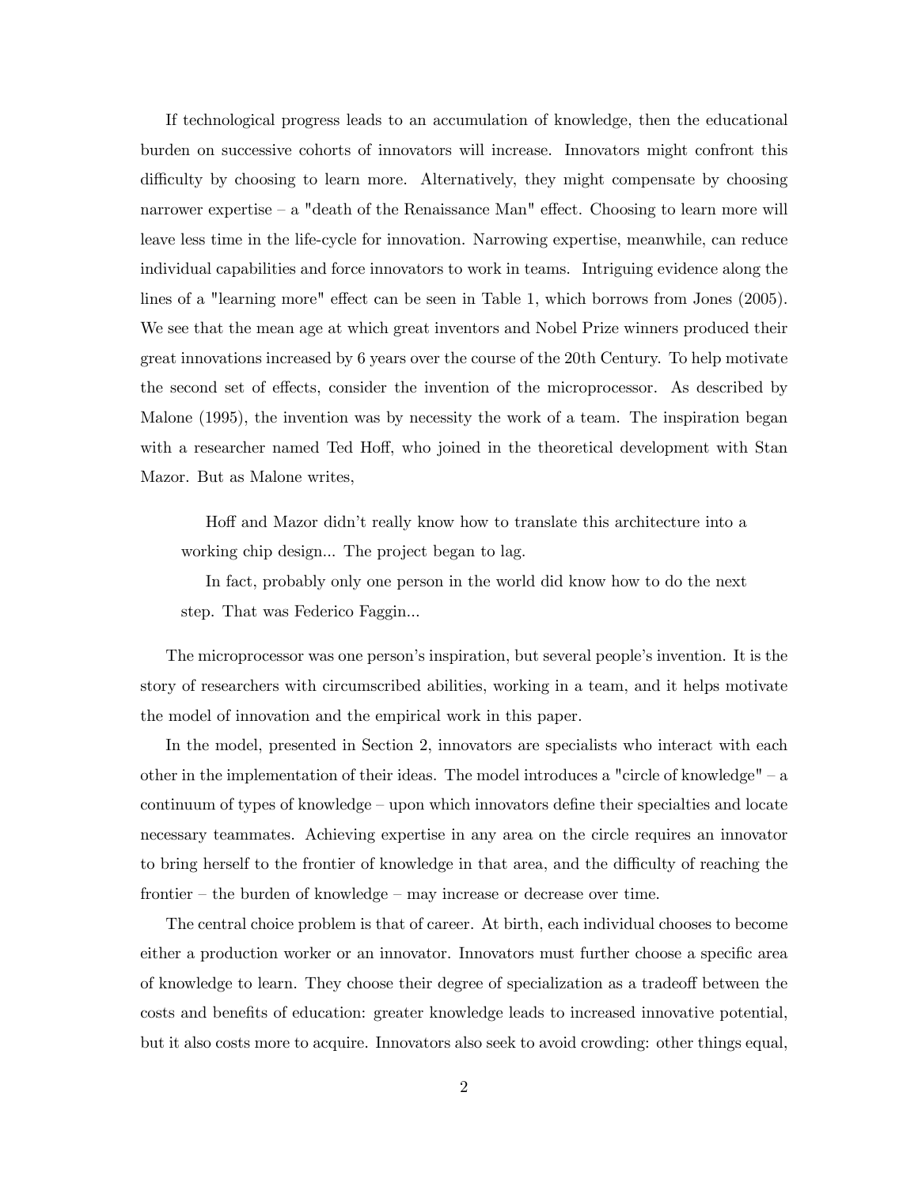If technological progress leads to an accumulation of knowledge, then the educational burden on successive cohorts of innovators will increase. Innovators might confront this difficulty by choosing to learn more. Alternatively, they might compensate by choosing narrower expertise – a "death of the Renaissance Man" effect. Choosing to learn more will leave less time in the life-cycle for innovation. Narrowing expertise, meanwhile, can reduce individual capabilities and force innovators to work in teams. Intriguing evidence along the lines of a "learning more" effect can be seen in Table 1, which borrows from Jones (2005). We see that the mean age at which great inventors and Nobel Prize winners produced their great innovations increased by 6 years over the course of the 20th Century. To help motivate the second set of effects, consider the invention of the microprocessor. As described by Malone (1995), the invention was by necessity the work of a team. The inspiration began with a researcher named Ted Hoff, who joined in the theoretical development with Stan Mazor. But as Malone writes,

> Hoff and Mazor didn't really know how to translate this architecture into a working chip design... The project began to lag.
>
> In fact, probably only one person in the world did know how to do the next step. That was Federico Faggin...

The microprocessor was one person's inspiration, but several people's invention. It is the story of researchers with circumscribed abilities, working in a team, and it helps motivate the model of innovation and the empirical work in this paper.

In the model, presented in Section 2, innovators are specialists who interact with each other in the implementation of their ideas. The model introduces a "circle of knowledge" – a continuum of types of knowledge – upon which innovators define their specialties and locate necessary teammates. Achieving expertise in any area on the circle requires an innovator to bring herself to the frontier of knowledge in that area, and the difficulty of reaching the frontier – the burden of knowledge – may increase or decrease over time.

The central choice problem is that of career. At birth, each individual chooses to become either a production worker or an innovator. Innovators must further choose a specific area of knowledge to learn. They choose their degree of specialization as a tradeoff between the costs and benefits of education: greater knowledge leads to increased innovative potential, but it also costs more to acquire. Innovators also seek to avoid crowding: other things equal,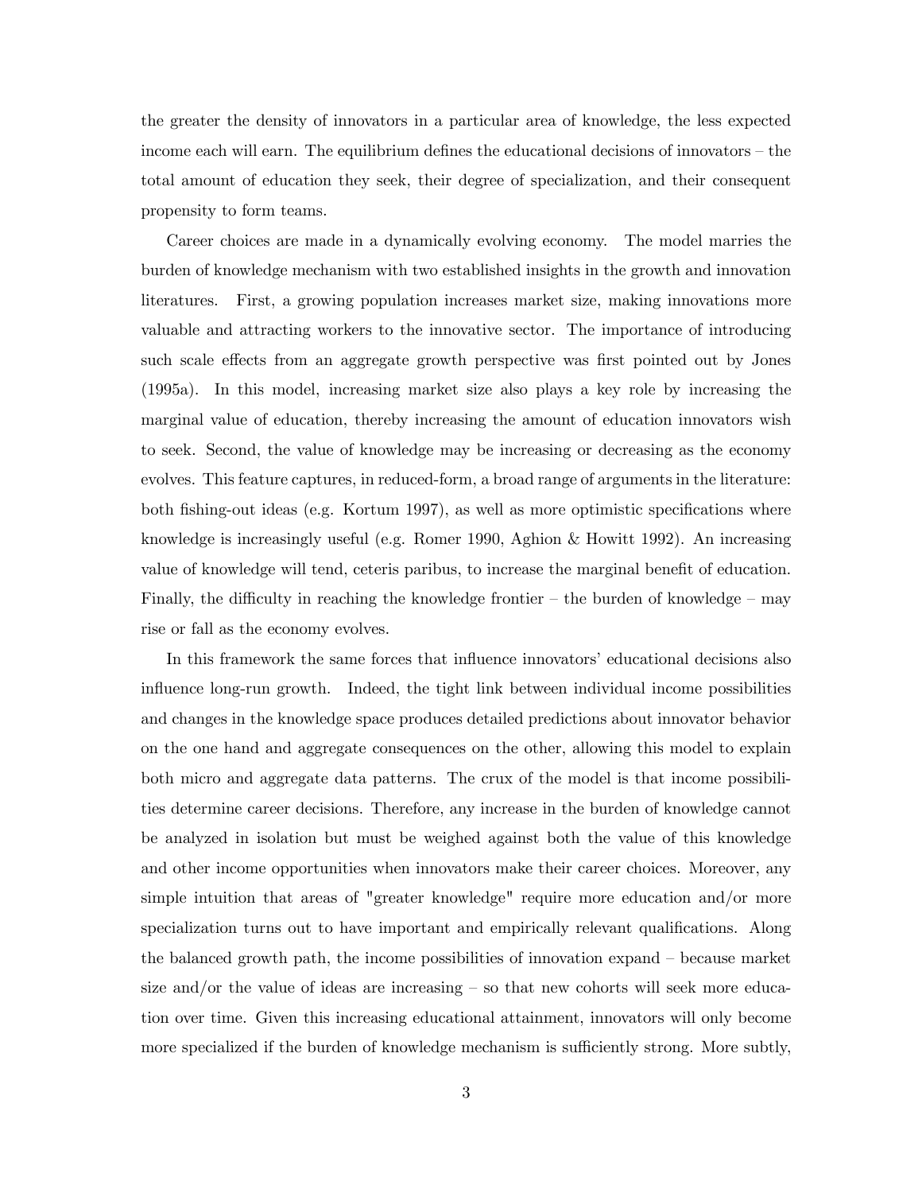the greater the density of innovators in a particular area of knowledge, the less expected income each will earn. The equilibrium defines the educational decisions of innovators – the total amount of education they seek, their degree of specialization, and their consequent propensity to form teams.

Career choices are made in a dynamically evolving economy. The model marries the burden of knowledge mechanism with two established insights in the growth and innovation literatures. First, a growing population increases market size, making innovations more valuable and attracting workers to the innovative sector. The importance of introducing such scale effects from an aggregate growth perspective was first pointed out by Jones (1995a). In this model, increasing market size also plays a key role by increasing the marginal value of education, thereby increasing the amount of education innovators wish to seek. Second, the value of knowledge may be increasing or decreasing as the economy evolves. This feature captures, in reduced-form, a broad range of arguments in the literature: both fishing-out ideas (e.g. Kortum 1997), as well as more optimistic specifications where knowledge is increasingly useful (e.g. Romer 1990, Aghion & Howitt 1992). An increasing value of knowledge will tend, ceteris paribus, to increase the marginal benefit of education. Finally, the difficulty in reaching the knowledge frontier – the burden of knowledge – may rise or fall as the economy evolves.

In this framework the same forces that influence innovators' educational decisions also influence long-run growth. Indeed, the tight link between individual income possibilities and changes in the knowledge space produces detailed predictions about innovator behavior on the one hand and aggregate consequences on the other, allowing this model to explain both micro and aggregate data patterns. The crux of the model is that income possibilities determine career decisions. Therefore, any increase in the burden of knowledge cannot be analyzed in isolation but must be weighed against both the value of this knowledge and other income opportunities when innovators make their career choices. Moreover, any simple intuition that areas of "greater knowledge" require more education and/or more specialization turns out to have important and empirically relevant qualifications. Along the balanced growth path, the income possibilities of innovation expand – because market size and/or the value of ideas are increasing – so that new cohorts will seek more education over time. Given this increasing educational attainment, innovators will only become more specialized if the burden of knowledge mechanism is sufficiently strong. More subtly,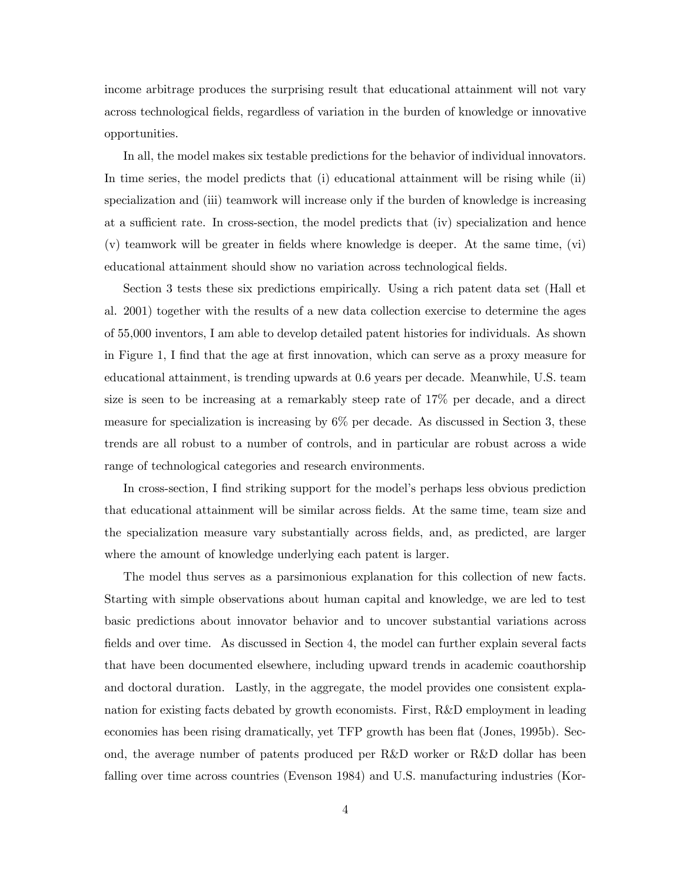income arbitrage produces the surprising result that educational attainment will not vary across technological fields, regardless of variation in the burden of knowledge or innovative opportunities.

In all, the model makes six testable predictions for the behavior of individual innovators. In time series, the model predicts that (i) educational attainment will be rising while (ii) specialization and (iii) teamwork will increase only if the burden of knowledge is increasing at a sufficient rate. In cross-section, the model predicts that (iv) specialization and hence (v) teamwork will be greater in fields where knowledge is deeper. At the same time, (vi) educational attainment should show no variation across technological fields.

Section 3 tests these six predictions empirically. Using a rich patent data set (Hall et al. 2001) together with the results of a new data collection exercise to determine the ages of 55,000 inventors, I am able to develop detailed patent histories for individuals. As shown in Figure 1, I find that the age at first innovation, which can serve as a proxy measure for educational attainment, is trending upwards at 0.6 years per decade. Meanwhile, U.S. team size is seen to be increasing at a remarkably steep rate of 17% per decade, and a direct measure for specialization is increasing by 6% per decade. As discussed in Section 3, these trends are all robust to a number of controls, and in particular are robust across a wide range of technological categories and research environments.

In cross-section, I find striking support for the model's perhaps less obvious prediction that educational attainment will be similar across fields. At the same time, team size and the specialization measure vary substantially across fields, and, as predicted, are larger where the amount of knowledge underlying each patent is larger.

The model thus serves as a parsimonious explanation for this collection of new facts. Starting with simple observations about human capital and knowledge, we are led to test basic predictions about innovator behavior and to uncover substantial variations across fields and over time. As discussed in Section 4, the model can further explain several facts that have been documented elsewhere, including upward trends in academic coauthorship and doctoral duration. Lastly, in the aggregate, the model provides one consistent explanation for existing facts debated by growth economists. First, R&D employment in leading economies has been rising dramatically, yet TFP growth has been flat (Jones, 1995b). Second, the average number of patents produced per R&D worker or R&D dollar has been falling over time across countries (Evenson 1984) and U.S. manufacturing industries (Kor-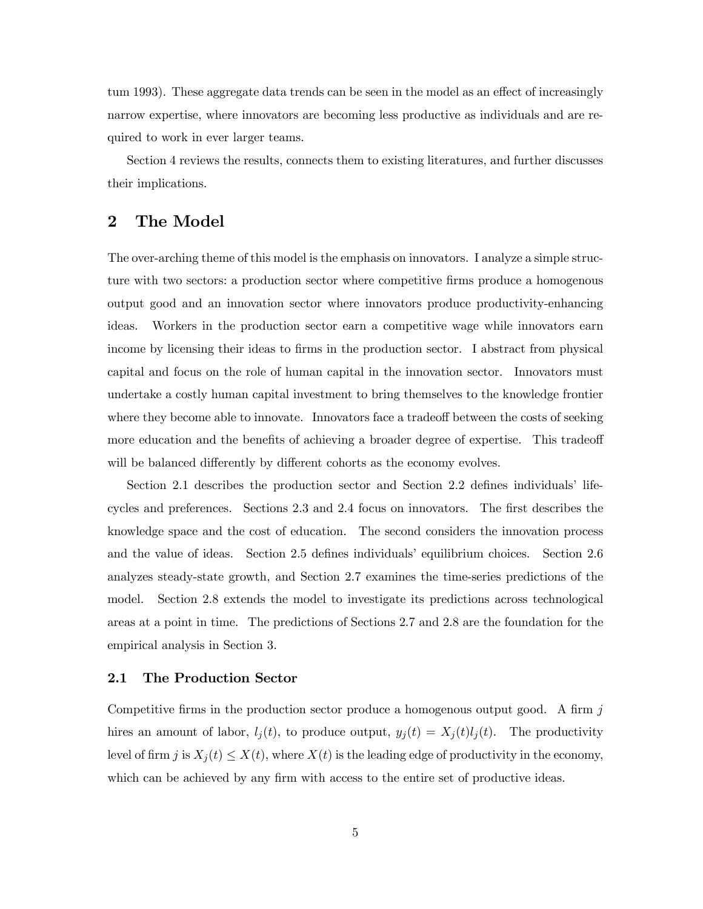tum 1993). These aggregate data trends can be seen in the model as an effect of increasingly narrow expertise, where innovators are becoming less productive as individuals and are required to work in ever larger teams.

Section 4 reviews the results, connects them to existing literatures, and further discusses their implications.

## 2 The Model

The over-arching theme of this model is the emphasis on innovators. I analyze a simple structure with two sectors: a production sector where competitive firms produce a homogenous output good and an innovation sector where innovators produce productivity-enhancing ideas. Workers in the production sector earn a competitive wage while innovators earn income by licensing their ideas to firms in the production sector. I abstract from physical capital and focus on the role of human capital in the innovation sector. Innovators must undertake a costly human capital investment to bring themselves to the knowledge frontier where they become able to innovate. Innovators face a tradeoff between the costs of seeking more education and the benefits of achieving a broader degree of expertise. This tradeoff will be balanced differently by different cohorts as the economy evolves.

Section 2.1 describes the production sector and Section 2.2 defines individuals' life-cycles and preferences. Sections 2.3 and 2.4 focus on innovators. The first describes the knowledge space and the cost of education. The second considers the innovation process and the value of ideas. Section 2.5 defines individuals' equilibrium choices. Section 2.6 analyzes steady-state growth, and Section 2.7 examines the time-series predictions of the model. Section 2.8 extends the model to investigate its predictions across technological areas at a point in time. The predictions of Sections 2.7 and 2.8 are the foundation for the empirical analysis in Section 3.

### 2.1 The Production Sector

Competitive firms in the production sector produce a homogenous output good. A firm $j$ hires an amount of labor, $l_j(t)$, to produce output, $y_j(t) = X_j(t)l_j(t)$. The productivity level of firm $j$ is $X_j(t) \leq X(t)$, where $X(t)$ is the leading edge of productivity in the economy, which can be achieved by any firm with access to the entire set of productive ideas.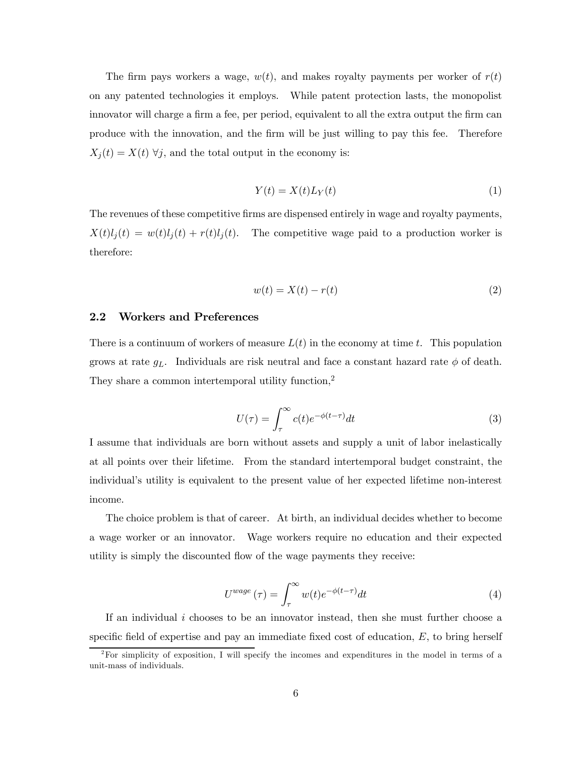The firm pays workers a wage, $w(t)$, and makes royalty payments per worker of $r(t)$ on any patented technologies it employs. While patent protection lasts, the monopolist innovator will charge a firm a fee, per period, equivalent to all the extra output the firm can produce with the innovation, and the firm will be just willing to pay this fee. Therefore $X_j(t) = X(t)\ \forall j$, and the total output in the economy is:

$$Y(t) = X(t)L_Y(t) \tag{1}$$

The revenues of these competitive firms are dispensed entirely in wage and royalty payments, $X(t)l_j(t) = w(t)l_j(t) + r(t)l_j(t)$. The competitive wage paid to a production worker is therefore:

$$w(t) = X(t) - r(t) \tag{2}$$

## 2.2 Workers and Preferences

There is a continuum of workers of measure $L(t)$ in the economy at time $t$. This population grows at rate $g_L$. Individuals are risk neutral and face a constant hazard rate $\phi$ of death. They share a common intertemporal utility function,[2]

$$U(\tau) = \int_{\tau}^{\infty} c(t)e^{-\phi(t-\tau)}dt \tag{3}$$

I assume that individuals are born without assets and supply a unit of labor inelastically at all points over their lifetime. From the standard intertemporal budget constraint, the individual's utility is equivalent to the present value of her expected lifetime non-interest income.

The choice problem is that of career. At birth, an individual decides whether to become a wage worker or an innovator. Wage workers require no education and their expected utility is simply the discounted flow of the wage payments they receive:

$$U^{wage}(\tau) = \int_{\tau}^{\infty} w(t)e^{-\phi(t-\tau)}dt \tag{4}$$

If an individual $i$ chooses to be an innovator instead, then she must further choose a specific field of expertise and pay an immediate fixed cost of education, $E$, to bring herself

[2] For simplicity of exposition, I will specify the incomes and expenditures in the model in terms of a unit-mass of individuals.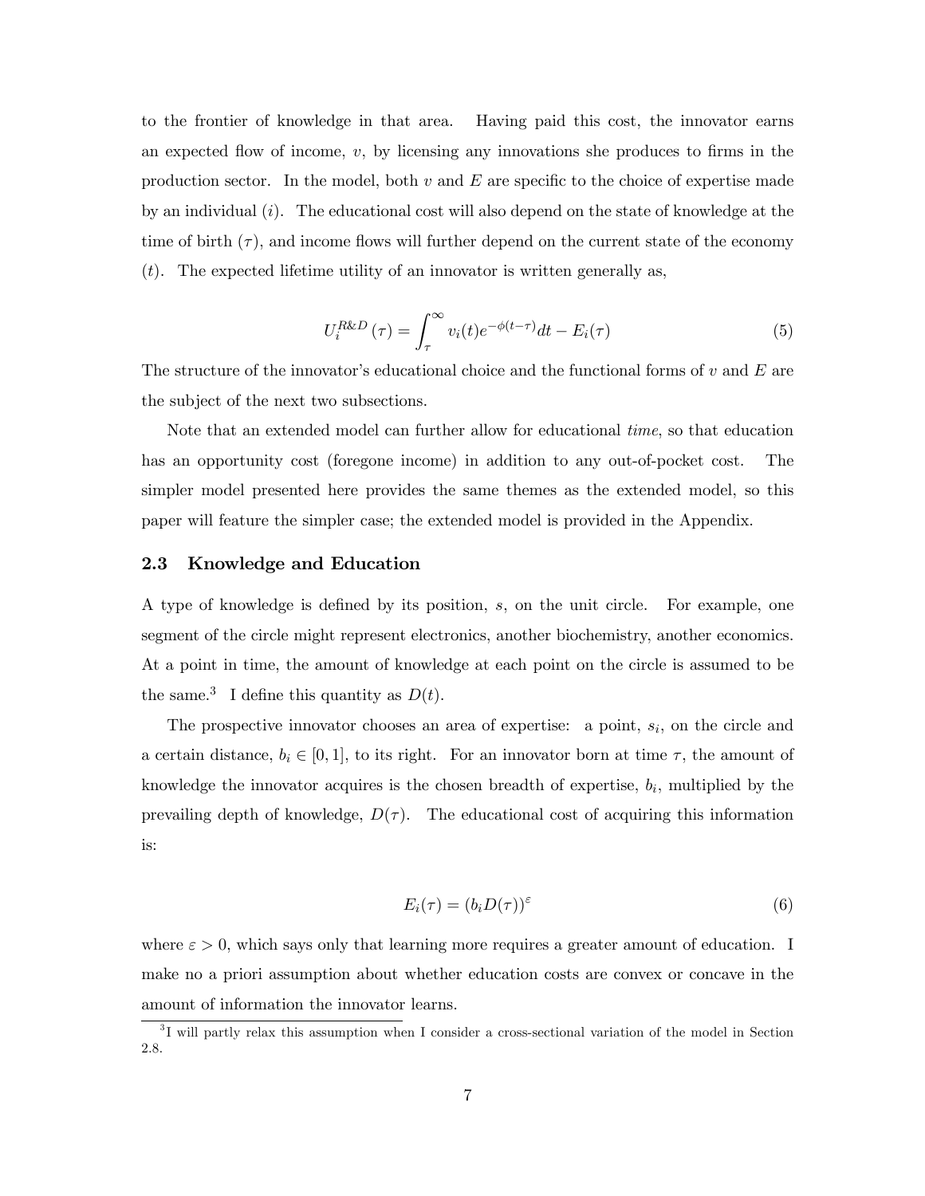to the frontier of knowledge in that area. Having paid this cost, the innovator earns an expected flow of income, $v$, by licensing any innovations she produces to firms in the production sector. In the model, both $v$ and $E$ are specific to the choice of expertise made by an individual ($i$). The educational cost will also depend on the state of knowledge at the time of birth ($\tau$), and income flows will further depend on the current state of the economy ($t$). The expected lifetime utility of an innovator is written generally as,

$$U_i^{R\&D}(\tau) = \int_{\tau}^{\infty} v_i(t)e^{-\phi(t-\tau)}dt - E_i(\tau) \tag{5}$$

The structure of the innovator's educational choice and the functional forms of $v$ and $E$ are the subject of the next two subsections.

Note that an extended model can further allow for educational *time*, so that education has an opportunity cost (foregone income) in addition to any out-of-pocket cost. The simpler model presented here provides the same themes as the extended model, so this paper will feature the simpler case; the extended model is provided in the Appendix.

### 2.3 Knowledge and Education

A type of knowledge is defined by its position, $s$, on the unit circle. For example, one segment of the circle might represent electronics, another biochemistry, another economics. At a point in time, the amount of knowledge at each point on the circle is assumed to be the same.[3] I define this quantity as $D(t)$.

The prospective innovator chooses an area of expertise: a point, $s_i$, on the circle and a certain distance, $b_i \in [0, 1]$, to its right. For an innovator born at time $\tau$, the amount of knowledge the innovator acquires is the chosen breadth of expertise, $b_i$, multiplied by the prevailing depth of knowledge, $D(\tau)$. The educational cost of acquiring this information is:

$$E_i(\tau) = (b_i D(\tau))^{\varepsilon} \tag{6}$$

where $\varepsilon > 0$, which says only that learning more requires a greater amount of education. I make no a priori assumption about whether education costs are convex or concave in the amount of information the innovator learns.

[3] I will partly relax this assumption when I consider a cross-sectional variation of the model in Section 2.8.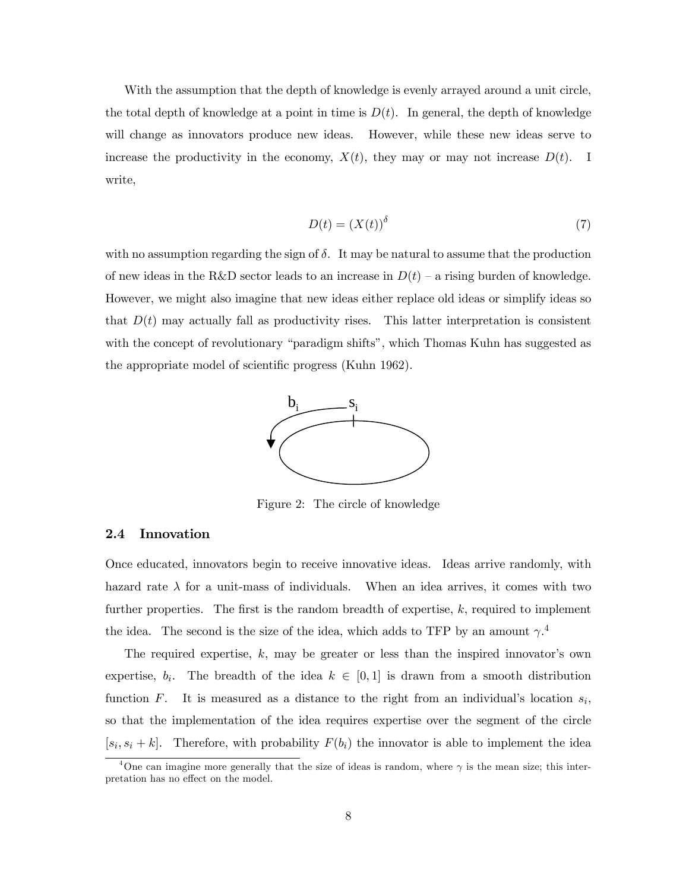With the assumption that the depth of knowledge is evenly arrayed around a unit circle, the total depth of knowledge at a point in time is $D(t)$. In general, the depth of knowledge will change as innovators produce new ideas. However, while these new ideas serve to increase the productivity in the economy, $X(t)$, they may or may not increase $D(t)$. I write,

$$D(t) = (X(t))^{\delta} \tag{7}$$

with no assumption regarding the sign of $\delta$. It may be natural to assume that the production of new ideas in the R&D sector leads to an increase in $D(t)$ – a rising burden of knowledge. However, we might also imagine that new ideas either replace old ideas or simplify ideas so that $D(t)$ may actually fall as productivity rises. This latter interpretation is consistent with the concept of revolutionary "paradigm shifts", which Thomas Kuhn has suggested as the appropriate model of scientific progress (Kuhn 1962).

Figure 2: The circle of knowledge

### 2.4 Innovation

Once educated, innovators begin to receive innovative ideas. Ideas arrive randomly, with hazard rate $\lambda$ for a unit-mass of individuals. When an idea arrives, it comes with two further properties. The first is the random breadth of expertise, $k$, required to implement the idea. The second is the size of the idea, which adds to TFP by an amount $\gamma$.[4]

The required expertise, $k$, may be greater or less than the inspired innovator's own expertise, $b_i$. The breadth of the idea $k \in [0, 1]$ is drawn from a smooth distribution function $F$. It is measured as a distance to the right from an individual's location $s_i$, so that the implementation of the idea requires expertise over the segment of the circle $[s_i, s_i + k]$. Therefore, with probability $F(b_i)$ the innovator is able to implement the idea

[4] One can imagine more generally that the size of ideas is random, where $\gamma$ is the mean size; this interpretation has no effect on the model.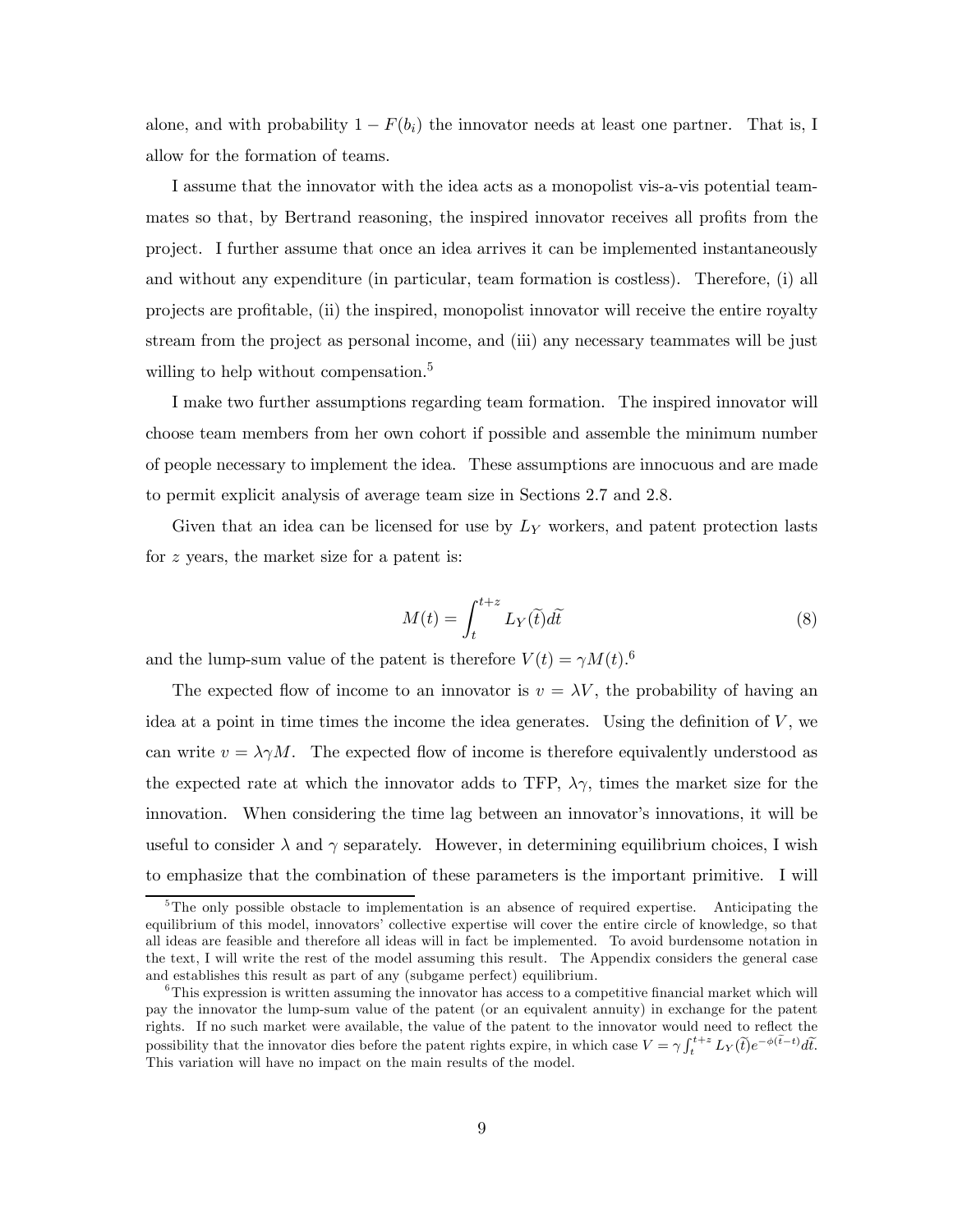alone, and with probability $1 - F(b_i)$ the innovator needs at least one partner. That is, I allow for the formation of teams.

I assume that the innovator with the idea acts as a monopolist vis-a-vis potential teammates so that, by Bertrand reasoning, the inspired innovator receives all profits from the project. I further assume that once an idea arrives it can be implemented instantaneously and without any expenditure (in particular, team formation is costless). Therefore, (i) all projects are profitable, (ii) the inspired, monopolist innovator will receive the entire royalty stream from the project as personal income, and (iii) any necessary teammates will be just willing to help without compensation.[5]

I make two further assumptions regarding team formation. The inspired innovator will choose team members from her own cohort if possible and assemble the minimum number of people necessary to implement the idea. These assumptions are innocuous and are made to permit explicit analysis of average team size in Sections 2.7 and 2.8.

Given that an idea can be licensed for use by $L_Y$ workers, and patent protection lasts for $z$ years, the market size for a patent is:

$$M(t) = \int_t^{t+z} L_Y(\widetilde{t})d\widetilde{t} \tag{8}$$

and the lump-sum value of the patent is therefore $V(t) = \gamma M(t)$.[6]

The expected flow of income to an innovator is $v = \lambda V$, the probability of having an idea at a point in time times the income the idea generates. Using the definition of $V$, we can write $v = \lambda \gamma M$. The expected flow of income is therefore equivalently understood as the expected rate at which the innovator adds to TFP, $\lambda \gamma$, times the market size for the innovation. When considering the time lag between an innovator's innovations, it will be useful to consider $\lambda$ and $\gamma$ separately. However, in determining equilibrium choices, I wish to emphasize that the combination of these parameters is the important primitive. I will

[5] The only possible obstacle to implementation is an absence of required expertise. Anticipating the equilibrium of this model, innovators' collective expertise will cover the entire circle of knowledge, so that all ideas are feasible and therefore all ideas will in fact be implemented. To avoid burdensome notation in the text, I will write the rest of the model assuming this result. The Appendix considers the general case and establishes this result as part of any (subgame perfect) equilibrium.

[6] This expression is written assuming the innovator has access to a competitive financial market which will pay the innovator the lump-sum value of the patent (or an equivalent annuity) in exchange for the patent rights. If no such market were available, the value of the patent to the innovator would need to reflect the possibility that the innovator dies before the patent rights expire, in which case $V = \gamma \int_t^{t+z} L_Y(\widetilde{t})e^{-\phi(\widetilde{t}-t)}d\widetilde{t}$. This variation will have no impact on the main results of the model.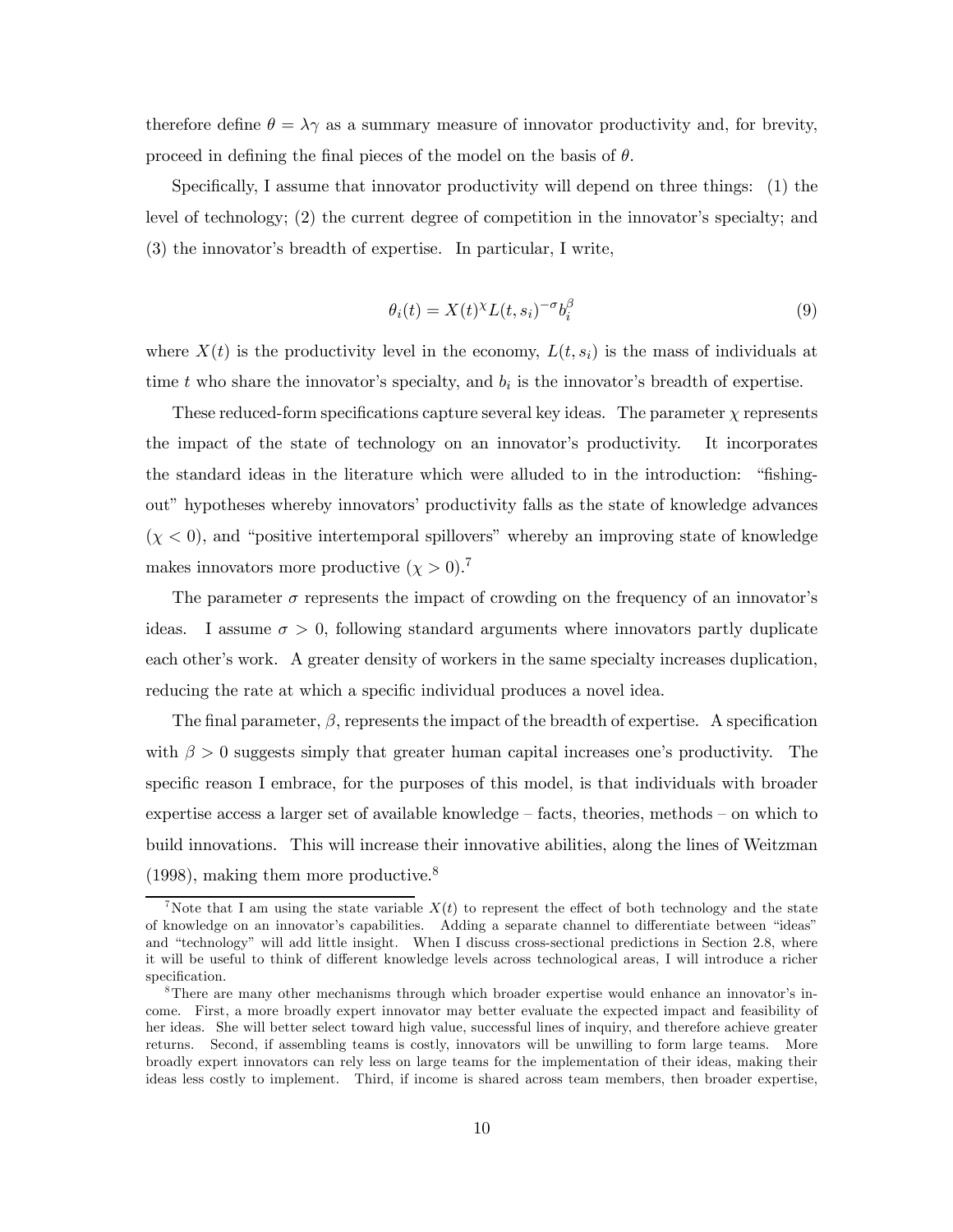therefore define $\theta = \lambda\gamma$ as a summary measure of innovator productivity and, for brevity, proceed in defining the final pieces of the model on the basis of $\theta$.

Specifically, I assume that innovator productivity will depend on three things: (1) the level of technology; (2) the current degree of competition in the innovator's specialty; and (3) the innovator's breadth of expertise. In particular, I write,

$$\theta_i(t) = X(t)^{\chi} L(t, s_i)^{-\sigma} b_i^{\beta} \tag{9}$$

where $X(t)$ is the productivity level in the economy, $L(t, s_i)$ is the mass of individuals at time $t$ who share the innovator's specialty, and $b_i$ is the innovator's breadth of expertise.

These reduced-form specifications capture several key ideas. The parameter $\chi$ represents the impact of the state of technology on an innovator's productivity. It incorporates the standard ideas in the literature which were alluded to in the introduction: "fishing-out" hypotheses whereby innovators' productivity falls as the state of knowledge advances ($\chi < 0$), and "positive intertemporal spillovers" whereby an improving state of knowledge makes innovators more productive ($\chi > 0$).[7]

The parameter $\sigma$ represents the impact of crowding on the frequency of an innovator's ideas. I assume $\sigma > 0$, following standard arguments where innovators partly duplicate each other's work. A greater density of workers in the same specialty increases duplication, reducing the rate at which a specific individual produces a novel idea.

The final parameter, $\beta$, represents the impact of the breadth of expertise. A specification with $\beta > 0$ suggests simply that greater human capital increases one's productivity. The specific reason I embrace, for the purposes of this model, is that individuals with broader expertise access a larger set of available knowledge – facts, theories, methods – on which to build innovations. This will increase their innovative abilities, along the lines of Weitzman (1998), making them more productive.[8]

[7] Note that I am using the state variable $X(t)$ to represent the effect of both technology and the state of knowledge on an innovator's capabilities. Adding a separate channel to differentiate between "ideas" and "technology" will add little insight. When I discuss cross-sectional predictions in Section 2.8, where it will be useful to think of different knowledge levels across technological areas, I will introduce a richer specification.

[8] There are many other mechanisms through which broader expertise would enhance an innovator's income. First, a more broadly expert innovator may better evaluate the expected impact and feasibility of her ideas. She will better select toward high value, successful lines of inquiry, and therefore achieve greater returns. Second, if assembling teams is costly, innovators will be unwilling to form large teams. More broadly expert innovators can rely less on large teams for the implementation of their ideas, making their ideas less costly to implement. Third, if income is shared across team members, then broader expertise,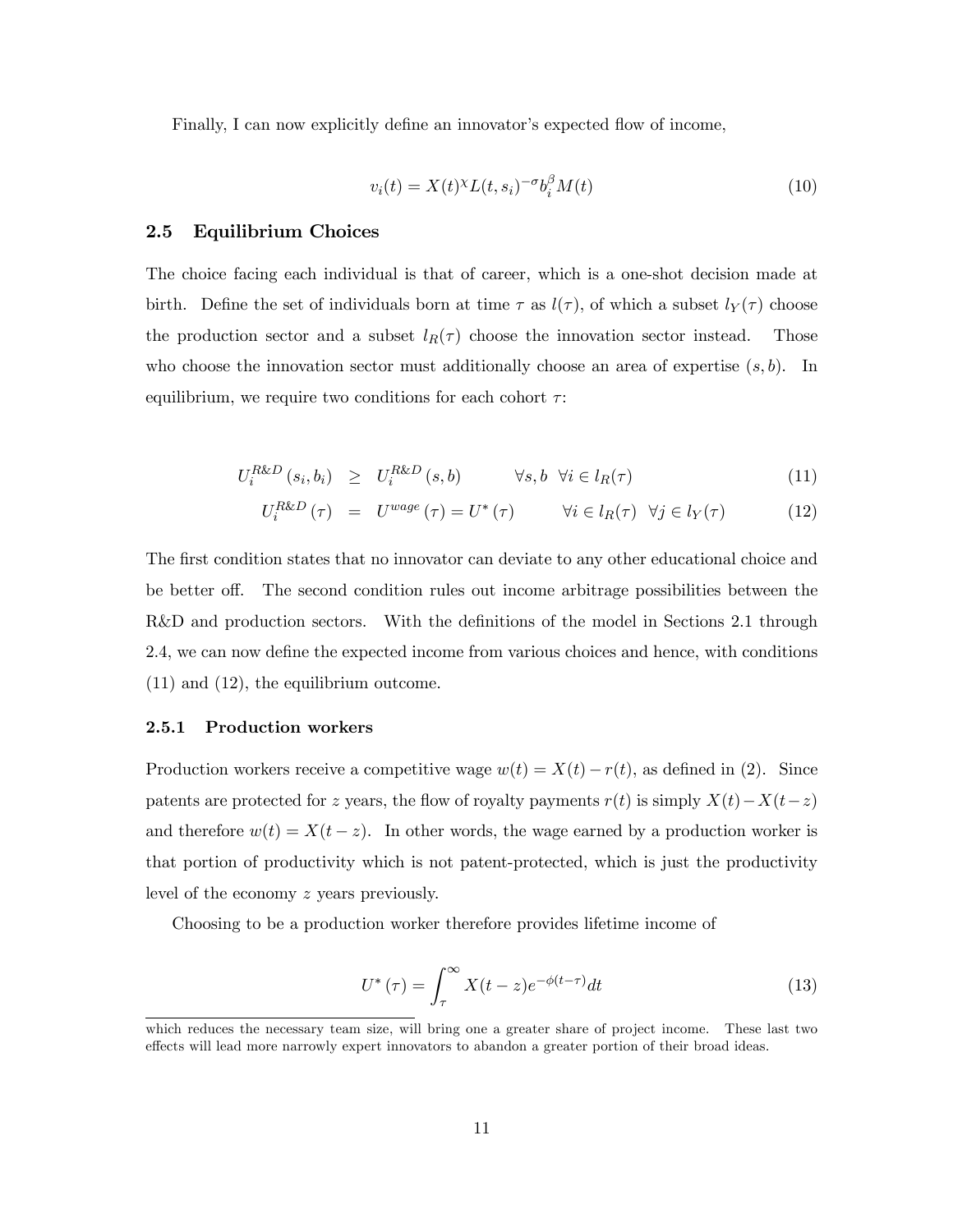Finally, I can now explicitly define an innovator's expected flow of income,

$$v_i(t) = X(t)^{\chi} L(t, s_i)^{-\sigma} b_i^{\beta} M(t) \tag{10}$$

### 2.5 Equilibrium Choices

The choice facing each individual is that of career, which is a one-shot decision made at birth. Define the set of individuals born at time $\tau$ as $l(\tau)$, of which a subset $l_Y(\tau)$ choose the production sector and a subset $l_R(\tau)$ choose the innovation sector instead. Those who choose the innovation sector must additionally choose an area of expertise $(s, b)$. In equilibrium, we require two conditions for each cohort $\tau$:

$$U_i^{R\&D}(s_i, b_i) \geq U_i^{R\&D}(s, b) \qquad \forall s, b \ \ \forall i \in l_R(\tau) \tag{11}$$

$$U_i^{R\&D}(\tau) = U^{wage}(\tau) = U^*(\tau) \qquad \forall i \in l_R(\tau) \ \ \forall j \in l_Y(\tau) \tag{12}$$

The first condition states that no innovator can deviate to any other educational choice and be better off. The second condition rules out income arbitrage possibilities between the R&D and production sectors. With the definitions of the model in Sections 2.1 through 2.4, we can now define the expected income from various choices and hence, with conditions (11) and (12), the equilibrium outcome.

#### 2.5.1 Production workers

Production workers receive a competitive wage $w(t) = X(t) - r(t)$, as defined in (2). Since patents are protected for $z$ years, the flow of royalty payments $r(t)$ is simply $X(t) - X(t-z)$ and therefore $w(t) = X(t-z)$. In other words, the wage earned by a production worker is that portion of productivity which is not patent-protected, which is just the productivity level of the economy $z$ years previously.

Choosing to be a production worker therefore provides lifetime income of

$$U^*(\tau) = \int_{\tau}^{\infty} X(t-z) e^{-\phi(t-\tau)} dt \tag{13}$$

which reduces the necessary team size, will bring one a greater share of project income. These last two effects will lead more narrowly expert innovators to abandon a greater portion of their broad ideas.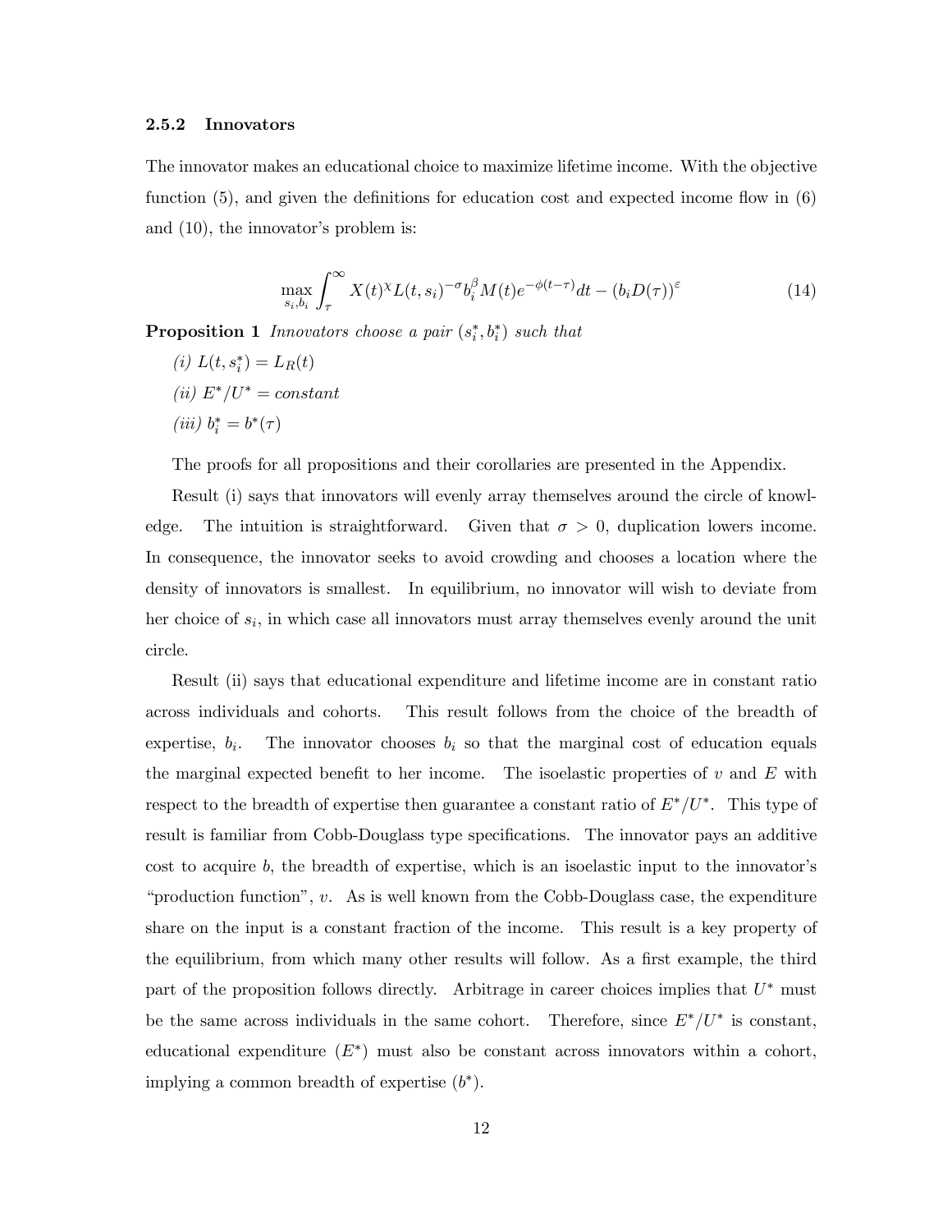### 2.5.2 Innovators

The innovator makes an educational choice to maximize lifetime income. With the objective function (5), and given the definitions for education cost and expected income flow in (6) and (10), the innovator's problem is:

$$\max_{s_i, b_i} \int_{\tau}^{\infty} X(t)^{\chi} L(t, s_i)^{-\sigma} b_i^{\beta} M(t) e^{-\phi(t-\tau)} dt - (b_i D(\tau))^{\varepsilon} \tag{14}$$

**Proposition 1** *Innovators choose a pair* $(s_i^*, b_i^*)$ *such that*

*(i)* $L(t, s_i^*) = L_R(t)$

*(ii)* $E^*/U^* = constant$

*(iii)* $b_i^* = b^*(\tau)$

The proofs for all propositions and their corollaries are presented in the Appendix.

Result (i) says that innovators will evenly array themselves around the circle of knowledge. The intuition is straightforward. Given that $\sigma > 0$, duplication lowers income. In consequence, the innovator seeks to avoid crowding and chooses a location where the density of innovators is smallest. In equilibrium, no innovator will wish to deviate from her choice of $s_i$, in which case all innovators must array themselves evenly around the unit circle.

Result (ii) says that educational expenditure and lifetime income are in constant ratio across individuals and cohorts. This result follows from the choice of the breadth of expertise, $b_i$. The innovator chooses $b_i$ so that the marginal cost of education equals the marginal expected benefit to her income. The isoelastic properties of $v$ and $E$ with respect to the breadth of expertise then guarantee a constant ratio of $E^*/U^*$. This type of result is familiar from Cobb-Douglass type specifications. The innovator pays an additive cost to acquire $b$, the breadth of expertise, which is an isoelastic input to the innovator's "production function", $v$. As is well known from the Cobb-Douglass case, the expenditure share on the input is a constant fraction of the income. This result is a key property of the equilibrium, from which many other results will follow. As a first example, the third part of the proposition follows directly. Arbitrage in career choices implies that $U^*$ must be the same across individuals in the same cohort. Therefore, since $E^*/U^*$ is constant, educational expenditure ($E^*$) must also be constant across innovators within a cohort, implying a common breadth of expertise ($b^*$).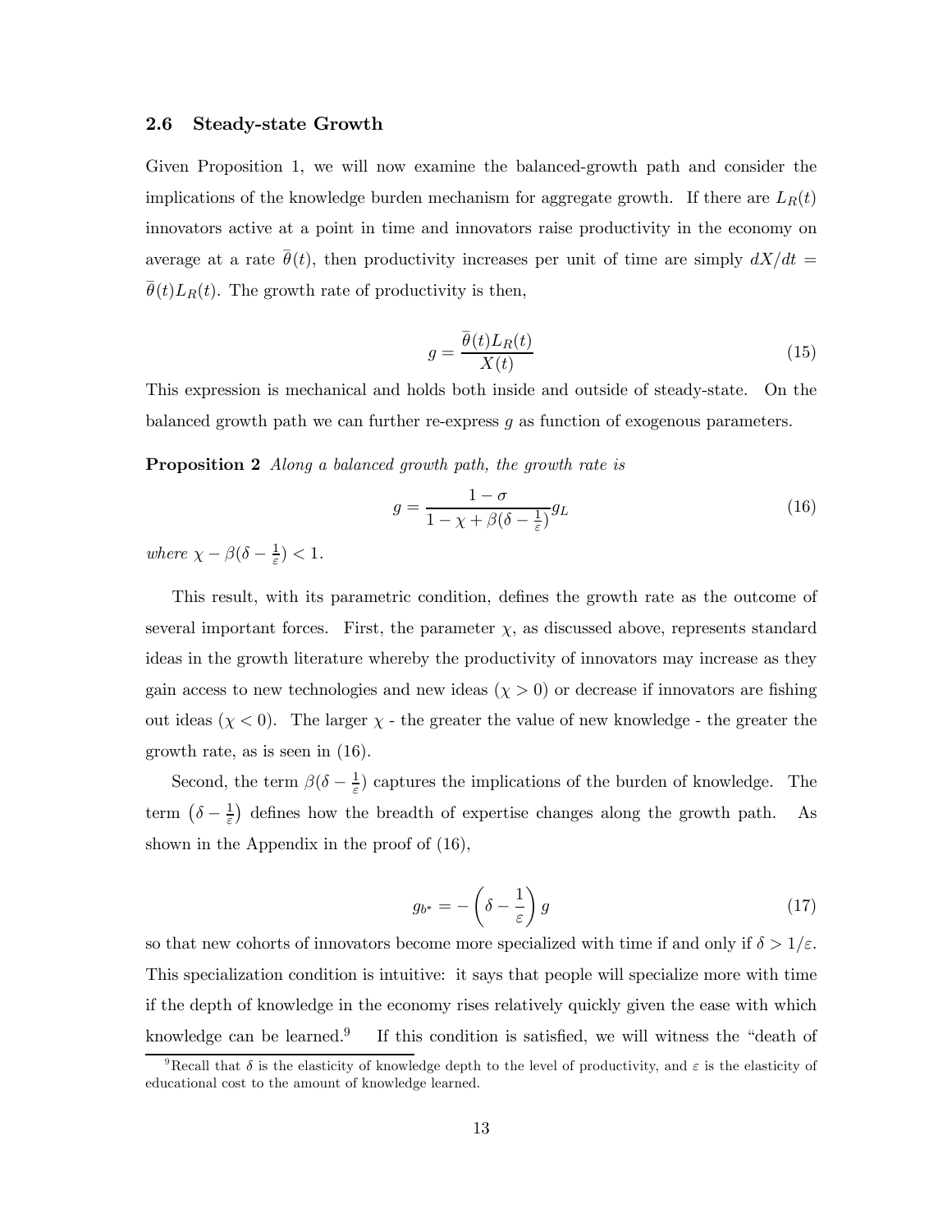### 2.6 Steady-state Growth

Given Proposition 1, we will now examine the balanced-growth path and consider the implications of the knowledge burden mechanism for aggregate growth. If there are $L_R(t)$ innovators active at a point in time and innovators raise productivity in the economy on average at a rate $\bar{\theta}(t)$, then productivity increases per unit of time are simply $dX/dt = \bar{\theta}(t)L_R(t)$. The growth rate of productivity is then,

$$g = \frac{\bar{\theta}(t)L_R(t)}{X(t)} \tag{15}$$

This expression is mechanical and holds both inside and outside of steady-state. On the balanced growth path we can further re-express $g$ as function of exogenous parameters.

**Proposition 2** *Along a balanced growth path, the growth rate is*

$$g = \frac{1-\sigma}{1-\chi+\beta(\delta-\frac{1}{\varepsilon})}g_L \tag{16}$$

*where* $\chi - \beta(\delta - \frac{1}{\varepsilon}) < 1$.

This result, with its parametric condition, defines the growth rate as the outcome of several important forces. First, the parameter $\chi$, as discussed above, represents standard ideas in the growth literature whereby the productivity of innovators may increase as they gain access to new technologies and new ideas ($\chi > 0$) or decrease if innovators are fishing out ideas ($\chi < 0$). The larger $\chi$ - the greater the value of new knowledge - the greater the growth rate, as is seen in (16).

Second, the term $\beta(\delta - \frac{1}{\varepsilon})$ captures the implications of the burden of knowledge. The term $\left(\delta - \frac{1}{\varepsilon}\right)$ defines how the breadth of expertise changes along the growth path. As shown in the Appendix in the proof of (16),

$$g_{b^*} = -\left(\delta - \frac{1}{\varepsilon}\right)g \tag{17}$$

so that new cohorts of innovators become more specialized with time if and only if $\delta > 1/\varepsilon$. This specialization condition is intuitive: it says that people will specialize more with time if the depth of knowledge in the economy rises relatively quickly given the ease with which knowledge can be learned.[9] If this condition is satisfied, we will witness the "death of

[9] Recall that $\delta$ is the elasticity of knowledge depth to the level of productivity, and $\varepsilon$ is the elasticity of educational cost to the amount of knowledge learned.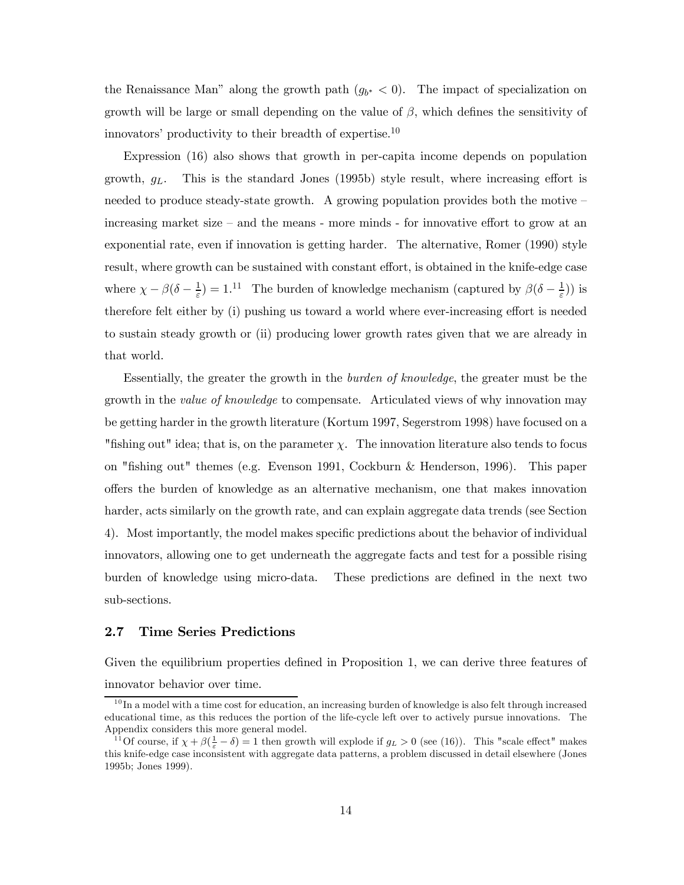the Renaissance Man" along the growth path ($g_{b^*} < 0$). The impact of specialization on growth will be large or small depending on the value of $\beta$, which defines the sensitivity of innovators' productivity to their breadth of expertise.[10]

Expression (16) also shows that growth in per-capita income depends on population growth, $g_L$. This is the standard Jones (1995b) style result, where increasing effort is needed to produce steady-state growth. A growing population provides both the motive – increasing market size – and the means - more minds - for innovative effort to grow at an exponential rate, even if innovation is getting harder. The alternative, Romer (1990) style result, where growth can be sustained with constant effort, is obtained in the knife-edge case where $\chi - \beta(\delta - \frac{1}{\varepsilon}) = 1$.[11] The burden of knowledge mechanism (captured by $\beta(\delta - \frac{1}{\varepsilon})$) is therefore felt either by (i) pushing us toward a world where ever-increasing effort is needed to sustain steady growth or (ii) producing lower growth rates given that we are already in that world.

Essentially, the greater the growth in the *burden of knowledge*, the greater must be the growth in the *value of knowledge* to compensate. Articulated views of why innovation may be getting harder in the growth literature (Kortum 1997, Segerstrom 1998) have focused on a "fishing out" idea; that is, on the parameter $\chi$. The innovation literature also tends to focus on "fishing out" themes (e.g. Evenson 1991, Cockburn & Henderson, 1996). This paper offers the burden of knowledge as an alternative mechanism, one that makes innovation harder, acts similarly on the growth rate, and can explain aggregate data trends (see Section 4). Most importantly, the model makes specific predictions about the behavior of individual innovators, allowing one to get underneath the aggregate facts and test for a possible rising burden of knowledge using micro-data. These predictions are defined in the next two sub-sections.

### 2.7 Time Series Predictions

Given the equilibrium properties defined in Proposition 1, we can derive three features of innovator behavior over time.

[10] In a model with a time cost for education, an increasing burden of knowledge is also felt through increased educational time, as this reduces the portion of the life-cycle left over to actively pursue innovations. The Appendix considers this more general model.

[11] Of course, if $\chi + \beta(\frac{1}{\varepsilon} - \delta) = 1$ then growth will explode if $g_L > 0$ (see (16)). This "scale effect" makes this knife-edge case inconsistent with aggregate data patterns, a problem discussed in detail elsewhere (Jones 1995b; Jones 1999).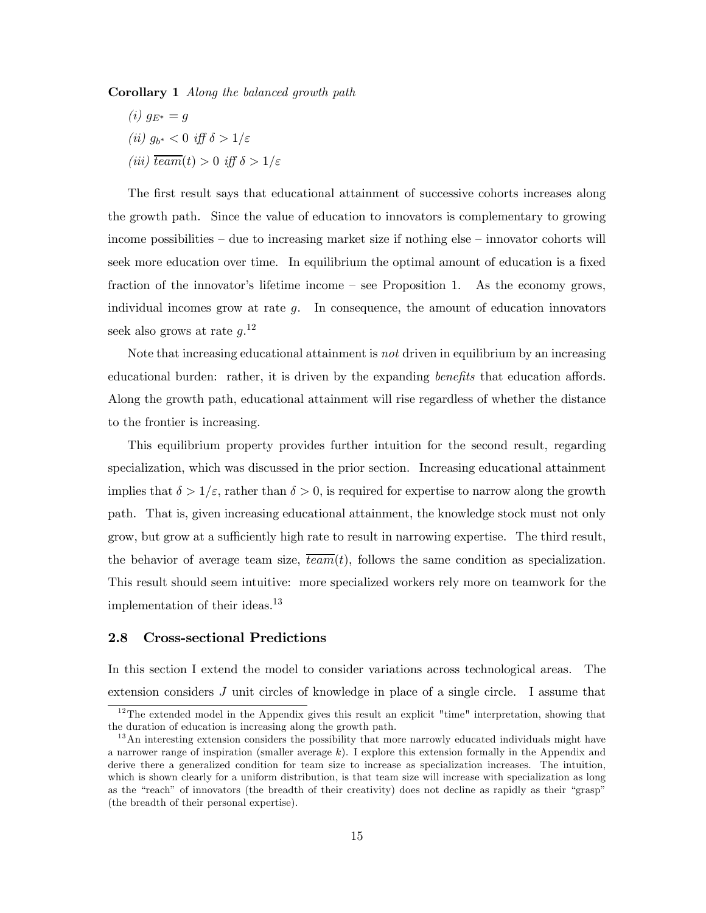**Corollary 1** *Along the balanced growth path*

*(i)* $g_{E^*} = g$

*(ii)* $g_{b^*} < 0$ *iff* $\delta > 1/\varepsilon$

*(iii)* $\overline{team}(t) > 0$ *iff* $\delta > 1/\varepsilon$

The first result says that educational attainment of successive cohorts increases along the growth path. Since the value of education to innovators is complementary to growing income possibilities – due to increasing market size if nothing else – innovator cohorts will seek more education over time. In equilibrium the optimal amount of education is a fixed fraction of the innovator's lifetime income – see Proposition 1. As the economy grows, individual incomes grow at rate $g$. In consequence, the amount of education innovators seek also grows at rate $g$.[12]

Note that increasing educational attainment is *not* driven in equilibrium by an increasing educational burden: rather, it is driven by the expanding *benefits* that education affords. Along the growth path, educational attainment will rise regardless of whether the distance to the frontier is increasing.

This equilibrium property provides further intuition for the second result, regarding specialization, which was discussed in the prior section. Increasing educational attainment implies that $\delta > 1/\varepsilon$, rather than $\delta > 0$, is required for expertise to narrow along the growth path. That is, given increasing educational attainment, the knowledge stock must not only grow, but grow at a sufficiently high rate to result in narrowing expertise. The third result, the behavior of average team size, $\overline{team}(t)$, follows the same condition as specialization. This result should seem intuitive: more specialized workers rely more on teamwork for the implementation of their ideas.[13]

## 2.8 Cross-sectional Predictions

In this section I extend the model to consider variations across technological areas. The extension considers $J$ unit circles of knowledge in place of a single circle. I assume that

[12] The extended model in the Appendix gives this result an explicit "time" interpretation, showing that the duration of education is increasing along the growth path.

[13] An interesting extension considers the possibility that more narrowly educated individuals might have a narrower range of inspiration (smaller average $k$). I explore this extension formally in the Appendix and derive there a generalized condition for team size to increase as specialization increases. The intuition, which is shown clearly for a uniform distribution, is that team size will increase with specialization as long as the "reach" of innovators (the breadth of their creativity) does not decline as rapidly as their "grasp" (the breadth of their personal expertise).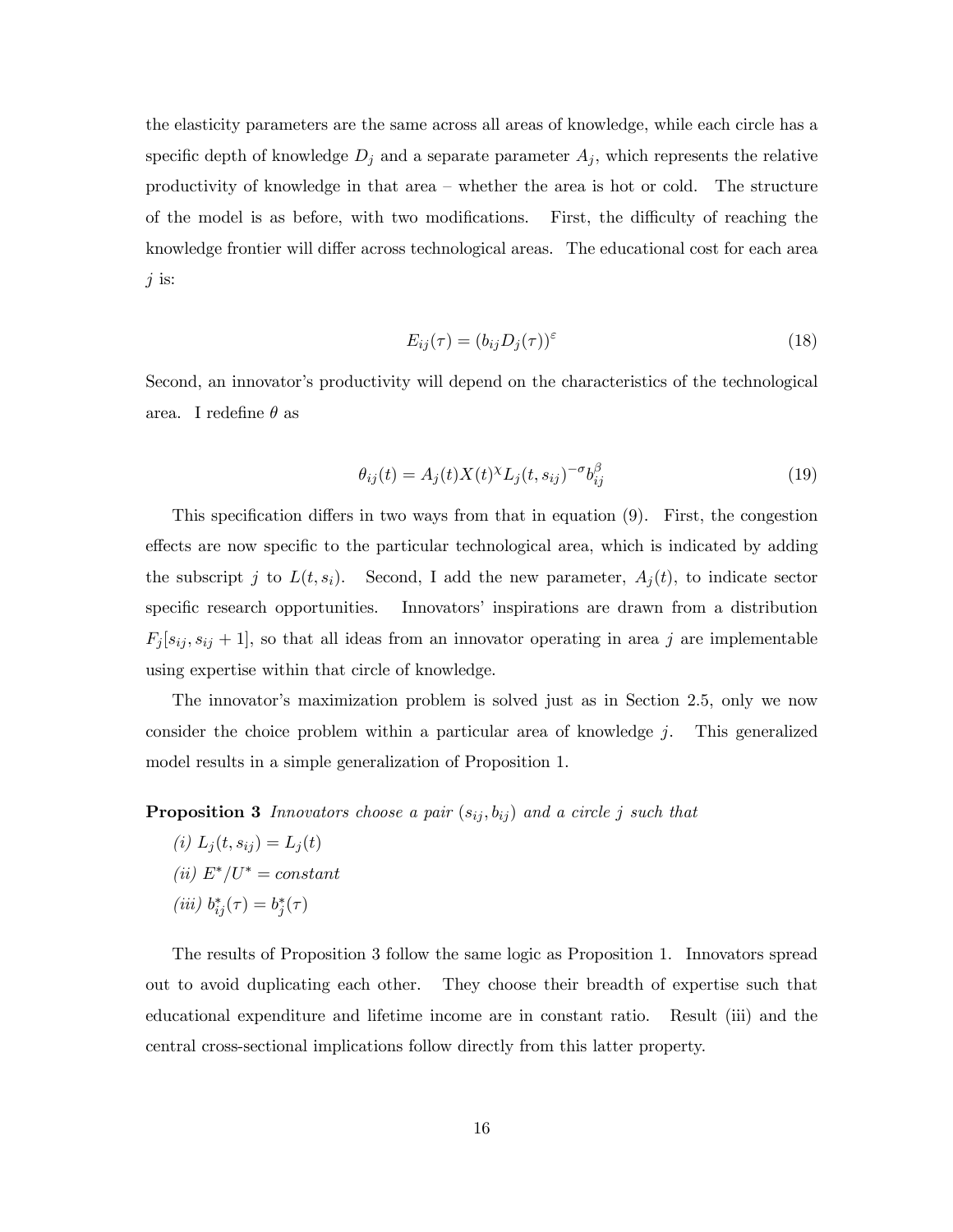the elasticity parameters are the same across all areas of knowledge, while each circle has a specific depth of knowledge $D_j$ and a separate parameter $A_j$, which represents the relative productivity of knowledge in that area – whether the area is hot or cold. The structure of the model is as before, with two modifications. First, the difficulty of reaching the knowledge frontier will differ across technological areas. The educational cost for each area $j$ is:

$$E_{ij}(\tau) = (b_{ij} D_j(\tau))^{\varepsilon} \tag{18}$$

Second, an innovator's productivity will depend on the characteristics of the technological area. I redefine $\theta$ as

$$\theta_{ij}(t) = A_j(t) X(t)^{\chi} L_j(t, s_{ij})^{-\sigma} b_{ij}^{\beta} \tag{19}$$

This specification differs in two ways from that in equation (9). First, the congestion effects are now specific to the particular technological area, which is indicated by adding the subscript $j$ to $L(t, s_i)$. Second, I add the new parameter, $A_j(t)$, to indicate sector specific research opportunities. Innovators' inspirations are drawn from a distribution $F_j[s_{ij}, s_{ij} + 1]$, so that all ideas from an innovator operating in area $j$ are implementable using expertise within that circle of knowledge.

The innovator's maximization problem is solved just as in Section 2.5, only we now consider the choice problem within a particular area of knowledge $j$. This generalized model results in a simple generalization of Proposition 1.

**Proposition 3** *Innovators choose a pair $(s_{ij}, b_{ij})$ and a circle $j$ such that*

*(i)* $L_j(t, s_{ij}) = L_j(t)$

*(ii)* $E^*/U^* = constant$

*(iii)* $b_{ij}^*(\tau) = b_j^*(\tau)$

The results of Proposition 3 follow the same logic as Proposition 1. Innovators spread out to avoid duplicating each other. They choose their breadth of expertise such that educational expenditure and lifetime income are in constant ratio. Result (iii) and the central cross-sectional implications follow directly from this latter property.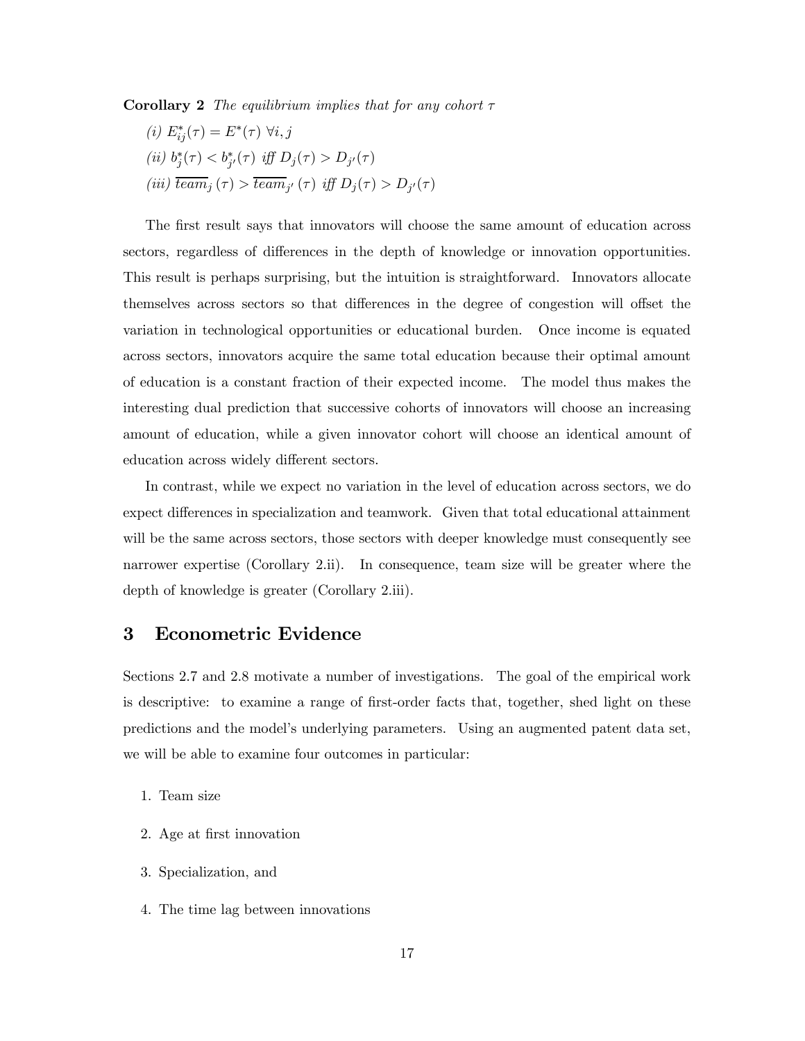**Corollary 2** *The equilibrium implies that for any cohort* $\tau$

*(i)* $E^*_{ij}(\tau) = E^*(\tau)\ \forall i, j$

*(ii)* $b^*_j(\tau) < b^*_{j'}(\tau)$ *iff* $D_j(\tau) > D_{j'}(\tau)$

*(iii)* $\overline{team}_j(\tau) > \overline{team}_{j'}(\tau)$ *iff* $D_j(\tau) > D_{j'}(\tau)$

The first result says that innovators will choose the same amount of education across sectors, regardless of differences in the depth of knowledge or innovation opportunities. This result is perhaps surprising, but the intuition is straightforward. Innovators allocate themselves across sectors so that differences in the degree of congestion will offset the variation in technological opportunities or educational burden. Once income is equated across sectors, innovators acquire the same total education because their optimal amount of education is a constant fraction of their expected income. The model thus makes the interesting dual prediction that successive cohorts of innovators will choose an increasing amount of education, while a given innovator cohort will choose an identical amount of education across widely different sectors.

In contrast, while we expect no variation in the level of education across sectors, we do expect differences in specialization and teamwork. Given that total educational attainment will be the same across sectors, those sectors with deeper knowledge must consequently see narrower expertise (Corollary 2.ii). In consequence, team size will be greater where the depth of knowledge is greater (Corollary 2.iii).

## 3 Econometric Evidence

Sections 2.7 and 2.8 motivate a number of investigations. The goal of the empirical work is descriptive: to examine a range of first-order facts that, together, shed light on these predictions and the model's underlying parameters. Using an augmented patent data set, we will be able to examine four outcomes in particular:

1. Team size
2. Age at first innovation
3. Specialization, and
4. The time lag between innovations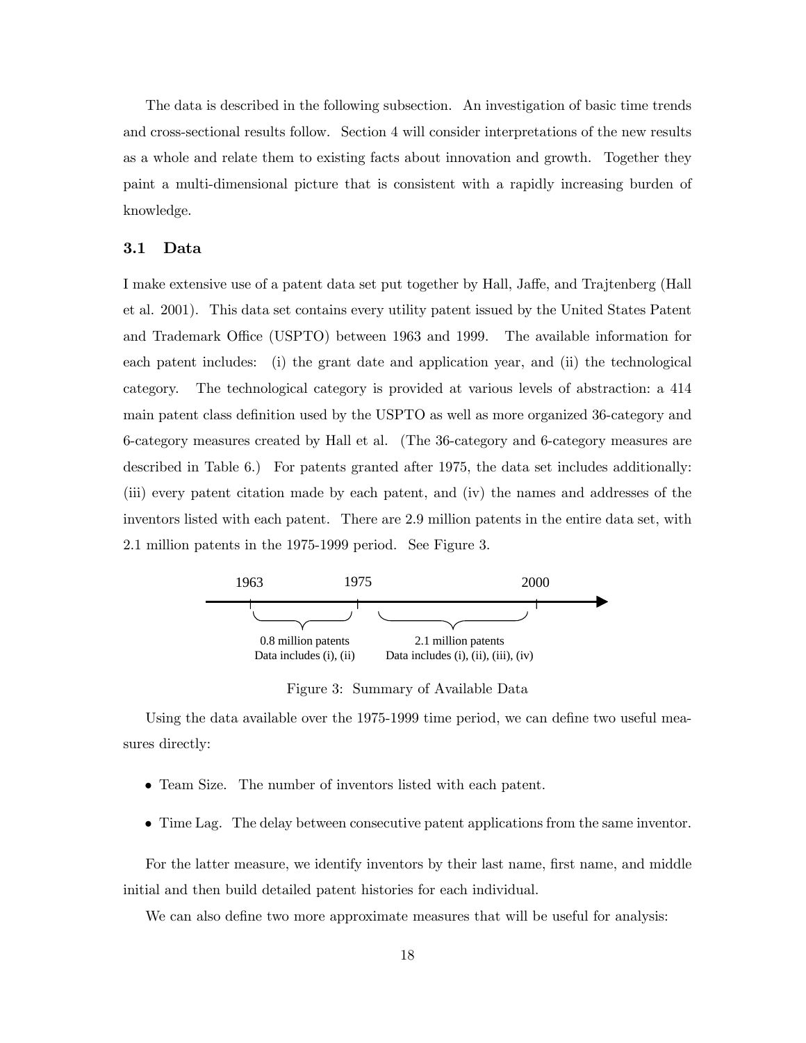The data is described in the following subsection. An investigation of basic time trends and cross-sectional results follow. Section 4 will consider interpretations of the new results as a whole and relate them to existing facts about innovation and growth. Together they paint a multi-dimensional picture that is consistent with a rapidly increasing burden of knowledge.

## 3.1 Data

I make extensive use of a patent data set put together by Hall, Jaffe, and Trajtenberg (Hall et al. 2001). This data set contains every utility patent issued by the United States Patent and Trademark Office (USPTO) between 1963 and 1999. The available information for each patent includes: (i) the grant date and application year, and (ii) the technological category. The technological category is provided at various levels of abstraction: a 414 main patent class definition used by the USPTO as well as more organized 36-category and 6-category measures created by Hall et al. (The 36-category and 6-category measures are described in Table 6.) For patents granted after 1975, the data set includes additionally: (iii) every patent citation made by each patent, and (iv) the names and addresses of the inventors listed with each patent. There are 2.9 million patents in the entire data set, with 2.1 million patents in the 1975-1999 period. See Figure 3.

1963 — 1975 — 2000

0.8 million patents
Data includes (i), (ii)

2.1 million patents
Data includes (i), (ii), (iii), (iv)

Figure 3: Summary of Available Data

Using the data available over the 1975-1999 time period, we can define two useful measures directly:

- Team Size. The number of inventors listed with each patent.
- Time Lag. The delay between consecutive patent applications from the same inventor.

For the latter measure, we identify inventors by their last name, first name, and middle initial and then build detailed patent histories for each individual.

We can also define two more approximate measures that will be useful for analysis: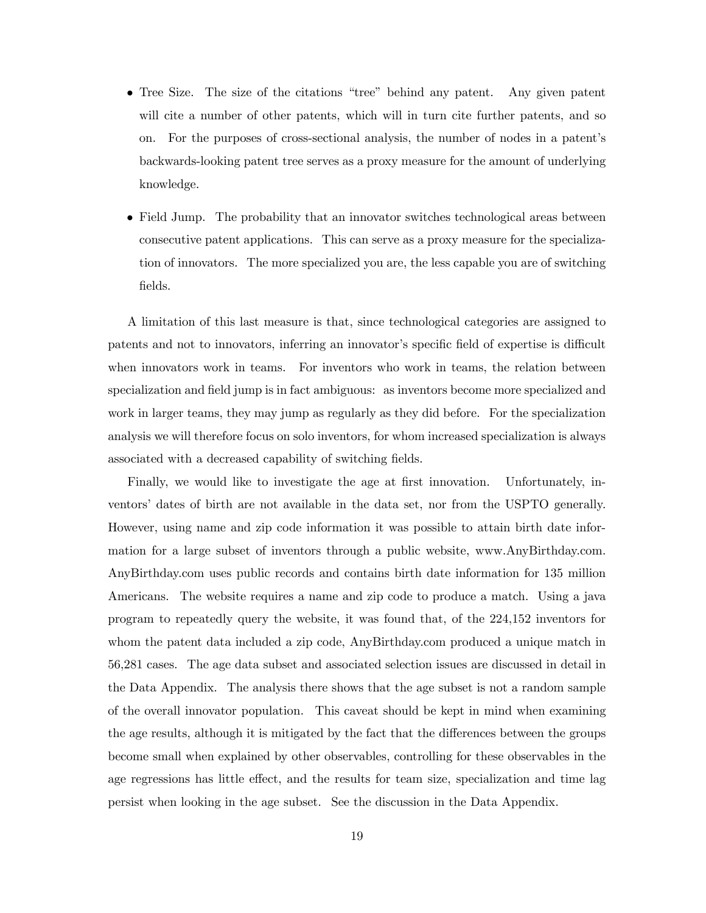- Tree Size. The size of the citations "tree" behind any patent. Any given patent will cite a number of other patents, which will in turn cite further patents, and so on. For the purposes of cross-sectional analysis, the number of nodes in a patent's backwards-looking patent tree serves as a proxy measure for the amount of underlying knowledge.

- Field Jump. The probability that an innovator switches technological areas between consecutive patent applications. This can serve as a proxy measure for the specialization of innovators. The more specialized you are, the less capable you are of switching fields.

A limitation of this last measure is that, since technological categories are assigned to patents and not to innovators, inferring an innovator's specific field of expertise is difficult when innovators work in teams. For inventors who work in teams, the relation between specialization and field jump is in fact ambiguous: as inventors become more specialized and work in larger teams, they may jump as regularly as they did before. For the specialization analysis we will therefore focus on solo inventors, for whom increased specialization is always associated with a decreased capability of switching fields.

Finally, we would like to investigate the age at first innovation. Unfortunately, inventors' dates of birth are not available in the data set, nor from the USPTO generally. However, using name and zip code information it was possible to attain birth date information for a large subset of inventors through a public website, www.AnyBirthday.com. AnyBirthday.com uses public records and contains birth date information for 135 million Americans. The website requires a name and zip code to produce a match. Using a java program to repeatedly query the website, it was found that, of the 224,152 inventors for whom the patent data included a zip code, AnyBirthday.com produced a unique match in 56,281 cases. The age data subset and associated selection issues are discussed in detail in the Data Appendix. The analysis there shows that the age subset is not a random sample of the overall innovator population. This caveat should be kept in mind when examining the age results, although it is mitigated by the fact that the differences between the groups become small when explained by other observables, controlling for these observables in the age regressions has little effect, and the results for team size, specialization and time lag persist when looking in the age subset. See the discussion in the Data Appendix.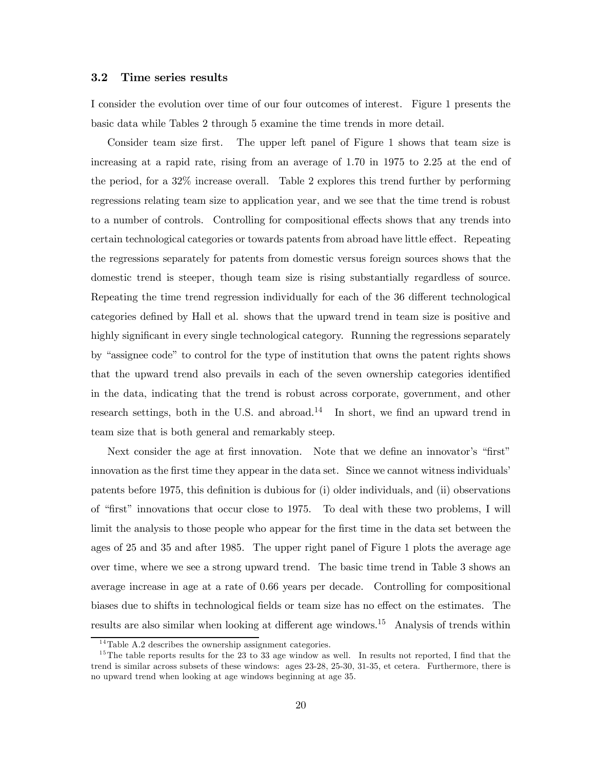### 3.2 Time series results

I consider the evolution over time of our four outcomes of interest. Figure 1 presents the basic data while Tables 2 through 5 examine the time trends in more detail.

Consider team size first. The upper left panel of Figure 1 shows that team size is increasing at a rapid rate, rising from an average of 1.70 in 1975 to 2.25 at the end of the period, for a 32% increase overall. Table 2 explores this trend further by performing regressions relating team size to application year, and we see that the time trend is robust to a number of controls. Controlling for compositional effects shows that any trends into certain technological categories or towards patents from abroad have little effect. Repeating the regressions separately for patents from domestic versus foreign sources shows that the domestic trend is steeper, though team size is rising substantially regardless of source. Repeating the time trend regression individually for each of the 36 different technological categories defined by Hall et al. shows that the upward trend in team size is positive and highly significant in every single technological category. Running the regressions separately by "assignee code" to control for the type of institution that owns the patent rights shows that the upward trend also prevails in each of the seven ownership categories identified in the data, indicating that the trend is robust across corporate, government, and other research settings, both in the U.S. and abroad.[14] In short, we find an upward trend in team size that is both general and remarkably steep.

Next consider the age at first innovation. Note that we define an innovator's "first" innovation as the first time they appear in the data set. Since we cannot witness individuals' patents before 1975, this definition is dubious for (i) older individuals, and (ii) observations of "first" innovations that occur close to 1975. To deal with these two problems, I will limit the analysis to those people who appear for the first time in the data set between the ages of 25 and 35 and after 1985. The upper right panel of Figure 1 plots the average age over time, where we see a strong upward trend. The basic time trend in Table 3 shows an average increase in age at a rate of 0.66 years per decade. Controlling for compositional biases due to shifts in technological fields or team size has no effect on the estimates. The results are also similar when looking at different age windows.[15] Analysis of trends within

[14] Table A.2 describes the ownership assignment categories.

[15] The table reports results for the 23 to 33 age window as well. In results not reported, I find that the trend is similar across subsets of these windows: ages 23-28, 25-30, 31-35, et cetera. Furthermore, there is no upward trend when looking at age windows beginning at age 35.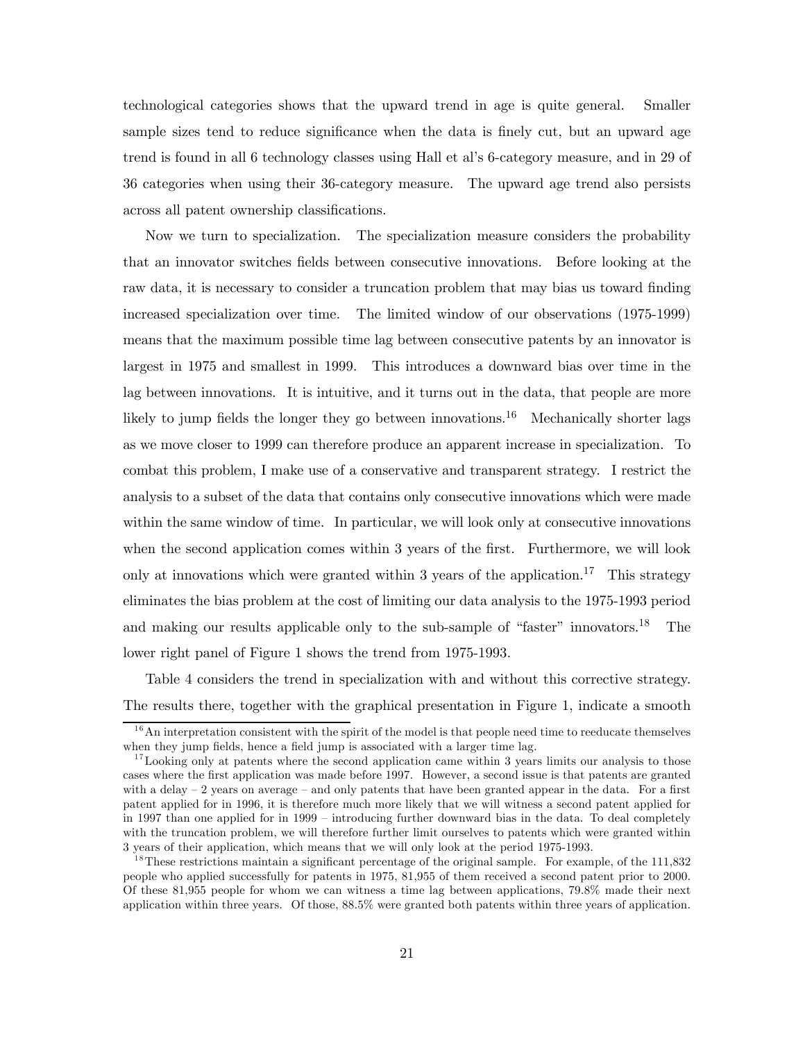technological categories shows that the upward trend in age is quite general. Smaller sample sizes tend to reduce significance when the data is finely cut, but an upward age trend is found in all 6 technology classes using Hall et al's 6-category measure, and in 29 of 36 categories when using their 36-category measure. The upward age trend also persists across all patent ownership classifications.

Now we turn to specialization. The specialization measure considers the probability that an innovator switches fields between consecutive innovations. Before looking at the raw data, it is necessary to consider a truncation problem that may bias us toward finding increased specialization over time. The limited window of our observations (1975-1999) means that the maximum possible time lag between consecutive patents by an innovator is largest in 1975 and smallest in 1999. This introduces a downward bias over time in the lag between innovations. It is intuitive, and it turns out in the data, that people are more likely to jump fields the longer they go between innovations.[16] Mechanically shorter lags as we move closer to 1999 can therefore produce an apparent increase in specialization. To combat this problem, I make use of a conservative and transparent strategy. I restrict the analysis to a subset of the data that contains only consecutive innovations which were made within the same window of time. In particular, we will look only at consecutive innovations when the second application comes within 3 years of the first. Furthermore, we will look only at innovations which were granted within 3 years of the application.[17] This strategy eliminates the bias problem at the cost of limiting our data analysis to the 1975-1993 period and making our results applicable only to the sub-sample of "faster" innovators.[18] The lower right panel of Figure 1 shows the trend from 1975-1993.

Table 4 considers the trend in specialization with and without this corrective strategy. The results there, together with the graphical presentation in Figure 1, indicate a smooth

[16] An interpretation consistent with the spirit of the model is that people need time to reeducate themselves when they jump fields, hence a field jump is associated with a larger time lag.

[17] Looking only at patents where the second application came within 3 years limits our analysis to those cases where the first application was made before 1997. However, a second issue is that patents are granted with a delay – 2 years on average – and only patents that have been granted appear in the data. For a first patent applied for in 1996, it is therefore much more likely that we will witness a second patent applied for in 1997 than one applied for in 1999 – introducing further downward bias in the data. To deal completely with the truncation problem, we will therefore further limit ourselves to patents which were granted within 3 years of their application, which means that we will only look at the period 1975-1993.

[18] These restrictions maintain a significant percentage of the original sample. For example, of the 111,832 people who applied successfully for patents in 1975, 81,955 of them received a second patent prior to 2000. Of these 81,955 people for whom we can witness a time lag between applications, 79.8% made their next application within three years. Of those, 88.5% were granted both patents within three years of application.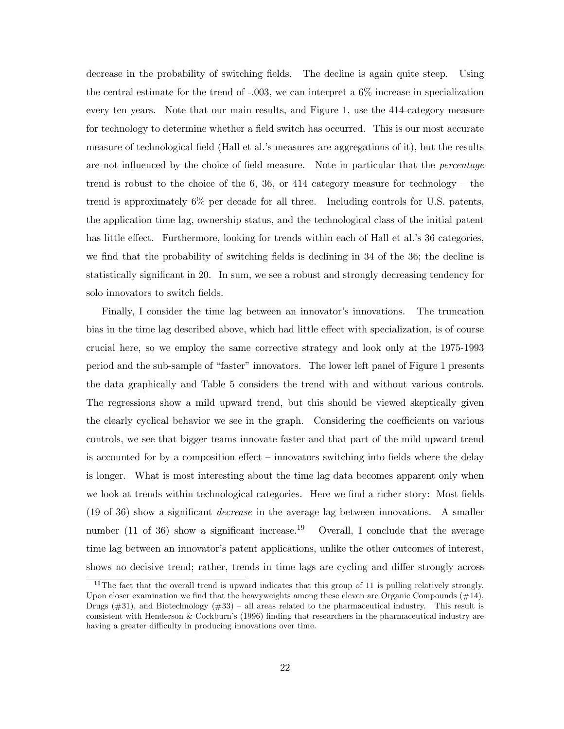decrease in the probability of switching fields. The decline is again quite steep. Using the central estimate for the trend of -.003, we can interpret a 6% increase in specialization every ten years. Note that our main results, and Figure 1, use the 414-category measure for technology to determine whether a field switch has occurred. This is our most accurate measure of technological field (Hall et al.'s measures are aggregations of it), but the results are not influenced by the choice of field measure. Note in particular that the *percentage* trend is robust to the choice of the 6, 36, or 414 category measure for technology – the trend is approximately 6% per decade for all three. Including controls for U.S. patents, the application time lag, ownership status, and the technological class of the initial patent has little effect. Furthermore, looking for trends within each of Hall et al.'s 36 categories, we find that the probability of switching fields is declining in 34 of the 36; the decline is statistically significant in 20. In sum, we see a robust and strongly decreasing tendency for solo innovators to switch fields.

Finally, I consider the time lag between an innovator's innovations. The truncation bias in the time lag described above, which had little effect with specialization, is of course crucial here, so we employ the same corrective strategy and look only at the 1975-1993 period and the sub-sample of "faster" innovators. The lower left panel of Figure 1 presents the data graphically and Table 5 considers the trend with and without various controls. The regressions show a mild upward trend, but this should be viewed skeptically given the clearly cyclical behavior we see in the graph. Considering the coefficients on various controls, we see that bigger teams innovate faster and that part of the mild upward trend is accounted for by a composition effect – innovators switching into fields where the delay is longer. What is most interesting about the time lag data becomes apparent only when we look at trends within technological categories. Here we find a richer story: Most fields (19 of 36) show a significant *decrease* in the average lag between innovations. A smaller number (11 of 36) show a significant increase.[19] Overall, I conclude that the average time lag between an innovator's patent applications, unlike the other outcomes of interest, shows no decisive trend; rather, trends in time lags are cycling and differ strongly across

[19] The fact that the overall trend is upward indicates that this group of 11 is pulling relatively strongly. Upon closer examination we find that the heavyweights among these eleven are Organic Compounds (#14), Drugs (#31), and Biotechnology (#33) – all areas related to the pharmaceutical industry. This result is consistent with Henderson & Cockburn's (1996) finding that researchers in the pharmaceutical industry are having a greater difficulty in producing innovations over time.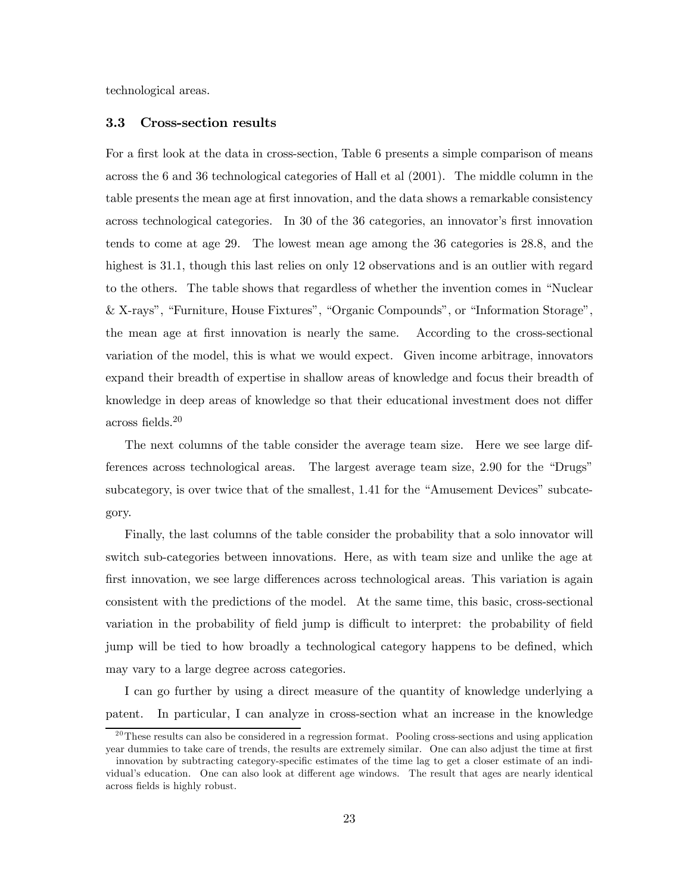technological areas.

### 3.3 Cross-section results

For a first look at the data in cross-section, Table 6 presents a simple comparison of means across the 6 and 36 technological categories of Hall et al (2001). The middle column in the table presents the mean age at first innovation, and the data shows a remarkable consistency across technological categories. In 30 of the 36 categories, an innovator's first innovation tends to come at age 29. The lowest mean age among the 36 categories is 28.8, and the highest is 31.1, though this last relies on only 12 observations and is an outlier with regard to the others. The table shows that regardless of whether the invention comes in "Nuclear & X-rays", "Furniture, House Fixtures", "Organic Compounds", or "Information Storage", the mean age at first innovation is nearly the same. According to the cross-sectional variation of the model, this is what we would expect. Given income arbitrage, innovators expand their breadth of expertise in shallow areas of knowledge and focus their breadth of knowledge in deep areas of knowledge so that their educational investment does not differ across fields.[20]

The next columns of the table consider the average team size. Here we see large differences across technological areas. The largest average team size, 2.90 for the "Drugs" subcategory, is over twice that of the smallest, 1.41 for the "Amusement Devices" subcategory.

Finally, the last columns of the table consider the probability that a solo innovator will switch sub-categories between innovations. Here, as with team size and unlike the age at first innovation, we see large differences across technological areas. This variation is again consistent with the predictions of the model. At the same time, this basic, cross-sectional variation in the probability of field jump is difficult to interpret: the probability of field jump will be tied to how broadly a technological category happens to be defined, which may vary to a large degree across categories.

I can go further by using a direct measure of the quantity of knowledge underlying a patent. In particular, I can analyze in cross-section what an increase in the knowledge

[20] These results can also be considered in a regression format. Pooling cross-sections and using application year dummies to take care of trends, the results are extremely similar. One can also adjust the time at first innovation by subtracting category-specific estimates of the time lag to get a closer estimate of an individual's education. One can also look at different age windows. The result that ages are nearly identical across fields is highly robust.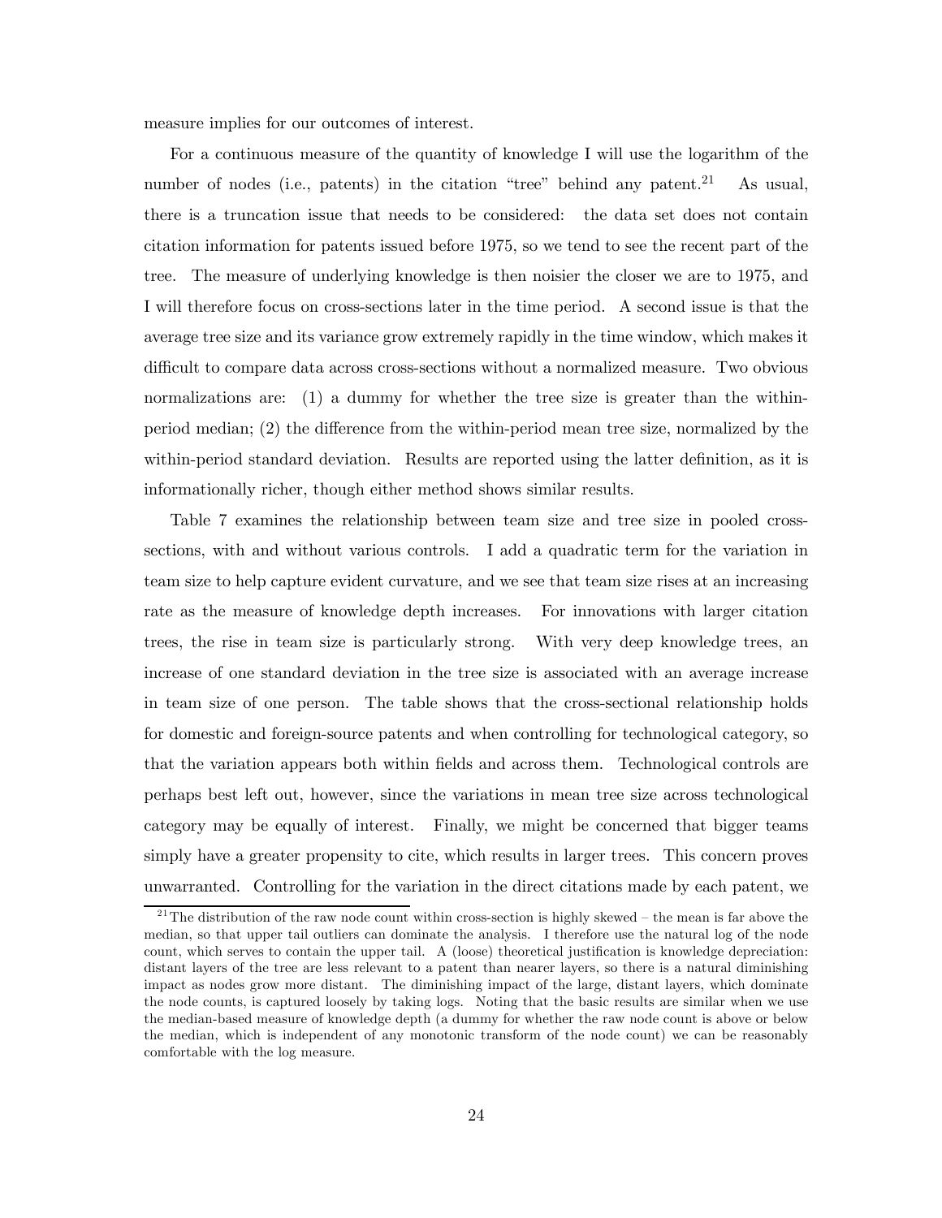measure implies for our outcomes of interest.

For a continuous measure of the quantity of knowledge I will use the logarithm of the number of nodes (i.e., patents) in the citation "tree" behind any patent.[21] As usual, there is a truncation issue that needs to be considered: the data set does not contain citation information for patents issued before 1975, so we tend to see the recent part of the tree. The measure of underlying knowledge is then noisier the closer we are to 1975, and I will therefore focus on cross-sections later in the time period. A second issue is that the average tree size and its variance grow extremely rapidly in the time window, which makes it difficult to compare data across cross-sections without a normalized measure. Two obvious normalizations are: (1) a dummy for whether the tree size is greater than the within-period median; (2) the difference from the within-period mean tree size, normalized by the within-period standard deviation. Results are reported using the latter definition, as it is informationally richer, though either method shows similar results.

Table 7 examines the relationship between team size and tree size in pooled cross-sections, with and without various controls. I add a quadratic term for the variation in team size to help capture evident curvature, and we see that team size rises at an increasing rate as the measure of knowledge depth increases. For innovations with larger citation trees, the rise in team size is particularly strong. With very deep knowledge trees, an increase of one standard deviation in the tree size is associated with an average increase in team size of one person. The table shows that the cross-sectional relationship holds for domestic and foreign-source patents and when controlling for technological category, so that the variation appears both within fields and across them. Technological controls are perhaps best left out, however, since the variations in mean tree size across technological category may be equally of interest. Finally, we might be concerned that bigger teams simply have a greater propensity to cite, which results in larger trees. This concern proves unwarranted. Controlling for the variation in the direct citations made by each patent, we

[21] The distribution of the raw node count within cross-section is highly skewed – the mean is far above the median, so that upper tail outliers can dominate the analysis. I therefore use the natural log of the node count, which serves to contain the upper tail. A (loose) theoretical justification is knowledge depreciation: distant layers of the tree are less relevant to a patent than nearer layers, so there is a natural diminishing impact as nodes grow more distant. The diminishing impact of the large, distant layers, which dominate the node counts, is captured loosely by taking logs. Noting that the basic results are similar when we use the median-based measure of knowledge depth (a dummy for whether the raw node count is above or below the median, which is independent of any monotonic transform of the node count) we can be reasonably comfortable with the log measure.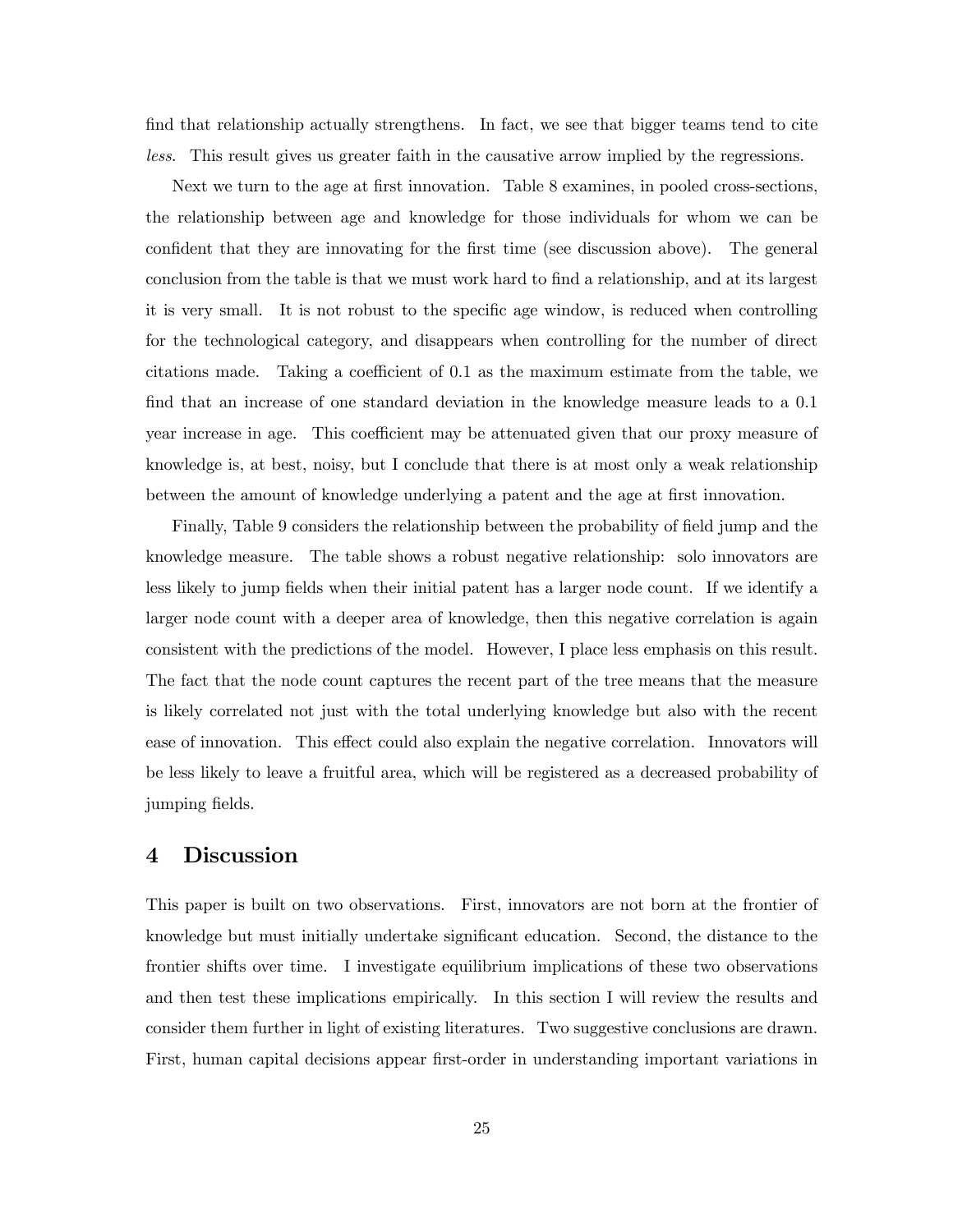find that relationship actually strengthens. In fact, we see that bigger teams tend to cite *less*. This result gives us greater faith in the causative arrow implied by the regressions.

Next we turn to the age at first innovation. Table 8 examines, in pooled cross-sections, the relationship between age and knowledge for those individuals for whom we can be confident that they are innovating for the first time (see discussion above). The general conclusion from the table is that we must work hard to find a relationship, and at its largest it is very small. It is not robust to the specific age window, is reduced when controlling for the technological category, and disappears when controlling for the number of direct citations made. Taking a coefficient of 0.1 as the maximum estimate from the table, we find that an increase of one standard deviation in the knowledge measure leads to a 0.1 year increase in age. This coefficient may be attenuated given that our proxy measure of knowledge is, at best, noisy, but I conclude that there is at most only a weak relationship between the amount of knowledge underlying a patent and the age at first innovation.

Finally, Table 9 considers the relationship between the probability of field jump and the knowledge measure. The table shows a robust negative relationship: solo innovators are less likely to jump fields when their initial patent has a larger node count. If we identify a larger node count with a deeper area of knowledge, then this negative correlation is again consistent with the predictions of the model. However, I place less emphasis on this result. The fact that the node count captures the recent part of the tree means that the measure is likely correlated not just with the total underlying knowledge but also with the recent ease of innovation. This effect could also explain the negative correlation. Innovators will be less likely to leave a fruitful area, which will be registered as a decreased probability of jumping fields.

## 4 Discussion

This paper is built on two observations. First, innovators are not born at the frontier of knowledge but must initially undertake significant education. Second, the distance to the frontier shifts over time. I investigate equilibrium implications of these two observations and then test these implications empirically. In this section I will review the results and consider them further in light of existing literatures. Two suggestive conclusions are drawn. First, human capital decisions appear first-order in understanding important variations in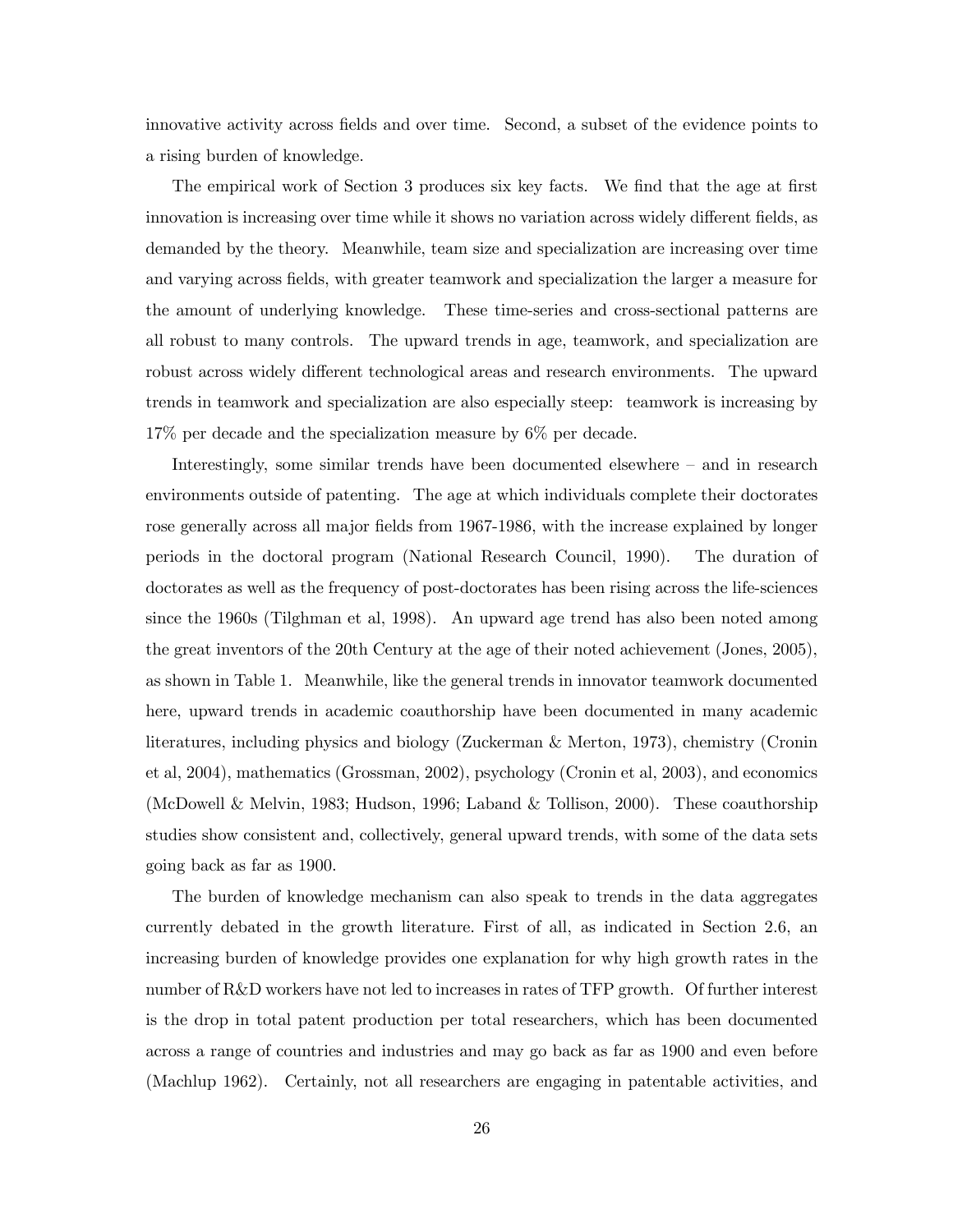innovative activity across fields and over time. Second, a subset of the evidence points to a rising burden of knowledge.

The empirical work of Section 3 produces six key facts. We find that the age at first innovation is increasing over time while it shows no variation across widely different fields, as demanded by the theory. Meanwhile, team size and specialization are increasing over time and varying across fields, with greater teamwork and specialization the larger a measure for the amount of underlying knowledge. These time-series and cross-sectional patterns are all robust to many controls. The upward trends in age, teamwork, and specialization are robust across widely different technological areas and research environments. The upward trends in teamwork and specialization are also especially steep: teamwork is increasing by 17% per decade and the specialization measure by 6% per decade.

Interestingly, some similar trends have been documented elsewhere – and in research environments outside of patenting. The age at which individuals complete their doctorates rose generally across all major fields from 1967-1986, with the increase explained by longer periods in the doctoral program (National Research Council, 1990). The duration of doctorates as well as the frequency of post-doctorates has been rising across the life-sciences since the 1960s (Tilghman et al, 1998). An upward age trend has also been noted among the great inventors of the 20th Century at the age of their noted achievement (Jones, 2005), as shown in Table 1. Meanwhile, like the general trends in innovator teamwork documented here, upward trends in academic coauthorship have been documented in many academic literatures, including physics and biology (Zuckerman & Merton, 1973), chemistry (Cronin et al, 2004), mathematics (Grossman, 2002), psychology (Cronin et al, 2003), and economics (McDowell & Melvin, 1983; Hudson, 1996; Laband & Tollison, 2000). These coauthorship studies show consistent and, collectively, general upward trends, with some of the data sets going back as far as 1900.

The burden of knowledge mechanism can also speak to trends in the data aggregates currently debated in the growth literature. First of all, as indicated in Section 2.6, an increasing burden of knowledge provides one explanation for why high growth rates in the number of R&D workers have not led to increases in rates of TFP growth. Of further interest is the drop in total patent production per total researchers, which has been documented across a range of countries and industries and may go back as far as 1900 and even before (Machlup 1962). Certainly, not all researchers are engaging in patentable activities, and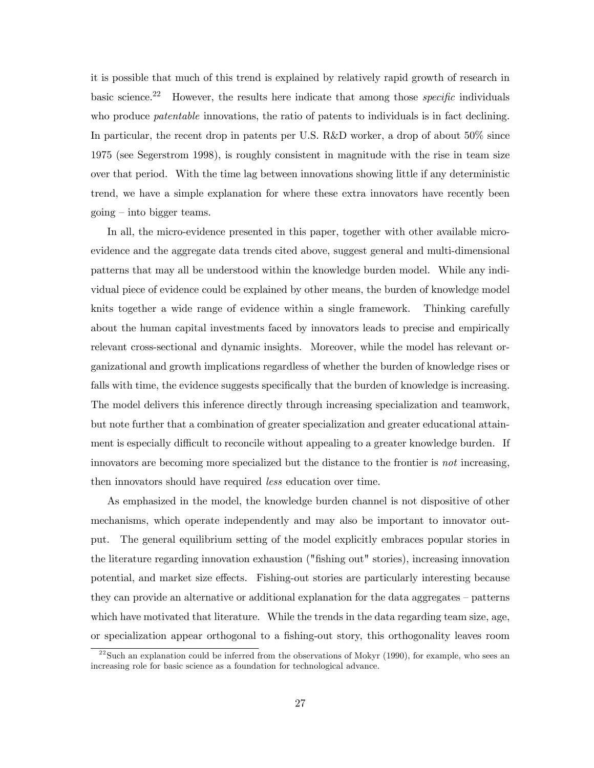it is possible that much of this trend is explained by relatively rapid growth of research in basic science.[22] However, the results here indicate that among those *specific* individuals who produce *patentable* innovations, the ratio of patents to individuals is in fact declining. In particular, the recent drop in patents per U.S. R&D worker, a drop of about 50% since 1975 (see Segerstrom 1998), is roughly consistent in magnitude with the rise in team size over that period. With the time lag between innovations showing little if any deterministic trend, we have a simple explanation for where these extra innovators have recently been going – into bigger teams.

In all, the micro-evidence presented in this paper, together with other available micro-evidence and the aggregate data trends cited above, suggest general and multi-dimensional patterns that may all be understood within the knowledge burden model. While any individual piece of evidence could be explained by other means, the burden of knowledge model knits together a wide range of evidence within a single framework. Thinking carefully about the human capital investments faced by innovators leads to precise and empirically relevant cross-sectional and dynamic insights. Moreover, while the model has relevant organizational and growth implications regardless of whether the burden of knowledge rises or falls with time, the evidence suggests specifically that the burden of knowledge is increasing. The model delivers this inference directly through increasing specialization and teamwork, but note further that a combination of greater specialization and greater educational attainment is especially difficult to reconcile without appealing to a greater knowledge burden. If innovators are becoming more specialized but the distance to the frontier is *not* increasing, then innovators should have required *less* education over time.

As emphasized in the model, the knowledge burden channel is not dispositive of other mechanisms, which operate independently and may also be important to innovator output. The general equilibrium setting of the model explicitly embraces popular stories in the literature regarding innovation exhaustion ("fishing out" stories), increasing innovation potential, and market size effects. Fishing-out stories are particularly interesting because they can provide an alternative or additional explanation for the data aggregates – patterns which have motivated that literature. While the trends in the data regarding team size, age, or specialization appear orthogonal to a fishing-out story, this orthogonality leaves room

[22] Such an explanation could be inferred from the observations of Mokyr (1990), for example, who sees an increasing role for basic science as a foundation for technological advance.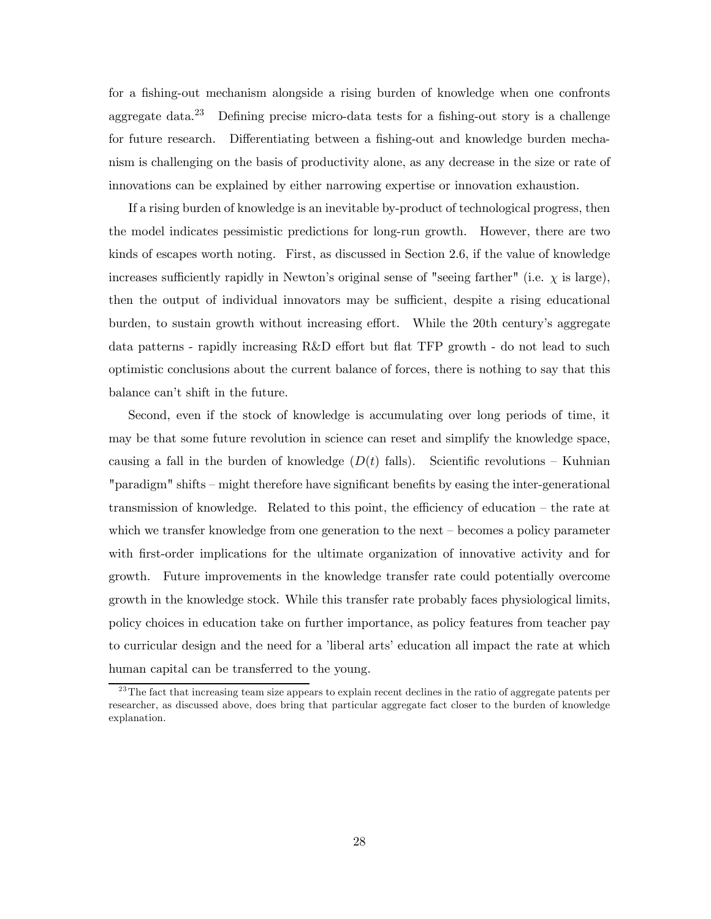for a fishing-out mechanism alongside a rising burden of knowledge when one confronts aggregate data.[23] Defining precise micro-data tests for a fishing-out story is a challenge for future research. Differentiating between a fishing-out and knowledge burden mechanism is challenging on the basis of productivity alone, as any decrease in the size or rate of innovations can be explained by either narrowing expertise or innovation exhaustion.

If a rising burden of knowledge is an inevitable by-product of technological progress, then the model indicates pessimistic predictions for long-run growth. However, there are two kinds of escapes worth noting. First, as discussed in Section 2.6, if the value of knowledge increases sufficiently rapidly in Newton's original sense of "seeing farther" (i.e. $\chi$ is large), then the output of individual innovators may be sufficient, despite a rising educational burden, to sustain growth without increasing effort. While the 20th century's aggregate data patterns - rapidly increasing R&D effort but flat TFP growth - do not lead to such optimistic conclusions about the current balance of forces, there is nothing to say that this balance can't shift in the future.

Second, even if the stock of knowledge is accumulating over long periods of time, it may be that some future revolution in science can reset and simplify the knowledge space, causing a fall in the burden of knowledge ($D(t)$ falls). Scientific revolutions – Kuhnian "paradigm" shifts – might therefore have significant benefits by easing the inter-generational transmission of knowledge. Related to this point, the efficiency of education – the rate at which we transfer knowledge from one generation to the next – becomes a policy parameter with first-order implications for the ultimate organization of innovative activity and for growth. Future improvements in the knowledge transfer rate could potentially overcome growth in the knowledge stock. While this transfer rate probably faces physiological limits, policy choices in education take on further importance, as policy features from teacher pay to curricular design and the need for a 'liberal arts' education all impact the rate at which human capital can be transferred to the young.

[23] The fact that increasing team size appears to explain recent declines in the ratio of aggregate patents per researcher, as discussed above, does bring that particular aggregate fact closer to the burden of knowledge explanation.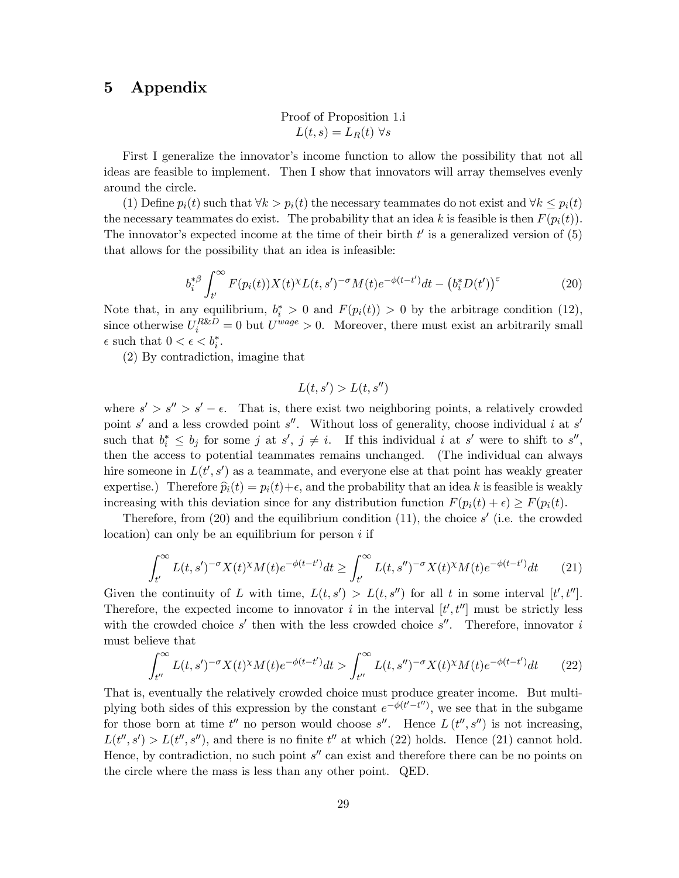# 5 Appendix

Proof of Proposition 1.i
$L(t,s) = L_R(t)\ \forall s$

First I generalize the innovator's income function to allow the possibility that not all ideas are feasible to implement. Then I show that innovators will array themselves evenly around the circle.

(1) Define $p_i(t)$ such that $\forall k > p_i(t)$ the necessary teammates do not exist and $\forall k \leq p_i(t)$ the necessary teammates do exist. The probability that an idea $k$ is feasible is then $F(p_i(t))$. The innovator's expected income at the time of their birth $t'$ is a generalized version of (5) that allows for the possibility that an idea is infeasible:

$$b_i^{*\beta} \int_{t'}^{\infty} F(p_i(t)) X(t)^{\chi} L(t,s')^{-\sigma} M(t) e^{-\phi(t-t')} dt - \left(b_i^* D(t')\right)^{\varepsilon} \tag{20}$$

Note that, in any equilibrium, $b_i^* > 0$ and $F(p_i(t)) > 0$ by the arbitrage condition (12), since otherwise $U_i^{R\&D} = 0$ but $U^{wage} > 0$. Moreover, there must exist an arbitrarily small $\epsilon$ such that $0 < \epsilon < b_i^*$.

(2) By contradiction, imagine that

$$L(t,s') > L(t,s'')$$

where $s' > s'' > s' - \epsilon$. That is, there exist two neighboring points, a relatively crowded point $s'$ and a less crowded point $s''$. Without loss of generality, choose individual $i$ at $s'$ such that $b_i^* \leq b_j$ for some $j$ at $s'$, $j \neq i$. If this individual $i$ at $s'$ were to shift to $s''$, then the access to potential teammates remains unchanged. (The individual can always hire someone in $L(t', s')$ as a teammate, and everyone else at that point has weakly greater expertise.) Therefore $\widehat{p}_i(t) = p_i(t) + \epsilon$, and the probability that an idea $k$ is feasible is weakly increasing with this deviation since for any distribution function $F(p_i(t) + \epsilon) \geq F(p_i(t))$.

Therefore, from (20) and the equilibrium condition (11), the choice $s'$ (i.e. the crowded location) can only be an equilibrium for person $i$ if

$$\int_{t'}^{\infty} L(t,s')^{-\sigma} X(t)^{\chi} M(t) e^{-\phi(t-t')} dt \geq \int_{t'}^{\infty} L(t,s'')^{-\sigma} X(t)^{\chi} M(t) e^{-\phi(t-t')} dt \tag{21}$$

Given the continuity of $L$ with time, $L(t,s') > L(t,s'')$ for all $t$ in some interval $[t', t'']$. Therefore, the expected income to innovator $i$ in the interval $[t', t'']$ must be strictly less with the crowded choice $s'$ then with the less crowded choice $s''$. Therefore, innovator $i$ must believe that

$$\int_{t''}^{\infty} L(t,s')^{-\sigma} X(t)^{\chi} M(t) e^{-\phi(t-t')} dt > \int_{t''}^{\infty} L(t,s'')^{-\sigma} X(t)^{\chi} M(t) e^{-\phi(t-t')} dt \tag{22}$$

That is, eventually the relatively crowded choice must produce greater income. But multiplying both sides of this expression by the constant $e^{-\phi(t'-t'')}$, we see that in the subgame for those born at time $t''$ no person would choose $s''$. Hence $L(t'', s'')$ is not increasing, $L(t'', s') > L(t'', s'')$, and there is no finite $t''$ at which (22) holds. Hence (21) cannot hold. Hence, by contradiction, no such point $s''$ can exist and therefore there can be no points on the circle where the mass is less than any other point. QED.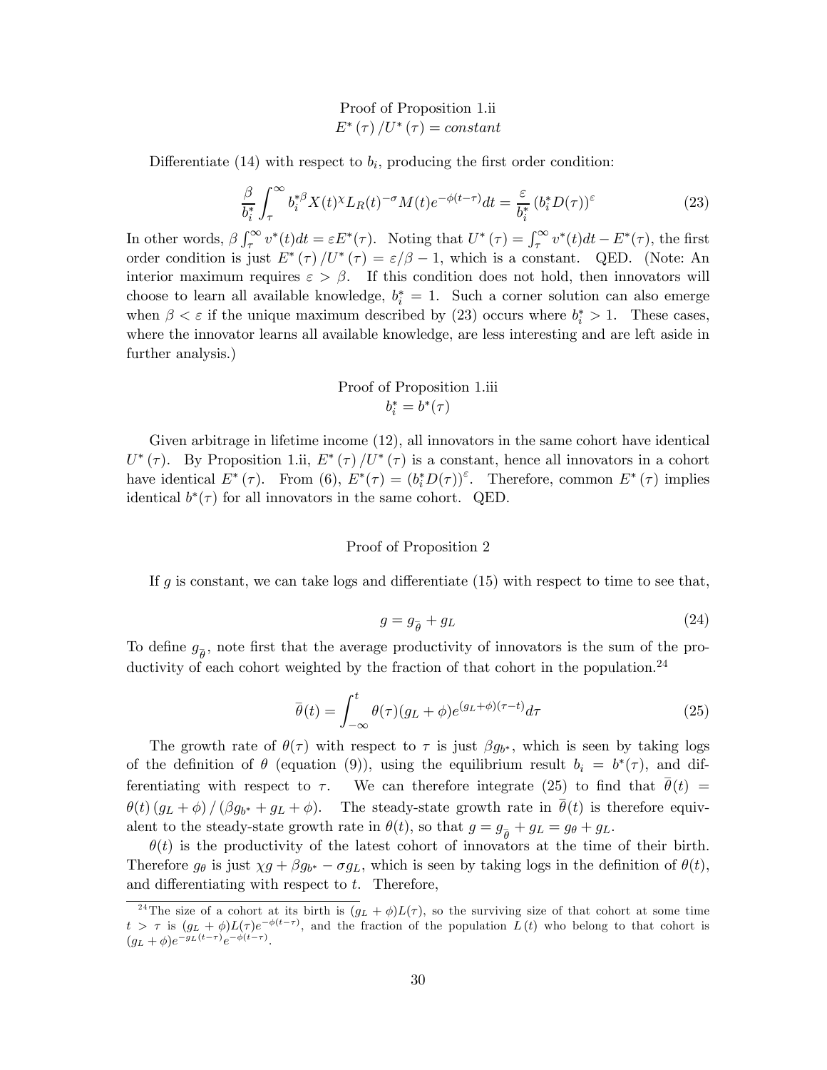Proof of Proposition 1.ii
$E^*(\tau)/U^*(\tau) = constant$

Differentiate (14) with respect to $b_i$, producing the first order condition:

$$\frac{\beta}{b_i^*}\int_\tau^\infty b_i^{*\beta} X(t)^\chi L_R(t)^{-\sigma} M(t) e^{-\phi(t-\tau)} dt = \frac{\varepsilon}{b_i^*}\left(b_i^* D(\tau)\right)^\varepsilon \tag{23}$$

In other words, $\beta\int_\tau^\infty v^*(t)dt = \varepsilon E^*(\tau)$. Noting that $U^*(\tau) = \int_\tau^\infty v^*(t)dt - E^*(\tau)$, the first order condition is just $E^*(\tau)/U^*(\tau) = \varepsilon/\beta - 1$, which is a constant. QED. (Note: An interior maximum requires $\varepsilon > \beta$. If this condition does not hold, then innovators will choose to learn all available knowledge, $b_i^* = 1$. Such a corner solution can also emerge when $\beta < \varepsilon$ if the unique maximum described by (23) occurs where $b_i^* > 1$. These cases, where the innovator learns all available knowledge, are less interesting and are left aside in further analysis.)

Proof of Proposition 1.iii
$b_i^* = b^*(\tau)$

Given arbitrage in lifetime income (12), all innovators in the same cohort have identical $U^*(\tau)$. By Proposition 1.ii, $E^*(\tau)/U^*(\tau)$ is a constant, hence all innovators in a cohort have identical $E^*(\tau)$. From (6), $E^*(\tau) = (b_i^* D(\tau))^\varepsilon$. Therefore, common $E^*(\tau)$ implies identical $b^*(\tau)$ for all innovators in the same cohort. QED.

Proof of Proposition 2

If $g$ is constant, we can take logs and differentiate (15) with respect to time to see that,

$$g = g_{\overline{\theta}} + g_L \tag{24}$$

To define $g_{\overline{\theta}}$, note first that the average productivity of innovators is the sum of the productivity of each cohort weighted by the fraction of that cohort in the population.[24]

$$\overline{\theta}(t) = \int_{-\infty}^t \theta(\tau)(g_L + \phi)e^{(g_L+\phi)(\tau - t)}d\tau \tag{25}$$

The growth rate of $\theta(\tau)$ with respect to $\tau$ is just $\beta g_{b^*}$, which is seen by taking logs of the definition of $\theta$ (equation (9)), using the equilibrium result $b_i = b^*(\tau)$, and differentiating with respect to $\tau$. We can therefore integrate (25) to find that $\overline{\theta}(t) = \theta(t)(g_L + \phi)/(\beta g_{b^*} + g_L + \phi)$. The steady-state growth rate in $\overline{\theta}(t)$ is therefore equivalent to the steady-state growth rate in $\theta(t)$, so that $g = g_{\overline{\theta}} + g_L = g_\theta + g_L$.

$\theta(t)$ is the productivity of the latest cohort of innovators at the time of their birth. Therefore $g_\theta$ is just $\chi g + \beta g_{b^*} - \sigma g_L$, which is seen by taking logs in the definition of $\theta(t)$, and differentiating with respect to $t$. Therefore,

[24] The size of a cohort at its birth is $(g_L + \phi)L(\tau)$, so the surviving size of that cohort at some time $t > \tau$ is $(g_L + \phi)L(\tau)e^{-\phi(t-\tau)}$, and the fraction of the population $L(t)$ who belong to that cohort is $(g_L + \phi)e^{-g_L(t-\tau)}e^{-\phi(t-\tau)}$.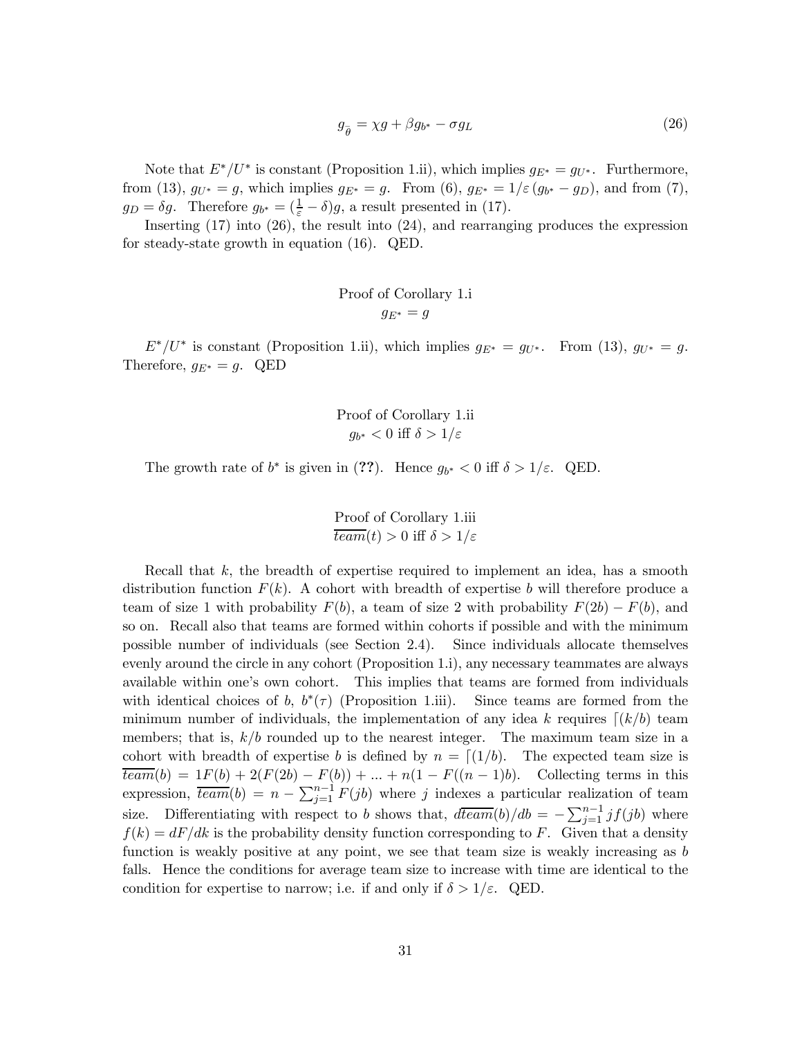$$g_{\bar{\theta}} = \chi g + \beta g_{b^*} - \sigma g_L \tag{26}$$

Note that $E^*/U^*$ is constant (Proposition 1.ii), which implies $g_{E^*} = g_{U^*}$. Furthermore, from (13), $g_{U^*} = g$, which implies $g_{E^*} = g$. From (6), $g_{E^*} = 1/\varepsilon \left(g_{b^*} - g_D\right)$, and from (7), $g_D = \delta g$. Therefore $g_{b^*} = (\frac{1}{\varepsilon} - \delta)g$, a result presented in (17).

Inserting (17) into (26), the result into (24), and rearranging produces the expression for steady-state growth in equation (16). QED.

Proof of Corollary 1.i
$g_{E^*} = g$

$E^*/U^*$ is constant (Proposition 1.ii), which implies $g_{E^*} = g_{U^*}$. From (13), $g_{U^*} = g$. Therefore, $g_{E^*} = g$. QED

Proof of Corollary 1.ii
$g_{b^*} < 0$ iff $\delta > 1/\varepsilon$

The growth rate of $b^*$ is given in (**??**). Hence $g_{b^*} < 0$ iff $\delta > 1/\varepsilon$. QED.

Proof of Corollary 1.iii
$\overline{team}(t) > 0$ iff $\delta > 1/\varepsilon$

Recall that $k$, the breadth of expertise required to implement an idea, has a smooth distribution function $F(k)$. A cohort with breadth of expertise $b$ will therefore produce a team of size 1 with probability $F(b)$, a team of size 2 with probability $F(2b) - F(b)$, and so on. Recall also that teams are formed within cohorts if possible and with the minimum possible number of individuals (see Section 2.4). Since individuals allocate themselves evenly around the circle in any cohort (Proposition 1.i), any necessary teammates are always available within one's own cohort. This implies that teams are formed from individuals with identical choices of $b$, $b^*(\tau)$ (Proposition 1.iii). Since teams are formed from the minimum number of individuals, the implementation of any idea $k$ requires $\lceil(k/b)$ team members; that is, $k/b$ rounded up to the nearest integer. The maximum team size in a cohort with breadth of expertise $b$ is defined by $n = \lceil(1/b)$. The expected team size is $\overline{team}(b) = 1F(b) + 2(F(2b) - F(b)) + ... + n(1 - F((n-1)b)$. Collecting terms in this expression, $\overline{team}(b) = n - \sum_{j=1}^{n-1} F(jb)$ where $j$ indexes a particular realization of team size. Differentiating with respect to $b$ shows that, $d\overline{team}(b)/db = -\sum_{j=1}^{n-1} jf(jb)$ where $f(k) = dF/dk$ is the probability density function corresponding to $F$. Given that a density function is weakly positive at any point, we see that team size is weakly increasing as $b$ falls. Hence the conditions for average team size to increase with time are identical to the condition for expertise to narrow; i.e. if and only if $\delta > 1/\varepsilon$. QED.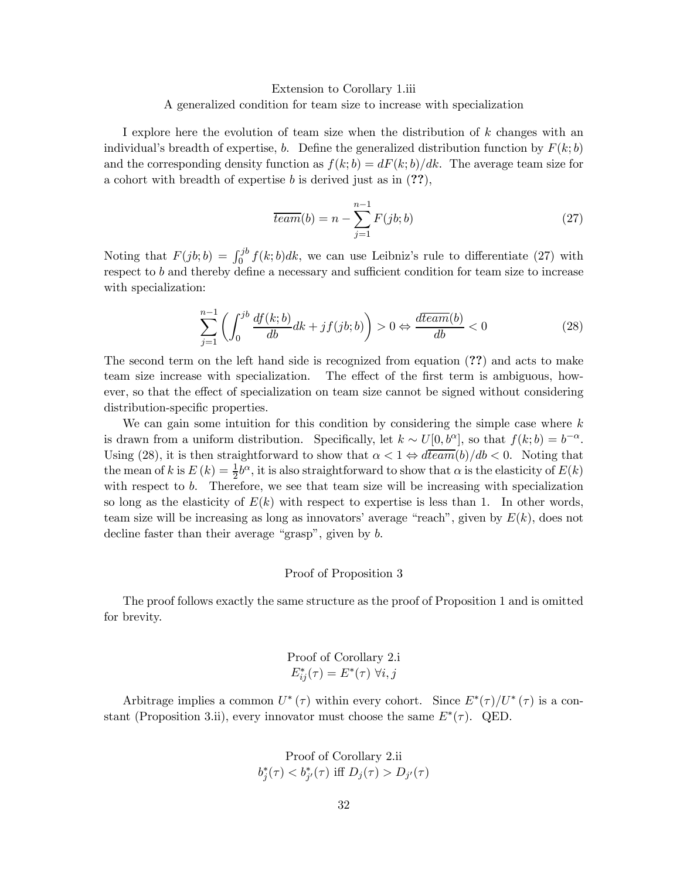Extension to Corollary 1.iii

A generalized condition for team size to increase with specialization

I explore here the evolution of team size when the distribution of $k$ changes with an individual's breadth of expertise, $b$. Define the generalized distribution function by $F(k;b)$ and the corresponding density function as $f(k;b) = dF(k;b)/dk$. The average team size for a cohort with breadth of expertise $b$ is derived just as in (**??**),

$$\overline{team}(b) = n - \sum_{j=1}^{n-1} F(jb;b) \tag{27}$$

Noting that $F(jb;b) = \int_0^{jb} f(k;b)dk$, we can use Leibniz's rule to differentiate (27) with respect to $b$ and thereby define a necessary and sufficient condition for team size to increase with specialization:

$$\sum_{j=1}^{n-1} \left( \int_0^{jb} \frac{df(k;b)}{db} dk + jf(jb;b) \right) > 0 \Leftrightarrow \frac{d\overline{team}(b)}{db} < 0 \tag{28}$$

The second term on the left hand side is recognized from equation (**??**) and acts to make team size increase with specialization. The effect of the first term is ambiguous, however, so that the effect of specialization on team size cannot be signed without considering distribution-specific properties.

We can gain some intuition for this condition by considering the simple case where $k$ is drawn from a uniform distribution. Specifically, let $k \sim U[0, b^{\alpha}]$, so that $f(k;b) = b^{-\alpha}$. Using (28), it is then straightforward to show that $\alpha < 1 \Leftrightarrow d\overline{team}(b)/db < 0$. Noting that the mean of $k$ is $E(k) = \frac{1}{2}b^{\alpha}$, it is also straightforward to show that $\alpha$ is the elasticity of $E(k)$ with respect to $b$. Therefore, we see that team size will be increasing with specialization so long as the elasticity of $E(k)$ with respect to expertise is less than 1. In other words, team size will be increasing as long as innovators' average "reach", given by $E(k)$, does not decline faster than their average "grasp", given by $b$.

Proof of Proposition 3

The proof follows exactly the same structure as the proof of Proposition 1 and is omitted for brevity.

Proof of Corollary 2.i

$E^*_{ij}(\tau) = E^*(\tau) \ \forall i, j$

Arbitrage implies a common $U^*(\tau)$ within every cohort. Since $E^*(\tau)/U^*(\tau)$ is a constant (Proposition 3.ii), every innovator must choose the same $E^*(\tau)$. QED.

Proof of Corollary 2.ii

$b^*_j(\tau) < b^*_{j'}(\tau)$ iff $D_j(\tau) > D_{j'}(\tau)$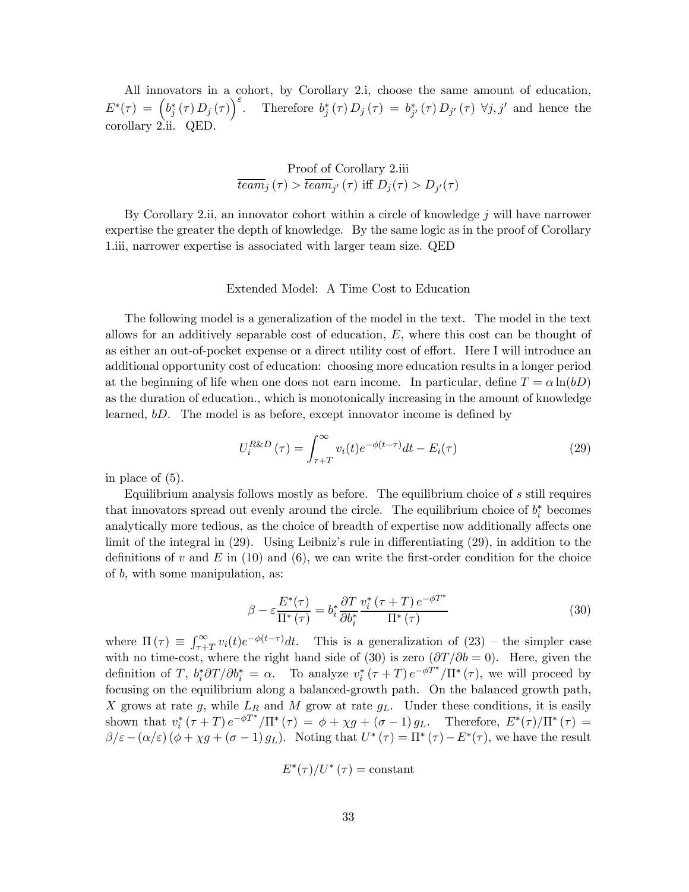All innovators in a cohort, by Corollary 2.i, choose the same amount of education, $E^*(\tau) = \left(b_j^*(\tau) D_j(\tau)\right)^{\varepsilon}$. Therefore $b_j^*(\tau) D_j(\tau) = b_{j'}^*(\tau) D_{j'}(\tau)$ $\forall j, j'$ and hence the corollary 2.ii. QED.

Proof of Corollary 2.iii

$\overline{team}_j(\tau) > \overline{team}_{j'}(\tau)$ iff $D_j(\tau) > D_{j'}(\tau)$

By Corollary 2.ii, an innovator cohort within a circle of knowledge $j$ will have narrower expertise the greater the depth of knowledge. By the same logic as in the proof of Corollary 1.iii, narrower expertise is associated with larger team size. QED

## Extended Model: A Time Cost to Education

The following model is a generalization of the model in the text. The model in the text allows for an additively separable cost of education, $E$, where this cost can be thought of as either an out-of-pocket expense or a direct utility cost of effort. Here I will introduce an additional opportunity cost of education: choosing more education results in a longer period at the beginning of life when one does not earn income. In particular, define $T = \alpha \ln(bD)$ as the duration of education., which is monotonically increasing in the amount of knowledge learned, $bD$. The model is as before, except innovator income is defined by

$$U_i^{R\&D}(\tau) = \int_{\tau+T}^{\infty} v_i(t) e^{-\phi(t-\tau)} dt - E_i(\tau) \tag{29}$$

in place of (5).

Equilibrium analysis follows mostly as before. The equilibrium choice of $s$ still requires that innovators spread out evenly around the circle. The equilibrium choice of $b_i^*$ becomes analytically more tedious, as the choice of breadth of expertise now additionally affects one limit of the integral in (29). Using Leibniz's rule in differentiating (29), in addition to the definitions of $v$ and $E$ in (10) and (6), we can write the first-order condition for the choice of $b$, with some manipulation, as:

$$\beta - \varepsilon \frac{E^*(\tau)}{\Pi^*(\tau)} = b_i^* \frac{\partial T}{\partial b_i^*} \frac{v_i^*(\tau + T) e^{-\phi T^*}}{\Pi^*(\tau)} \tag{30}$$

where $\Pi(\tau) \equiv \int_{\tau+T}^{\infty} v_i(t) e^{-\phi(t-\tau)} dt$. This is a generalization of (23) – the simpler case with no time-cost, where the right hand side of (30) is zero ($\partial T / \partial b = 0$). Here, given the definition of $T$, $b_i^* \partial T / \partial b_i^* = \alpha$. To analyze $v_i^*(\tau + T) e^{-\phi T^*} / \Pi^*(\tau)$, we will proceed by focusing on the equilibrium along a balanced-growth path. On the balanced growth path, $X$ grows at rate $g$, while $L_R$ and $M$ grow at rate $g_L$. Under these conditions, it is easily shown that $v_i^*(\tau + T) e^{-\phi T^*} / \Pi^*(\tau) = \phi + \chi g + (\sigma - 1) g_L$. Therefore, $E^*(\tau)/\Pi^*(\tau) = \beta/\varepsilon - (\alpha/\varepsilon)(\phi + \chi g + (\sigma - 1) g_L)$. Noting that $U^*(\tau) = \Pi^*(\tau) - E^*(\tau)$, we have the result

$$E^*(\tau)/U^*(\tau) = \text{constant}$$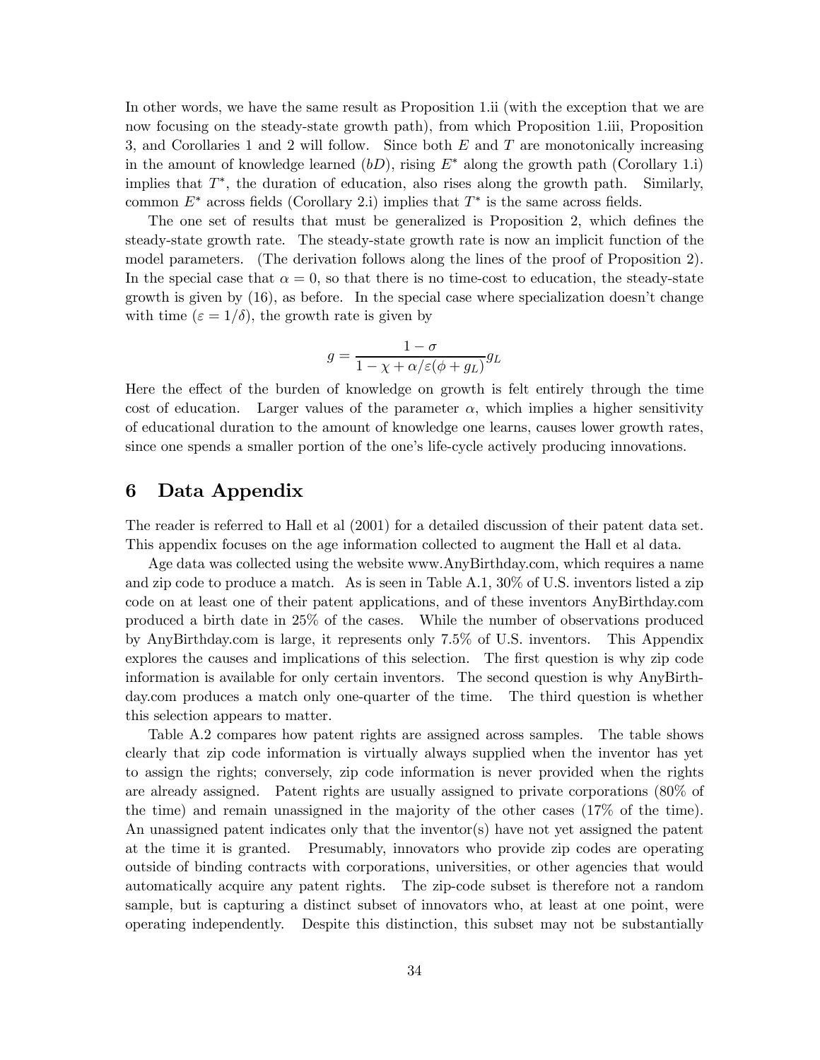In other words, we have the same result as Proposition 1.ii (with the exception that we are now focusing on the steady-state growth path), from which Proposition 1.iii, Proposition 3, and Corollaries 1 and 2 will follow. Since both $E$ and $T$ are monotonically increasing in the amount of knowledge learned ($bD$), rising $E^*$ along the growth path (Corollary 1.i) implies that $T^*$, the duration of education, also rises along the growth path. Similarly, common $E^*$ across fields (Corollary 2.i) implies that $T^*$ is the same across fields.

The one set of results that must be generalized is Proposition 2, which defines the steady-state growth rate. The steady-state growth rate is now an implicit function of the model parameters. (The derivation follows along the lines of the proof of Proposition 2). In the special case that $\alpha = 0$, so that there is no time-cost to education, the steady-state growth is given by (16), as before. In the special case where specialization doesn't change with time ($\varepsilon = 1/\delta$), the growth rate is given by

$$g = \frac{1-\sigma}{1-\chi+\alpha/\varepsilon(\phi+g_L)} g_L$$

Here the effect of the burden of knowledge on growth is felt entirely through the time cost of education. Larger values of the parameter $\alpha$, which implies a higher sensitivity of educational duration to the amount of knowledge one learns, causes lower growth rates, since one spends a smaller portion of the one's life-cycle actively producing innovations.

# 6 Data Appendix

The reader is referred to Hall et al (2001) for a detailed discussion of their patent data set. This appendix focuses on the age information collected to augment the Hall et al data.

Age data was collected using the website www.AnyBirthday.com, which requires a name and zip code to produce a match. As is seen in Table A.1, 30% of U.S. inventors listed a zip code on at least one of their patent applications, and of these inventors AnyBirthday.com produced a birth date in 25% of the cases. While the number of observations produced by AnyBirthday.com is large, it represents only 7.5% of U.S. inventors. This Appendix explores the causes and implications of this selection. The first question is why zip code information is available for only certain inventors. The second question is why AnyBirthday.com produces a match only one-quarter of the time. The third question is whether this selection appears to matter.

Table A.2 compares how patent rights are assigned across samples. The table shows clearly that zip code information is virtually always supplied when the inventor has yet to assign the rights; conversely, zip code information is never provided when the rights are already assigned. Patent rights are usually assigned to private corporations (80% of the time) and remain unassigned in the majority of the other cases (17% of the time). An unassigned patent indicates only that the inventor(s) have not yet assigned the patent at the time it is granted. Presumably, innovators who provide zip codes are operating outside of binding contracts with corporations, universities, or other agencies that would automatically acquire any patent rights. The zip-code subset is therefore not a random sample, but is capturing a distinct subset of innovators who, at least at one point, were operating independently. Despite this distinction, this subset may not be substantially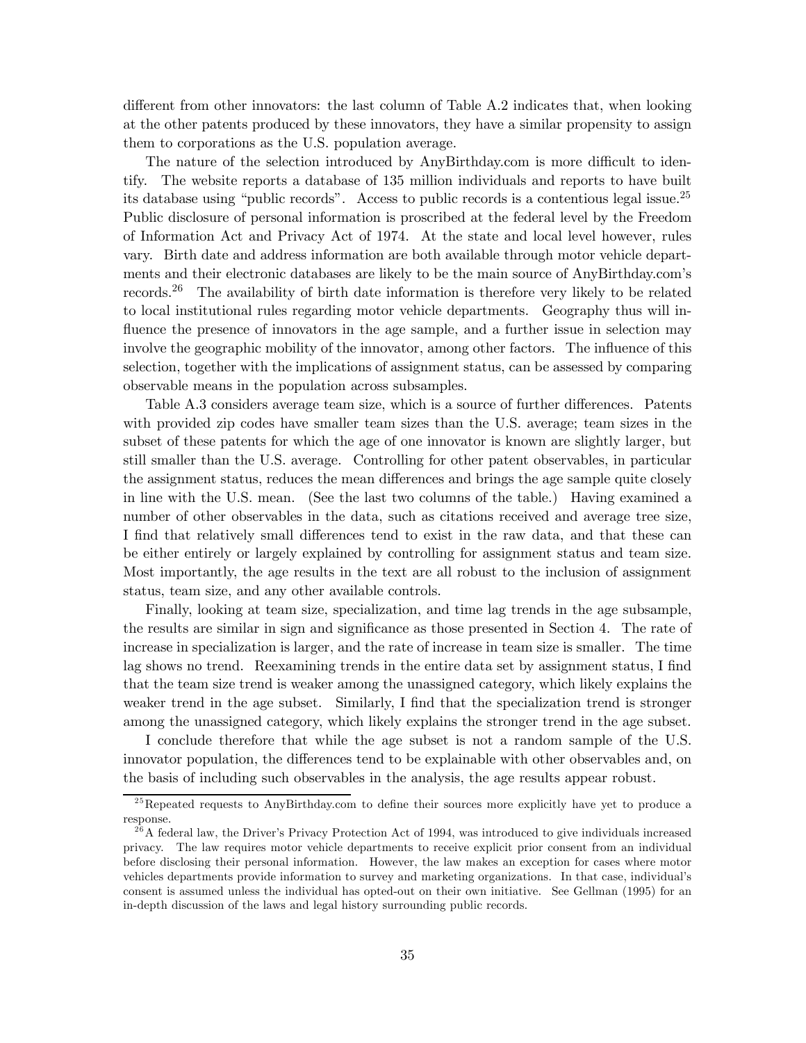different from other innovators: the last column of Table A.2 indicates that, when looking at the other patents produced by these innovators, they have a similar propensity to assign them to corporations as the U.S. population average.

The nature of the selection introduced by AnyBirthday.com is more difficult to identify. The website reports a database of 135 million individuals and reports to have built its database using "public records". Access to public records is a contentious legal issue.[25] Public disclosure of personal information is proscribed at the federal level by the Freedom of Information Act and Privacy Act of 1974. At the state and local level however, rules vary. Birth date and address information are both available through motor vehicle departments and their electronic databases are likely to be the main source of AnyBirthday.com's records.[26] The availability of birth date information is therefore very likely to be related to local institutional rules regarding motor vehicle departments. Geography thus will influence the presence of innovators in the age sample, and a further issue in selection may involve the geographic mobility of the innovator, among other factors. The influence of this selection, together with the implications of assignment status, can be assessed by comparing observable means in the population across subsamples.

Table A.3 considers average team size, which is a source of further differences. Patents with provided zip codes have smaller team sizes than the U.S. average; team sizes in the subset of these patents for which the age of one innovator is known are slightly larger, but still smaller than the U.S. average. Controlling for other patent observables, in particular the assignment status, reduces the mean differences and brings the age sample quite closely in line with the U.S. mean. (See the last two columns of the table.) Having examined a number of other observables in the data, such as citations received and average tree size, I find that relatively small differences tend to exist in the raw data, and that these can be either entirely or largely explained by controlling for assignment status and team size. Most importantly, the age results in the text are all robust to the inclusion of assignment status, team size, and any other available controls.

Finally, looking at team size, specialization, and time lag trends in the age subsample, the results are similar in sign and significance as those presented in Section 4. The rate of increase in specialization is larger, and the rate of increase in team size is smaller. The time lag shows no trend. Reexamining trends in the entire data set by assignment status, I find that the team size trend is weaker among the unassigned category, which likely explains the weaker trend in the age subset. Similarly, I find that the specialization trend is stronger among the unassigned category, which likely explains the stronger trend in the age subset.

I conclude therefore that while the age subset is not a random sample of the U.S. innovator population, the differences tend to be explainable with other observables and, on the basis of including such observables in the analysis, the age results appear robust.

[25] Repeated requests to AnyBirthday.com to define their sources more explicitly have yet to produce a response.

[26] A federal law, the Driver's Privacy Protection Act of 1994, was introduced to give individuals increased privacy. The law requires motor vehicle departments to receive explicit prior consent from an individual before disclosing their personal information. However, the law makes an exception for cases where motor vehicles departments provide information to survey and marketing organizations. In that case, individual's consent is assumed unless the individual has opted-out on their own initiative. See Gellman (1995) for an in-depth discussion of the laws and legal history surrounding public records.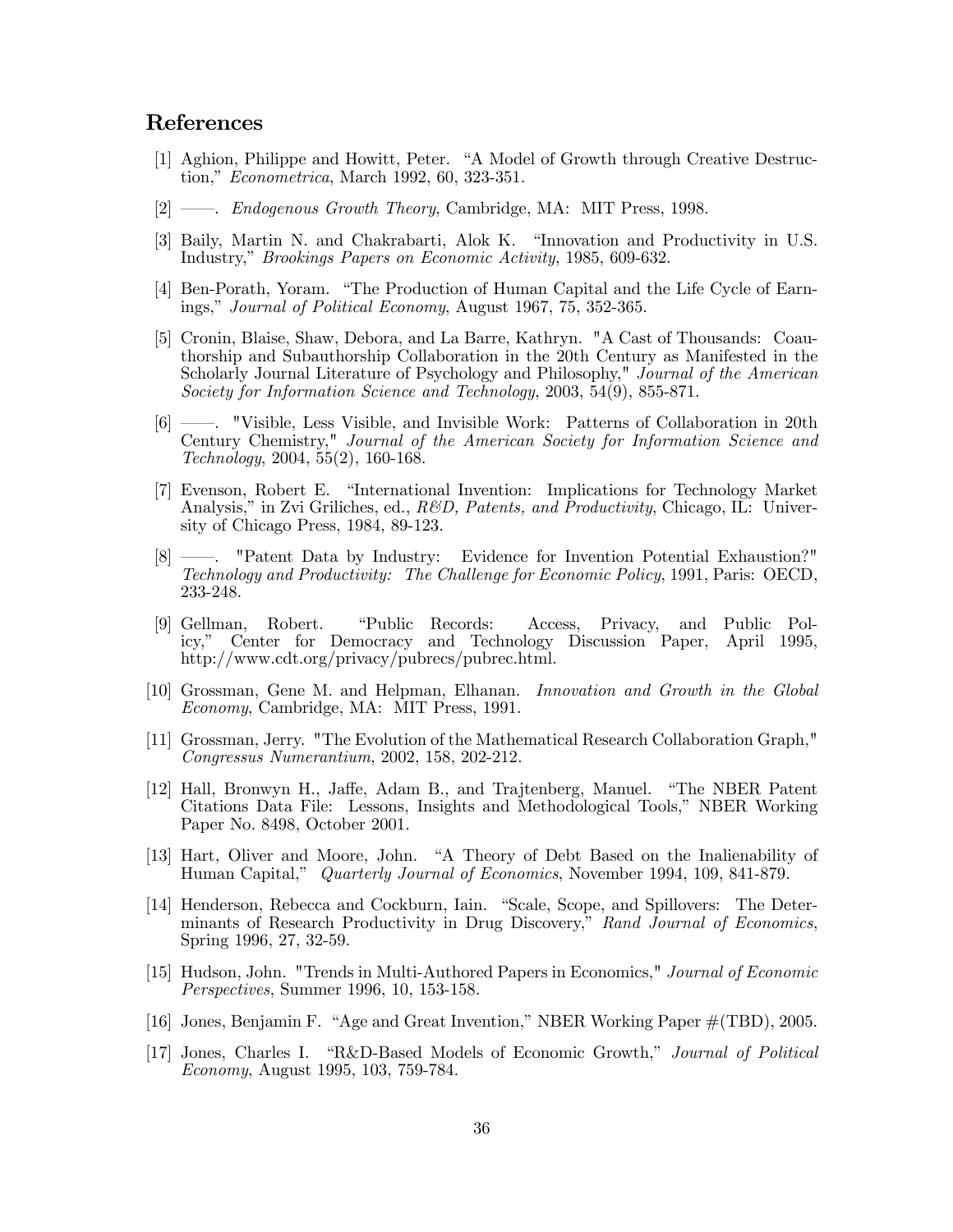## References

[1] Aghion, Philippe and Howitt, Peter. "A Model of Growth through Creative Destruction," *Econometrica*, March 1992, 60, 323-351.

[2] ——. *Endogenous Growth Theory*, Cambridge, MA: MIT Press, 1998.

[3] Baily, Martin N. and Chakrabarti, Alok K. "Innovation and Productivity in U.S. Industry," *Brookings Papers on Economic Activity*, 1985, 609-632.

[4] Ben-Porath, Yoram. "The Production of Human Capital and the Life Cycle of Earnings," *Journal of Political Economy*, August 1967, 75, 352-365.

[5] Cronin, Blaise, Shaw, Debora, and La Barre, Kathryn. "A Cast of Thousands: Coauthorship and Subauthorship Collaboration in the 20th Century as Manifested in the Scholarly Journal Literature of Psychology and Philosophy," *Journal of the American Society for Information Science and Technology*, 2003, 54(9), 855-871.

[6] ——. "Visible, Less Visible, and Invisible Work: Patterns of Collaboration in 20th Century Chemistry," *Journal of the American Society for Information Science and Technology*, 2004, 55(2), 160-168.

[7] Evenson, Robert E. "International Invention: Implications for Technology Market Analysis," in Zvi Griliches, ed., *R&D, Patents, and Productivity*, Chicago, IL: University of Chicago Press, 1984, 89-123.

[8] ——. "Patent Data by Industry: Evidence for Invention Potential Exhaustion?" *Technology and Productivity: The Challenge for Economic Policy*, 1991, Paris: OECD, 233-248.

[9] Gellman, Robert. "Public Records: Access, Privacy, and Public Policy," Center for Democracy and Technology Discussion Paper, April 1995, http://www.cdt.org/privacy/pubrecs/pubrec.html.

[10] Grossman, Gene M. and Helpman, Elhanan. *Innovation and Growth in the Global Economy*, Cambridge, MA: MIT Press, 1991.

[11] Grossman, Jerry. "The Evolution of the Mathematical Research Collaboration Graph," *Congressus Numerantium*, 2002, 158, 202-212.

[12] Hall, Bronwyn H., Jaffe, Adam B., and Trajtenberg, Manuel. "The NBER Patent Citations Data File: Lessons, Insights and Methodological Tools," NBER Working Paper No. 8498, October 2001.

[13] Hart, Oliver and Moore, John. "A Theory of Debt Based on the Inalienability of Human Capital," *Quarterly Journal of Economics*, November 1994, 109, 841-879.

[14] Henderson, Rebecca and Cockburn, Iain. "Scale, Scope, and Spillovers: The Determinants of Research Productivity in Drug Discovery," *Rand Journal of Economics*, Spring 1996, 27, 32-59.

[15] Hudson, John. "Trends in Multi-Authored Papers in Economics," *Journal of Economic Perspectives*, Summer 1996, 10, 153-158.

[16] Jones, Benjamin F. "Age and Great Invention," NBER Working Paper #(TBD), 2005.

[17] Jones, Charles I. "R&D-Based Models of Economic Growth," *Journal of Political Economy*, August 1995, 103, 759-784.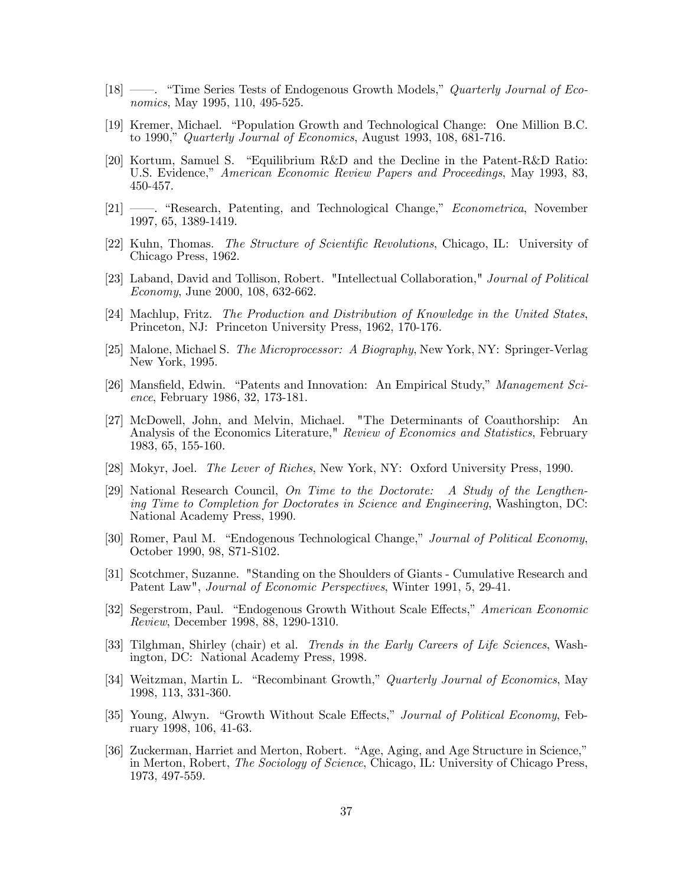[18] ——. "Time Series Tests of Endogenous Growth Models," *Quarterly Journal of Economics*, May 1995, 110, 495-525.

[19] Kremer, Michael. "Population Growth and Technological Change: One Million B.C. to 1990," *Quarterly Journal of Economics*, August 1993, 108, 681-716.

[20] Kortum, Samuel S. "Equilibrium R&D and the Decline in the Patent-R&D Ratio: U.S. Evidence," *American Economic Review Papers and Proceedings*, May 1993, 83, 450-457.

[21] ——. "Research, Patenting, and Technological Change," *Econometrica*, November 1997, 65, 1389-1419.

[22] Kuhn, Thomas. *The Structure of Scientific Revolutions*, Chicago, IL: University of Chicago Press, 1962.

[23] Laband, David and Tollison, Robert. "Intellectual Collaboration," *Journal of Political Economy*, June 2000, 108, 632-662.

[24] Machlup, Fritz. *The Production and Distribution of Knowledge in the United States*, Princeton, NJ: Princeton University Press, 1962, 170-176.

[25] Malone, Michael S. *The Microprocessor: A Biography*, New York, NY: Springer-Verlag New York, 1995.

[26] Mansfield, Edwin. "Patents and Innovation: An Empirical Study," *Management Science*, February 1986, 32, 173-181.

[27] McDowell, John, and Melvin, Michael. "The Determinants of Coauthorship: An Analysis of the Economics Literature," *Review of Economics and Statistics*, February 1983, 65, 155-160.

[28] Mokyr, Joel. *The Lever of Riches*, New York, NY: Oxford University Press, 1990.

[29] National Research Council, *On Time to the Doctorate: A Study of the Lengthening Time to Completion for Doctorates in Science and Engineering*, Washington, DC: National Academy Press, 1990.

[30] Romer, Paul M. "Endogenous Technological Change," *Journal of Political Economy*, October 1990, 98, S71-S102.

[31] Scotchmer, Suzanne. "Standing on the Shoulders of Giants - Cumulative Research and Patent Law", *Journal of Economic Perspectives*, Winter 1991, 5, 29-41.

[32] Segerstrom, Paul. "Endogenous Growth Without Scale Effects," *American Economic Review*, December 1998, 88, 1290-1310.

[33] Tilghman, Shirley (chair) et al. *Trends in the Early Careers of Life Sciences*, Washington, DC: National Academy Press, 1998.

[34] Weitzman, Martin L. "Recombinant Growth," *Quarterly Journal of Economics*, May 1998, 113, 331-360.

[35] Young, Alwyn. "Growth Without Scale Effects," *Journal of Political Economy*, February 1998, 106, 41-63.

[36] Zuckerman, Harriet and Merton, Robert. "Age, Aging, and Age Structure in Science," in Merton, Robert, *The Sociology of Science*, Chicago, IL: University of Chicago Press, 1973, 497-559.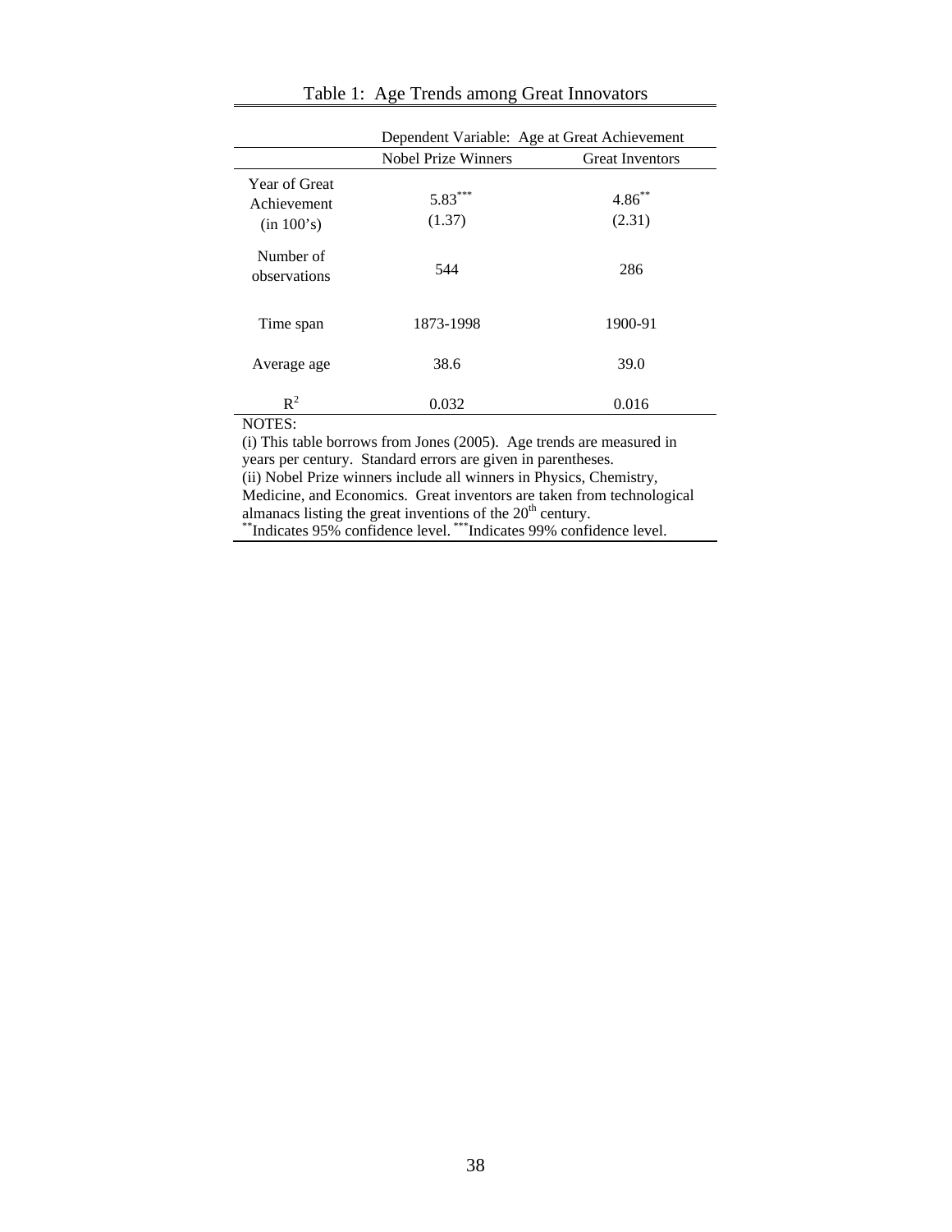Table 1: Age Trends among Great Innovators

| | Dependent Variable: Age at Great Achievement | |
|---|---|---|
| | Nobel Prize Winners | Great Inventors |
| Year of Great Achievement (in 100's) | 5.83*** (1.37) | 4.86** (2.31) |
| Number of observations | 544 | 286 |
| Time span | 1873-1998 | 1900-91 |
| Average age | 38.6 | 39.0 |
| $R^2$ | 0.032 | 0.016 |

NOTES:
(i) This table borrows from Jones (2005). Age trends are measured in years per century. Standard errors are given in parentheses.
(ii) Nobel Prize winners include all winners in Physics, Chemistry, Medicine, and Economics. Great inventors are taken from technological almanacs listing the great inventions of the 20th century.
** Indicates 95% confidence level. *** Indicates 99% confidence level.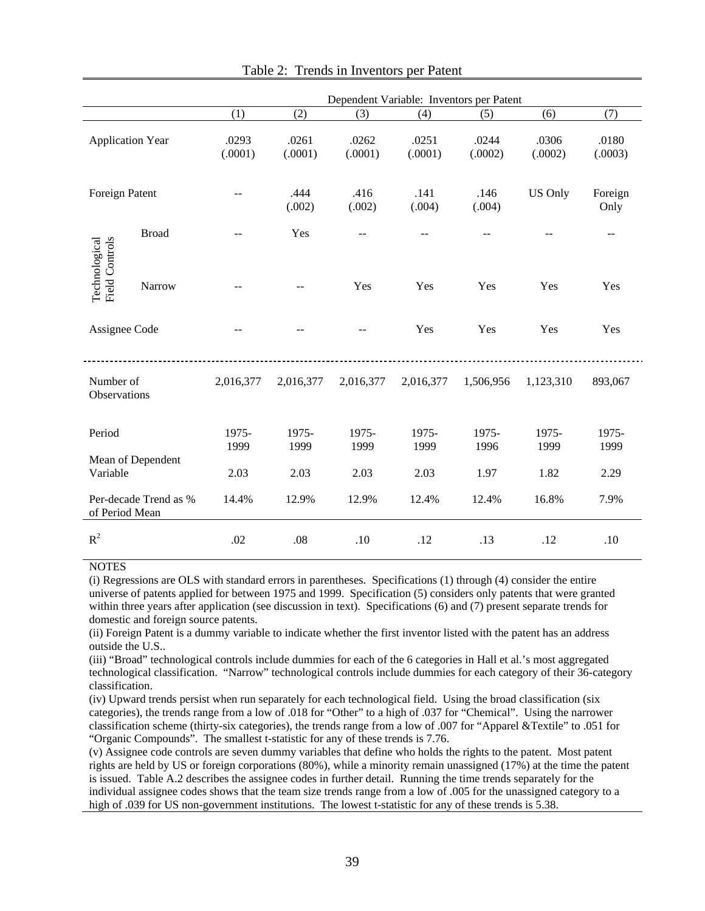Table 2: Trends in Inventors per Patent

| | | Dependent Variable: Inventors per Patent | | | | | | |
|---|---|---|---|---|---|---|---|---|
| | | (1) | (2) | (3) | (4) | (5) | (6) | (7) |
| Application Year | | .0293 (.0001) | .0261 (.0001) | .0262 (.0001) | .0251 (.0001) | .0244 (.0002) | .0306 (.0002) | .0180 (.0003) |
| Foreign Patent | | -- | .444 (.002) | .416 (.002) | .141 (.004) | .146 (.004) | US Only | Foreign Only |
| Technological Field Controls | Broad | -- | Yes | -- | -- | -- | -- | -- |
| | Narrow | -- | -- | Yes | Yes | Yes | Yes | Yes |
| Assignee Code | | -- | -- | -- | Yes | Yes | Yes | Yes |
| Number of Observations | | 2,016,377 | 2,016,377 | 2,016,377 | 2,016,377 | 1,506,956 | 1,123,310 | 893,067 |
| Period | | 1975-1999 | 1975-1999 | 1975-1999 | 1975-1999 | 1975-1996 | 1975-1999 | 1975-1999 |
| Mean of Dependent Variable | | 2.03 | 2.03 | 2.03 | 2.03 | 1.97 | 1.82 | 2.29 |
| Per-decade Trend as % of Period Mean | | 14.4% | 12.9% | 12.9% | 12.4% | 12.4% | 16.8% | 7.9% |
| $R^2$ | | .02 | .08 | .10 | .12 | .13 | .12 | .10 |

NOTES

(i) Regressions are OLS with standard errors in parentheses. Specifications (1) through (4) consider the entire universe of patents applied for between 1975 and 1999. Specification (5) considers only patents that were granted within three years after application (see discussion in text). Specifications (6) and (7) present separate trends for domestic and foreign source patents.

(ii) Foreign Patent is a dummy variable to indicate whether the first inventor listed with the patent has an address outside the U.S..

(iii) "Broad" technological controls include dummies for each of the 6 categories in Hall et al.'s most aggregated technological classification. "Narrow" technological controls include dummies for each category of their 36-category classification.

(iv) Upward trends persist when run separately for each technological field. Using the broad classification (six categories), the trends range from a low of .018 for "Other" to a high of .037 for "Chemical". Using the narrower classification scheme (thirty-six categories), the trends range from a low of .007 for "Apparel &Textile" to .051 for "Organic Compounds". The smallest t-statistic for any of these trends is 7.76.

(v) Assignee code controls are seven dummy variables that define who holds the rights to the patent. Most patent rights are held by US or foreign corporations (80%), while a minority remain unassigned (17%) at the time the patent is issued. Table A.2 describes the assignee codes in further detail. Running the time trends separately for the individual assignee codes shows that the team size trends range from a low of .005 for the unassigned category to a high of .039 for US non-government institutions. The lowest t-statistic for any of these trends is 5.38.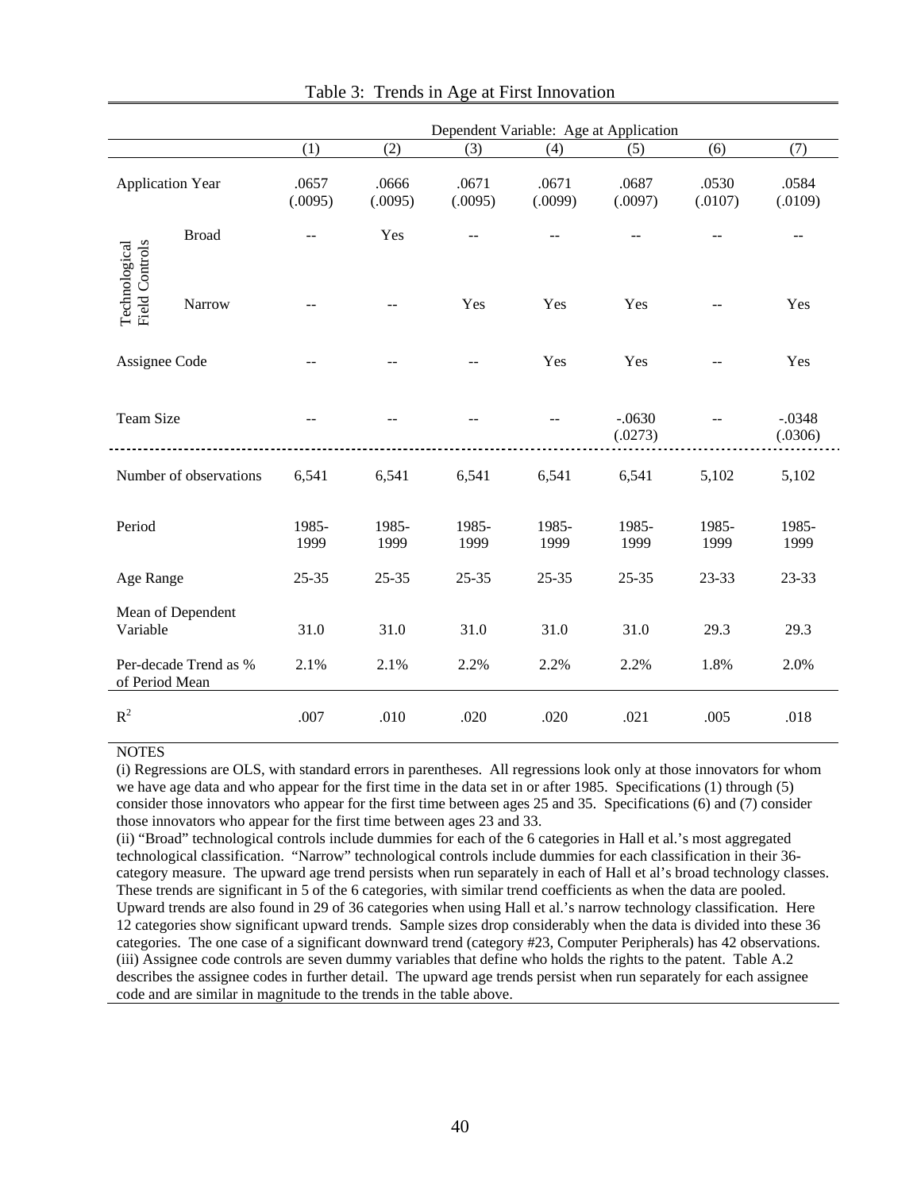Table 3: Trends in Age at First Innovation

| | | Dependent Variable: Age at Application | | | | | | |
|---|---|---|---|---|---|---|---|---|
| | | (1) | (2) | (3) | (4) | (5) | (6) | (7) |
| Application Year | | .0657 (.0095) | .0666 (.0095) | .0671 (.0095) | .0671 (.0099) | .0687 (.0097) | .0530 (.0107) | .0584 (.0109) |
| Technological Field Controls | Broad | -- | Yes | -- | -- | -- | -- | -- |
| | Narrow | -- | -- | Yes | Yes | Yes | -- | Yes |
| Assignee Code | | -- | -- | -- | Yes | Yes | -- | Yes |
| Team Size | | -- | -- | -- | -- | -.0630 (.0273) | -- | -.0348 (.0306) |
| Number of observations | | 6,541 | 6,541 | 6,541 | 6,541 | 6,541 | 5,102 | 5,102 |
| Period | | 1985-1999 | 1985-1999 | 1985-1999 | 1985-1999 | 1985-1999 | 1985-1999 | 1985-1999 |
| Age Range | | 25-35 | 25-35 | 25-35 | 25-35 | 25-35 | 23-33 | 23-33 |
| Mean of Dependent Variable | | 31.0 | 31.0 | 31.0 | 31.0 | 31.0 | 29.3 | 29.3 |
| Per-decade Trend as % of Period Mean | | 2.1% | 2.1% | 2.2% | 2.2% | 2.2% | 1.8% | 2.0% |
| $R^2$ | | .007 | .010 | .020 | .020 | .021 | .005 | .018 |

NOTES

(i) Regressions are OLS, with standard errors in parentheses. All regressions look only at those innovators for whom we have age data and who appear for the first time in the data set in or after 1985. Specifications (1) through (5) consider those innovators who appear for the first time between ages 25 and 35. Specifications (6) and (7) consider those innovators who appear for the first time between ages 23 and 33.

(ii) "Broad" technological controls include dummies for each of the 6 categories in Hall et al.'s most aggregated technological classification. "Narrow" technological controls include dummies for each classification in their 36-category measure. The upward age trend persists when run separately in each of Hall et al's broad technology classes. These trends are significant in 5 of the 6 categories, with similar trend coefficients as when the data are pooled. Upward trends are also found in 29 of 36 categories when using Hall et al.'s narrow technology classification. Here 12 categories show significant upward trends. Sample sizes drop considerably when the data is divided into these 36 categories. The one case of a significant downward trend (category #23, Computer Peripherals) has 42 observations.

(iii) Assignee code controls are seven dummy variables that define who holds the rights to the patent. Table A.2 describes the assignee codes in further detail. The upward age trends persist when run separately for each assignee code and are similar in magnitude to the trends in the table above.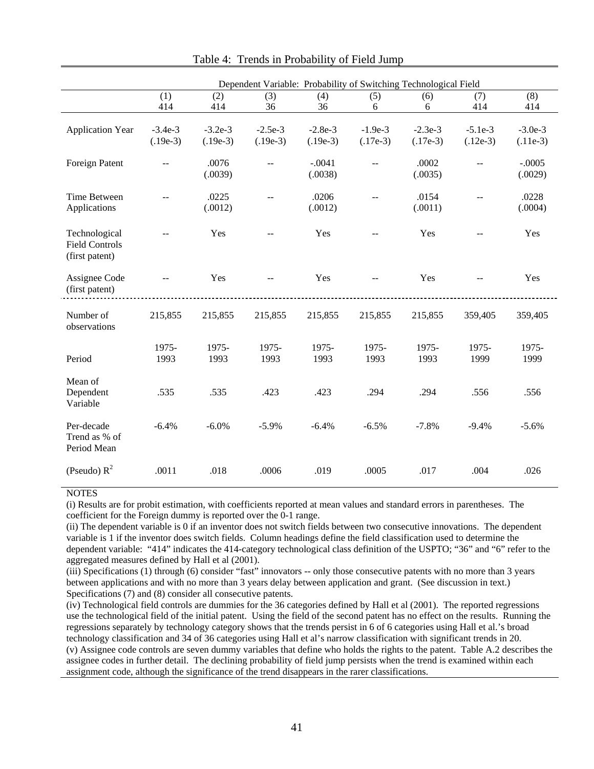Table 4: Trends in Probability of Field Jump

| | Dependent Variable: Probability of Switching Technological Field | | | | | | | |
|---|---|---|---|---|---|---|---|---|
| | (1)<br>414 | (2)<br>414 | (3)<br>36 | (4)<br>36 | (5)<br>6 | (6)<br>6 | (7)<br>414 | (8)<br>414 |
| Application Year | -3.4e-3<br>(.19e-3) | -3.2e-3<br>(.19e-3) | -2.5e-3<br>(.19e-3) | -2.8e-3<br>(.19e-3) | -1.9e-3<br>(.17e-3) | -2.3e-3<br>(.17e-3) | -5.1e-3<br>(.12e-3) | -3.0e-3<br>(.11e-3) |
| Foreign Patent | -- | .0076<br>(.0039) | -- | -.0041<br>(.0038) | -- | .0002<br>(.0035) | -- | -.0005<br>(.0029) |
| Time Between Applications | -- | .0225<br>(.0012) | -- | .0206<br>(.0012) | -- | .0154<br>(.0011) | -- | .0228<br>(.0004) |
| Technological Field Controls (first patent) | -- | Yes | -- | Yes | -- | Yes | -- | Yes |
| Assignee Code (first patent) | -- | Yes | -- | Yes | -- | Yes | -- | Yes |
| Number of observations | 215,855 | 215,855 | 215,855 | 215,855 | 215,855 | 215,855 | 359,405 | 359,405 |
| Period | 1975-1993 | 1975-1993 | 1975-1993 | 1975-1993 | 1975-1993 | 1975-1993 | 1975-1999 | 1975-1999 |
| Mean of Dependent Variable | .535 | .535 | .423 | .423 | .294 | .294 | .556 | .556 |
| Per-decade Trend as % of Period Mean | -6.4% | -6.0% | -5.9% | -6.4% | -6.5% | -7.8% | -9.4% | -5.6% |
| (Pseudo) $R^2$ | .0011 | .018 | .0006 | .019 | .0005 | .017 | .004 | .026 |

NOTES

(i) Results are for probit estimation, with coefficients reported at mean values and standard errors in parentheses. The coefficient for the Foreign dummy is reported over the 0-1 range.

(ii) The dependent variable is 0 if an inventor does not switch fields between two consecutive innovations. The dependent variable is 1 if the inventor does switch fields. Column headings define the field classification used to determine the dependent variable: "414" indicates the 414-category technological class definition of the USPTO; "36" and "6" refer to the aggregated measures defined by Hall et al (2001).

(iii) Specifications (1) through (6) consider "fast" innovators -- only those consecutive patents with no more than 3 years between applications and with no more than 3 years delay between application and grant. (See discussion in text.) Specifications (7) and (8) consider all consecutive patents.

(iv) Technological field controls are dummies for the 36 categories defined by Hall et al (2001). The reported regressions use the technological field of the initial patent. Using the field of the second patent has no effect on the results. Running the regressions separately by technology category shows that the trends persist in 6 of 6 categories using Hall et al.'s broad technology classification and 34 of 36 categories using Hall et al's narrow classification with significant trends in 20.

(v) Assignee code controls are seven dummy variables that define who holds the rights to the patent. Table A.2 describes the assignee codes in further detail. The declining probability of field jump persists when the trend is examined within each assignment code, although the significance of the trend disappears in the rarer classifications.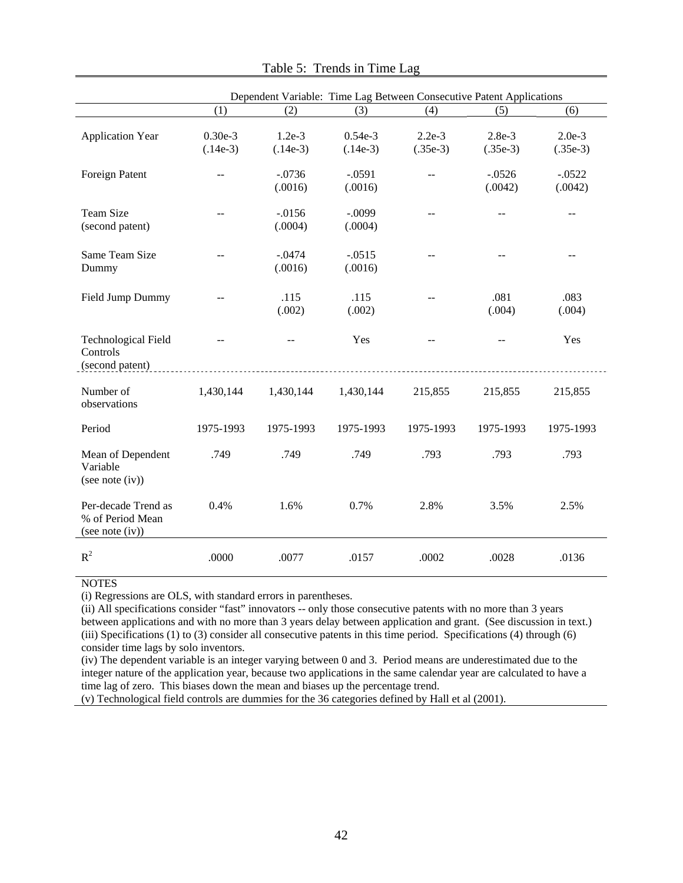Table 5: Trends in Time Lag

| | Dependent Variable: Time Lag Between Consecutive Patent Applications | | | | | |
|---|---|---|---|---|---|---|
| | (1) | (2) | (3) | (4) | (5) | (6) |
| Application Year | 0.30e-3<br>(.14e-3) | 1.2e-3<br>(.14e-3) | 0.54e-3<br>(.14e-3) | 2.2e-3<br>(.35e-3) | 2.8e-3<br>(.35e-3) | 2.0e-3<br>(.35e-3) |
| Foreign Patent | -- | -.0736<br>(.0016) | -.0591<br>(.0016) | -- | -.0526<br>(.0042) | -.0522<br>(.0042) |
| Team Size (second patent) | -- | -.0156<br>(.0004) | -.0099<br>(.0004) | -- | -- | -- |
| Same Team Size Dummy | -- | -.0474<br>(.0016) | -.0515<br>(.0016) | -- | -- | -- |
| Field Jump Dummy | -- | .115<br>(.002) | .115<br>(.002) | -- | .081<br>(.004) | .083<br>(.004) |
| Technological Field Controls (second patent) | -- | -- | Yes | -- | -- | Yes |
| Number of observations | 1,430,144 | 1,430,144 | 1,430,144 | 215,855 | 215,855 | 215,855 |
| Period | 1975-1993 | 1975-1993 | 1975-1993 | 1975-1993 | 1975-1993 | 1975-1993 |
| Mean of Dependent Variable (see note (iv)) | .749 | .749 | .749 | .793 | .793 | .793 |
| Per-decade Trend as % of Period Mean (see note (iv)) | 0.4% | 1.6% | 0.7% | 2.8% | 3.5% | 2.5% |
| $R^2$ | .0000 | .0077 | .0157 | .0002 | .0028 | .0136 |

NOTES

(i) Regressions are OLS, with standard errors in parentheses.

(ii) All specifications consider "fast" innovators -- only those consecutive patents with no more than 3 years between applications and with no more than 3 years delay between application and grant. (See discussion in text.)

(iii) Specifications (1) to (3) consider all consecutive patents in this time period. Specifications (4) through (6) consider time lags by solo inventors.

(iv) The dependent variable is an integer varying between 0 and 3. Period means are underestimated due to the integer nature of the application year, because two applications in the same calendar year are calculated to have a time lag of zero. This biases down the mean and biases up the percentage trend.

(v) Technological field controls are dummies for the 36 categories defined by Hall et al (2001).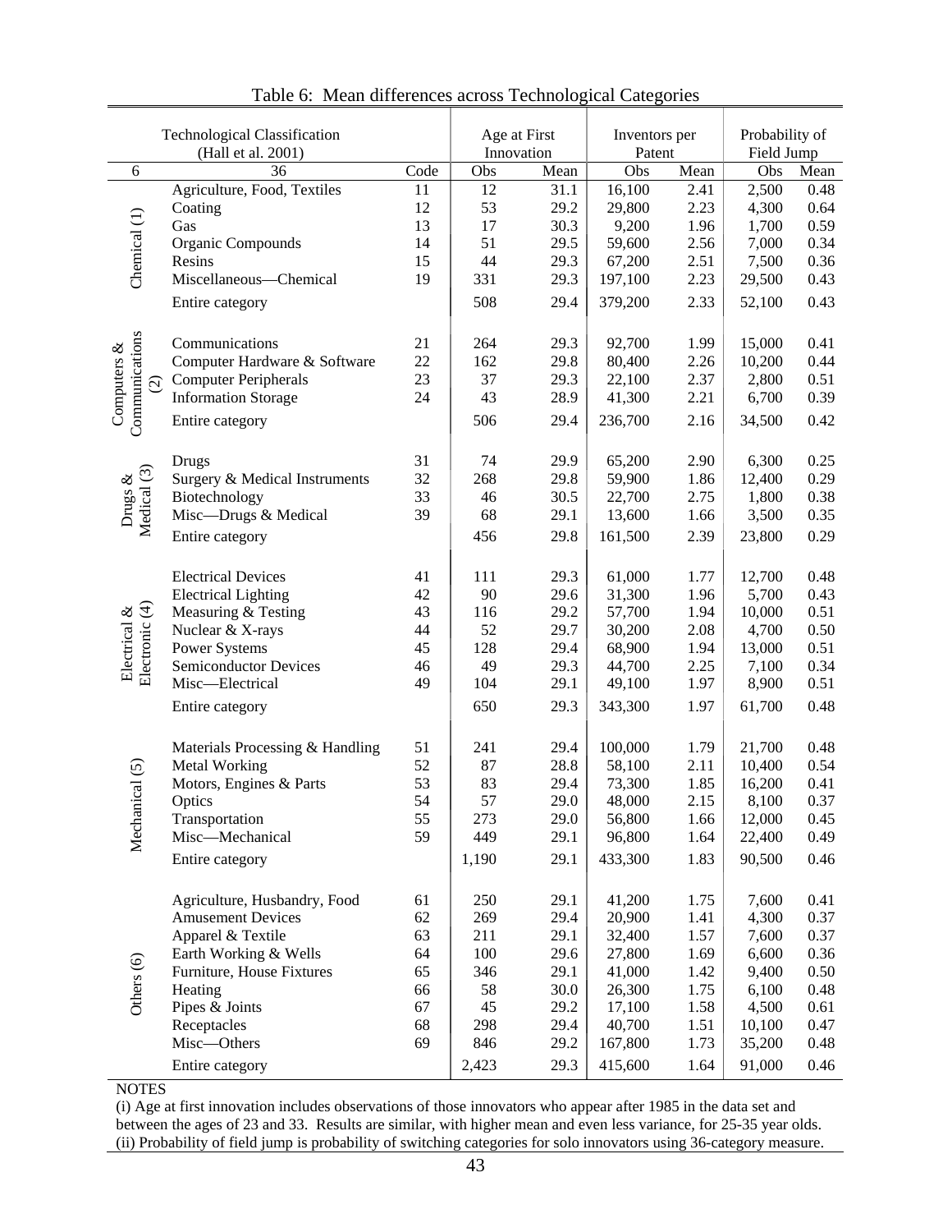Table 6: Mean differences across Technological Categories

| Technological Classification (Hall et al. 2001) | | | Age at First Innovation | | Inventors per Patent | | Probability of Field Jump | |
|---|---|---|---|---|---|---|---|---|
| 6 | 36 | Code | Obs | Mean | Obs | Mean | Obs | Mean |
| Chemical (1) | Agriculture, Food, Textiles | 11 | 12 | 31.1 | 16,100 | 2.41 | 2,500 | 0.48 |
| | Coating | 12 | 53 | 29.2 | 29,800 | 2.23 | 4,300 | 0.64 |
| | Gas | 13 | 17 | 30.3 | 9,200 | 1.96 | 1,700 | 0.59 |
| | Organic Compounds | 14 | 51 | 29.5 | 59,600 | 2.56 | 7,000 | 0.34 |
| | Resins | 15 | 44 | 29.3 | 67,200 | 2.51 | 7,500 | 0.36 |
| | Miscellaneous—Chemical | 19 | 331 | 29.3 | 197,100 | 2.23 | 29,500 | 0.43 |
| | Entire category | | 508 | 29.4 | 379,200 | 2.33 | 52,100 | 0.43 |
| Computers & Communications (2) | Communications | 21 | 264 | 29.3 | 92,700 | 1.99 | 15,000 | 0.41 |
| | Computer Hardware & Software | 22 | 162 | 29.8 | 80,400 | 2.26 | 10,200 | 0.44 |
| | Computer Peripherals | 23 | 37 | 29.3 | 22,100 | 2.37 | 2,800 | 0.51 |
| | Information Storage | 24 | 43 | 28.9 | 41,300 | 2.21 | 6,700 | 0.39 |
| | Entire category | | 506 | 29.4 | 236,700 | 2.16 | 34,500 | 0.42 |
| Drugs & Medical (3) | Drugs | 31 | 74 | 29.9 | 65,200 | 2.90 | 6,300 | 0.25 |
| | Surgery & Medical Instruments | 32 | 268 | 29.8 | 59,900 | 1.86 | 12,400 | 0.29 |
| | Biotechnology | 33 | 46 | 30.5 | 22,700 | 2.75 | 1,800 | 0.38 |
| | Misc—Drugs & Medical | 39 | 68 | 29.1 | 13,600 | 1.66 | 3,500 | 0.35 |
| | Entire category | | 456 | 29.8 | 161,500 | 2.39 | 23,800 | 0.29 |
| Electrical & Electronic (4) | Electrical Devices | 41 | 111 | 29.3 | 61,000 | 1.77 | 12,700 | 0.48 |
| | Electrical Lighting | 42 | 90 | 29.6 | 31,300 | 1.96 | 5,700 | 0.43 |
| | Measuring & Testing | 43 | 116 | 29.2 | 57,700 | 1.94 | 10,000 | 0.51 |
| | Nuclear & X-rays | 44 | 52 | 29.7 | 30,200 | 2.08 | 4,700 | 0.50 |
| | Power Systems | 45 | 128 | 29.4 | 68,900 | 1.94 | 13,000 | 0.51 |
| | Semiconductor Devices | 46 | 49 | 29.3 | 44,700 | 2.25 | 7,100 | 0.34 |
| | Misc—Electrical | 49 | 104 | 29.1 | 49,100 | 1.97 | 8,900 | 0.51 |
| | Entire category | | 650 | 29.3 | 343,300 | 1.97 | 61,700 | 0.48 |
| Mechanical (5) | Materials Processing & Handling | 51 | 241 | 29.4 | 100,000 | 1.79 | 21,700 | 0.48 |
| | Metal Working | 52 | 87 | 28.8 | 58,100 | 2.11 | 10,400 | 0.54 |
| | Motors, Engines & Parts | 53 | 83 | 29.4 | 73,300 | 1.85 | 16,200 | 0.41 |
| | Optics | 54 | 57 | 29.0 | 48,000 | 2.15 | 8,100 | 0.37 |
| | Transportation | 55 | 273 | 29.0 | 56,800 | 1.66 | 12,000 | 0.45 |
| | Misc—Mechanical | 59 | 449 | 29.1 | 96,800 | 1.64 | 22,400 | 0.49 |
| | Entire category | | 1,190 | 29.1 | 433,300 | 1.83 | 90,500 | 0.46 |
| Others (6) | Agriculture, Husbandry, Food | 61 | 250 | 29.1 | 41,200 | 1.75 | 7,600 | 0.41 |
| | Amusement Devices | 62 | 269 | 29.4 | 20,900 | 1.41 | 4,300 | 0.37 |
| | Apparel & Textile | 63 | 211 | 29.1 | 32,400 | 1.57 | 7,600 | 0.37 |
| | Earth Working & Wells | 64 | 100 | 29.6 | 27,800 | 1.69 | 6,600 | 0.36 |
| | Furniture, House Fixtures | 65 | 346 | 29.1 | 41,000 | 1.42 | 9,400 | 0.50 |
| | Heating | 66 | 58 | 30.0 | 26,300 | 1.75 | 6,100 | 0.48 |
| | Pipes & Joints | 67 | 45 | 29.2 | 17,100 | 1.58 | 4,500 | 0.61 |
| | Receptacles | 68 | 298 | 29.4 | 40,700 | 1.51 | 10,100 | 0.47 |
| | Misc—Others | 69 | 846 | 29.2 | 167,800 | 1.73 | 35,200 | 0.48 |
| | Entire category | | 2,423 | 29.3 | 415,600 | 1.64 | 91,000 | 0.46 |

NOTES

(i) Age at first innovation includes observations of those innovators who appear after 1985 in the data set and between the ages of 23 and 33. Results are similar, with higher mean and even less variance, for 25-35 year olds.

(ii) Probability of field jump is probability of switching categories for solo innovators using 36-category measure.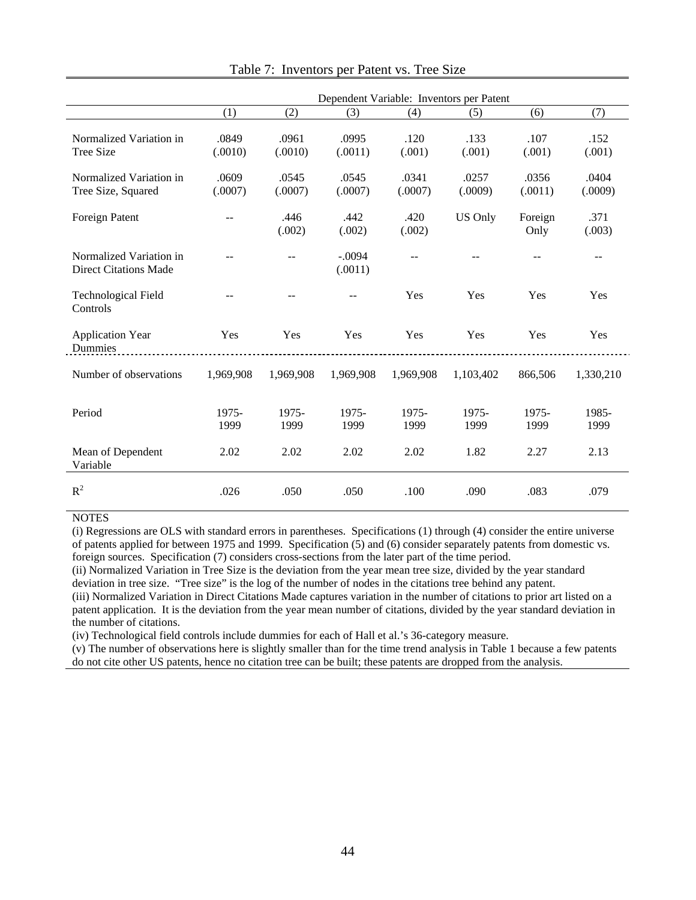## Table 7: Inverntors per Patent vs. Tree Size

| | Dependent Variable: Inventors per Patent | | | | | | |
|---|---|---|---|---|---|---|---|
| | (1) | (2) | (3) | (4) | (5) | (6) | (7) |
| Normalized Variation in Tree Size | .0849 (.0010) | .0961 (.0010) | .0995 (.0011) | .120 (.001) | .133 (.001) | .107 (.001) | .152 (.001) |
| Normalized Variation in Tree Size, Squared | .0609 (.0007) | .0545 (.0007) | .0545 (.0007) | .0341 (.0007) | .0257 (.0009) | .0356 (.0011) | .0404 (.0009) |
| Foreign Patent | -- | .446 (.002) | .442 (.002) | .420 (.002) | US Only | Foreign Only | .371 (.003) |
| Normalized Variation in Direct Citations Made | -- | -- | -.0094 (.0011) | -- | -- | -- | -- |
| Technological Field Controls | -- | -- | -- | Yes | Yes | Yes | Yes |
| Application Year Dummies | Yes | Yes | Yes | Yes | Yes | Yes | Yes |
| Number of observations | 1,969,908 | 1,969,908 | 1,969,908 | 1,969,908 | 1,103,402 | 866,506 | 1,330,210 |
| Period | 1975-1999 | 1975-1999 | 1975-1999 | 1975-1999 | 1975-1999 | 1975-1999 | 1985-1999 |
| Mean of Dependent Variable | 2.02 | 2.02 | 2.02 | 2.02 | 1.82 | 2.27 | 2.13 |
| $R^2$ | .026 | .050 | .050 | .100 | .090 | .083 | .079 |

NOTES

(i) Regressions are OLS with standard errors in parentheses. Specifications (1) through (4) consider the entire universe of patents applied for between 1975 and 1999. Specification (5) and (6) consider separately patents from domestic vs. foreign sources. Specification (7) considers cross-sections from the later part of the time period.

(ii) Normalized Variation in Tree Size is the deviation from the year mean tree size, divided by the year standard deviation in tree size. "Tree size" is the log of the number of nodes in the citations tree behind any patent.

(iii) Normalized Variation in Direct Citations Made captures variation in the number of citations to prior art listed on a patent application. It is the deviation from the year mean number of citations, divided by the year standard deviation in the number of citations.

(iv) Technological field controls include dummies for each of Hall et al.'s 36-category measure.

(v) The number of observations here is slightly smaller than for the time trend analysis in Table 1 because a few patents do not cite other US patents, hence no citation tree can be built; these patents are dropped from the analysis.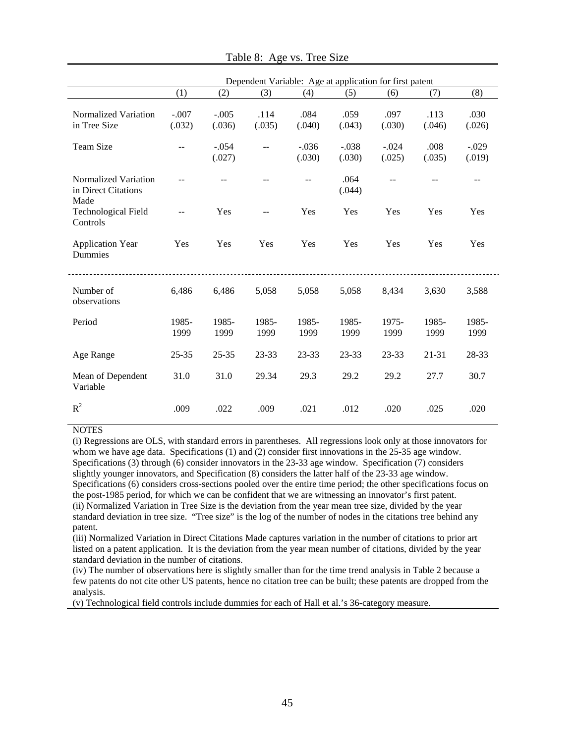Table 8: Age vs. Tree Size

| | Dependent Variable: Age at application for first patent | | | | | | | |
|---|---|---|---|---|---|---|---|---|
| | (1) | (2) | (3) | (4) | (5) | (6) | (7) | (8) |
| Normalized Variation in Tree Size | -.007 (.032) | -.005 (.036) | .114 (.035) | .084 (.040) | .059 (.043) | .097 (.030) | .113 (.046) | .030 (.026) |
| Team Size | -- | -.054 (.027) | -- | -.036 (.030) | -.038 (.030) | -.024 (.025) | .008 (.035) | -.029 (.019) |
| Normalized Variation in Direct Citations Made | -- | -- | -- | -- | .064 (.044) | -- | -- | -- |
| Technological Field Controls | -- | Yes | -- | Yes | Yes | Yes | Yes | Yes |
| Application Year Dummies | Yes | Yes | Yes | Yes | Yes | Yes | Yes | Yes |
| Number of observations | 6,486 | 6,486 | 5,058 | 5,058 | 5,058 | 8,434 | 3,630 | 3,588 |
| Period | 1985-1999 | 1985-1999 | 1985-1999 | 1985-1999 | 1985-1999 | 1975-1999 | 1985-1999 | 1985-1999 |
| Age Range | 25-35 | 25-35 | 23-33 | 23-33 | 23-33 | 23-33 | 21-31 | 28-33 |
| Mean of Dependent Variable | 31.0 | 31.0 | 29.34 | 29.3 | 29.2 | 29.2 | 27.7 | 30.7 |
| $R^2$ | .009 | .022 | .009 | .021 | .012 | .020 | .025 | .020 |

NOTES

(i) Regressions are OLS, with standard errors in parentheses. All regressions look only at those innovators for whom we have age data. Specifications (1) and (2) consider first innovations in the 25-35 age window. Specifications (3) through (6) consider innovators in the 23-33 age window. Specification (7) considers slightly younger innovators, and Specification (8) considers the latter half of the 23-33 age window. Specifications (6) considers cross-sections pooled over the entire time period; the other specifications focus on the post-1985 period, for which we can be confident that we are witnessing an innovator's first patent.

(ii) Normalized Variation in Tree Size is the deviation from the year mean tree size, divided by the year standard deviation in tree size. "Tree size" is the log of the number of nodes in the citations tree behind any patent.

(iii) Normalized Variation in Direct Citations Made captures variation in the number of citations to prior art listed on a patent application. It is the deviation from the year mean number of citations, divided by the year standard deviation in the number of citations.

(iv) The number of observations here is slightly smaller than for the time trend analysis in Table 2 because a few patents do not cite other US patents, hence no citation tree can be built; these patents are dropped from the analysis.

(v) Technological field controls include dummies for each of Hall et al.'s 36-category measure.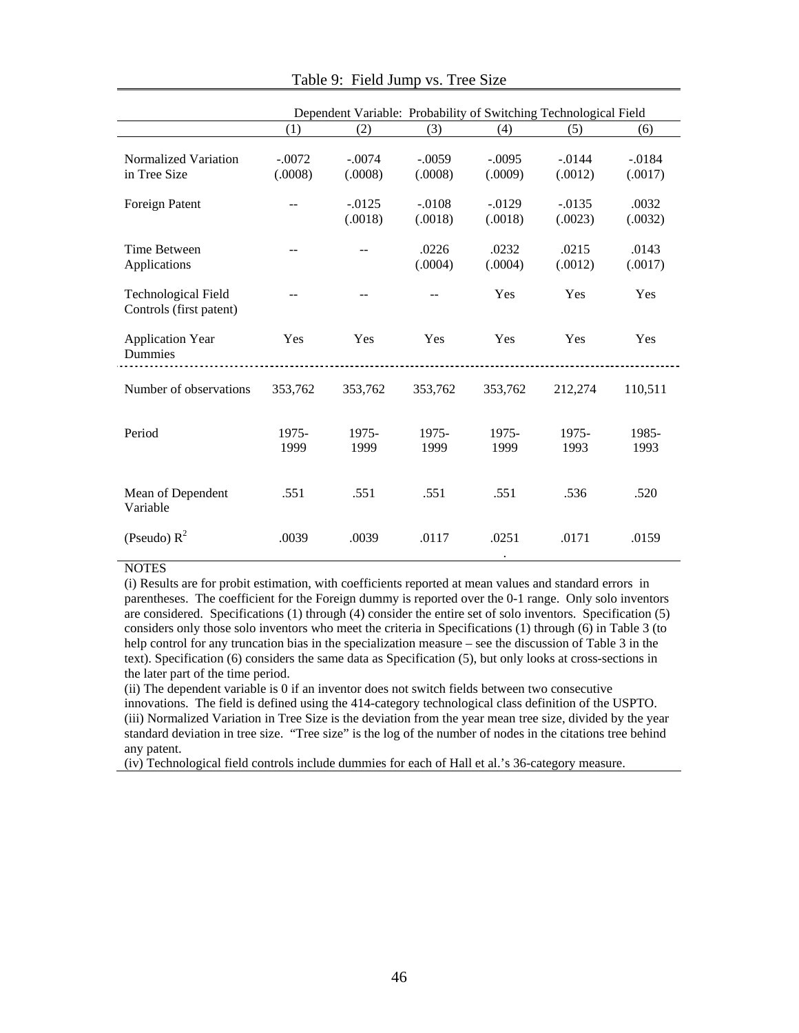Table 9: Field Jump vs. Tree Size

| | Dependent Variable: Probability of Switching Technological Field | | | | | |
|---|---|---|---|---|---|---|
| | (1) | (2) | (3) | (4) | (5) | (6) |
| Normalized Variation in Tree Size | -.0072 (.0008) | -.0074 (.0008) | -.0059 (.0008) | -.0095 (.0009) | -.0144 (.0012) | -.0184 (.0017) |
| Foreign Patent | -- | -.0125 (.0018) | -.0108 (.0018) | -.0129 (.0018) | -.0135 (.0023) | .0032 (.0032) |
| Time Between Applications | -- | -- | .0226 (.0004) | .0232 (.0004) | .0215 (.0012) | .0143 (.0017) |
| Technological Field Controls (first patent) | -- | -- | -- | Yes | Yes | Yes |
| Application Year Dummies | Yes | Yes | Yes | Yes | Yes | Yes |
| Number of observations | 353,762 | 353,762 | 353,762 | 353,762 | 212,274 | 110,511 |
| Period | 1975-1999 | 1975-1999 | 1975-1999 | 1975-1999 | 1975-1993 | 1985-1993 |
| Mean of Dependent Variable | .551 | .551 | .551 | .551 | .536 | .520 |
| (Pseudo) $R^2$ | .0039 | .0039 | .0117 | .0251 | .0171 | .0159 |

NOTES

(i) Results are for probit estimation, with coefficients reported at mean values and standard errors in parentheses. The coefficient for the Foreign dummy is reported over the 0-1 range. Only solo inventors are considered. Specifications (1) through (4) consider the entire set of solo inventors. Specification (5) considers only those solo inventors who meet the criteria in Specifications (1) through (6) in Table 3 (to help control for any truncation bias in the specialization measure – see the discussion of Table 3 in the text). Specification (6) considers the same data as Specification (5), but only looks at cross-sections in the later part of the time period.

(ii) The dependent variable is 0 if an inventor does not switch fields between two consecutive innovations. The field is defined using the 414-category technological class definition of the USPTO.

(iii) Normalized Variation in Tree Size is the deviation from the year mean tree size, divided by the year standard deviation in tree size. "Tree size" is the log of the number of nodes in the citations tree behind any patent.

(iv) Technological field controls include dummies for each of Hall et al.'s 36-category measure.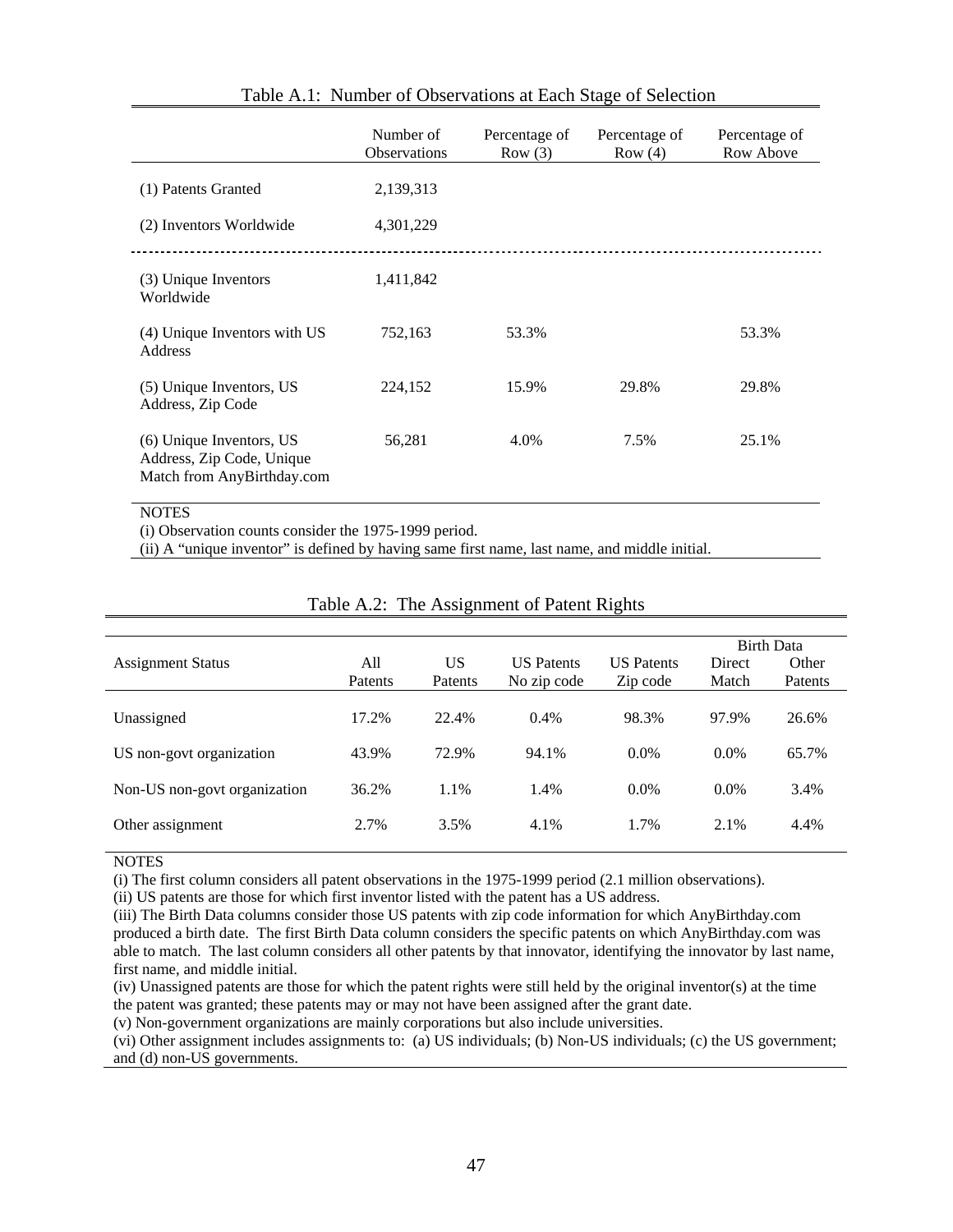Table A.1: Number of Observations at Each Stage of Selection

| | Number of Observations | Percentage of Row (3) | Percentage of Row (4) | Percentage of Row Above |
|---|---|---|---|---|
| (1) Patents Granted | 2,139,313 | | | |
| (2) Inventors Worldwide | 4,301,229 | | | |
| (3) Unique Inventors Worldwide | 1,411,842 | | | |
| (4) Unique Inventors with US Address | 752,163 | 53.3% | | 53.3% |
| (5) Unique Inventors, US Address, Zip Code | 224,152 | 15.9% | 29.8% | 29.8% |
| (6) Unique Inventors, US Address, Zip Code, Unique Match from AnyBirthday.com | 56,281 | 4.0% | 7.5% | 25.1% |

NOTES
(i) Observation counts consider the 1975-1999 period.
(ii) A "unique inventor" is defined by having same first name, last name, and middle initial.

Table A.2: The Assignment of Patent Rights

| Assignment Status | All Patents | US Patents | US Patents No zip code | US Patents Zip code | Birth Data Direct Match | Birth Data Other Patents |
|---|---|---|---|---|---|---|
| Unassigned | 17.2% | 22.4% | 0.4% | 98.3% | 97.9% | 26.6% |
| US non-govt organization | 43.9% | 72.9% | 94.1% | 0.0% | 0.0% | 65.7% |
| Non-US non-govt organization | 36.2% | 1.1% | 1.4% | 0.0% | 0.0% | 3.4% |
| Other assignment | 2.7% | 3.5% | 4.1% | 1.7% | 2.1% | 4.4% |

NOTES
(i) The first column considers all patent observations in the 1975-1999 period (2.1 million observations).
(ii) US patents are those for which first inventor listed with the patent has a US address.
(iii) The Birth Data columns consider those US patents with zip code information for which AnyBirthday.com produced a birth date. The first Birth Data column considers the specific patents on which AnyBirthday.com was able to match. The last column considers all other patents by that innovator, identifying the innovator by last name, first name, and middle initial.
(iv) Unassigned patents are those for which the patent rights were still held by the original inventor(s) at the time the patent was granted; these patents may or may not have been assigned after the grant date.
(v) Non-government organizations are mainly corporations but also include universities.
(vi) Other assignment includes assignments to: (a) US individuals; (b) Non-US individuals; (c) the US government; and (d) non-US governments.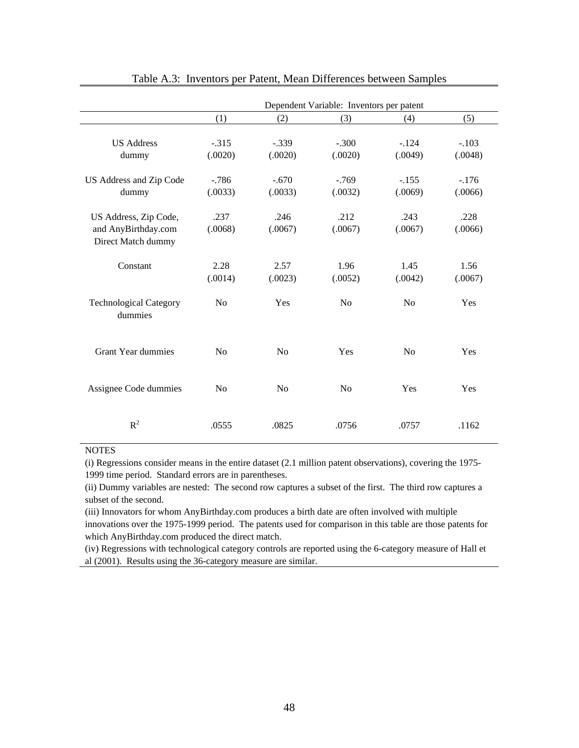Table A.3: Inventors per Patent, Mean Differences between Samples

| | Dependent Variable: Inventors per patent | | | | |
|---|---|---|---|---|---|
| | (1) | (2) | (3) | (4) | (5) |
| US Address dummy | -.315 (.0020) | -.339 (.0020) | -.300 (.0020) | -.124 (.0049) | -.103 (.0048) |
| US Address and Zip Code dummy | -.786 (.0033) | -.670 (.0033) | -.769 (.0032) | -.155 (.0069) | -.176 (.0066) |
| US Address, Zip Code, and AnyBirthday.com Direct Match dummy | .237 (.0068) | .246 (.0067) | .212 (.0067) | .243 (.0067) | .228 (.0066) |
| Constant | 2.28 (.0014) | 2.57 (.0023) | 1.96 (.0052) | 1.45 (.0042) | 1.56 (.0067) |
| Technological Category dummies | No | Yes | No | No | Yes |
| Grant Year dummies | No | No | Yes | No | Yes |
| Assignee Code dummies | No | No | No | Yes | Yes |
| $R^2$ | .0555 | .0825 | .0756 | .0757 | .1162 |

NOTES

(i) Regressions consider means in the entire dataset (2.1 million patent observations), covering the 1975-1999 time period. Standard errors are in parentheses.

(ii) Dummy variables are nested: The second row captures a subset of the first. The third row captures a subset of the second.

(iii) Innovators for whom AnyBirthday.com produces a birth date are often involved with multiple innovations over the 1975-1999 period. The patents used for comparison in this table are those patents for which AnyBirthday.com produced the direct match.

(iv) Regressions with technological category controls are reported using the 6-category measure of Hall et al (2001). Results using the 36-category measure are similar.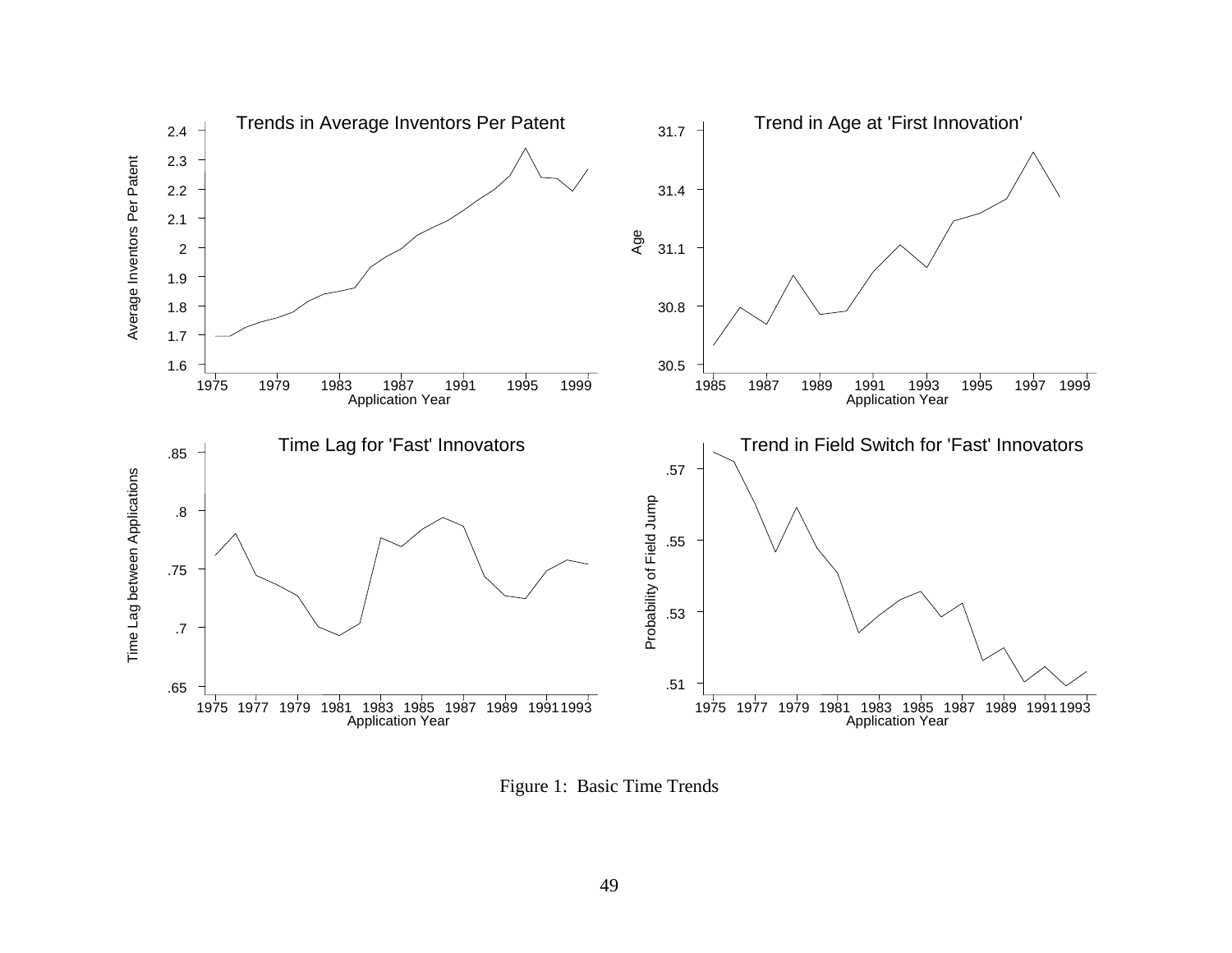Trends in Average Inventors Per Patent

Average Inventors Per Patent

2.4
2.3
2.2
2.1
2
1.9
1.8
1.7
1.6

1975 1979 1983 1987 1991 1995 1999

Application Year

Trend in Age at 'First Innovation'

Age

31.7
31.4
31.1
30.8
30.5

1985 1987 1989 1991 1993 1995 1997 1999

Application Year

Time Lag for 'Fast' Innovators

Time Lag between Applications

.85
.8
.75
.7
.65

1975 1977 1979 1981 1983 1985 1987 1989 1991 1993

Application Year

Trend in Field Switch for 'Fast' Innovators

Probability of Field Jump

.57
.55
.53
.51

1975 1977 1979 1981 1983 1985 1987 1989 1991 1993

Application Year

Figure 1: Basic Time Trends